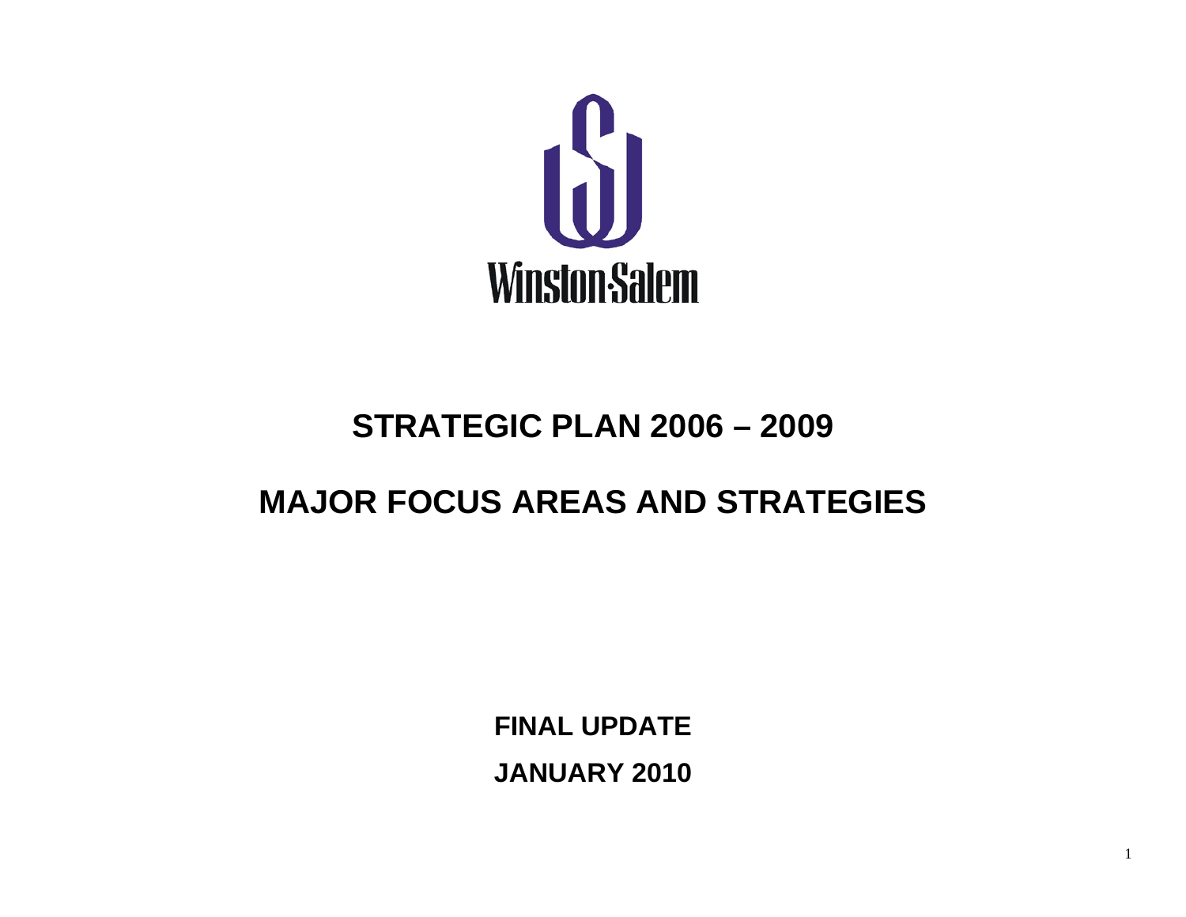Winston-Salem

# STRATEGIC PLAN 2006 – 2009

# MAJOR FOCUS AREAS AND STRATEGIES

**FINAL UPDATE**

**JANUARY 2010**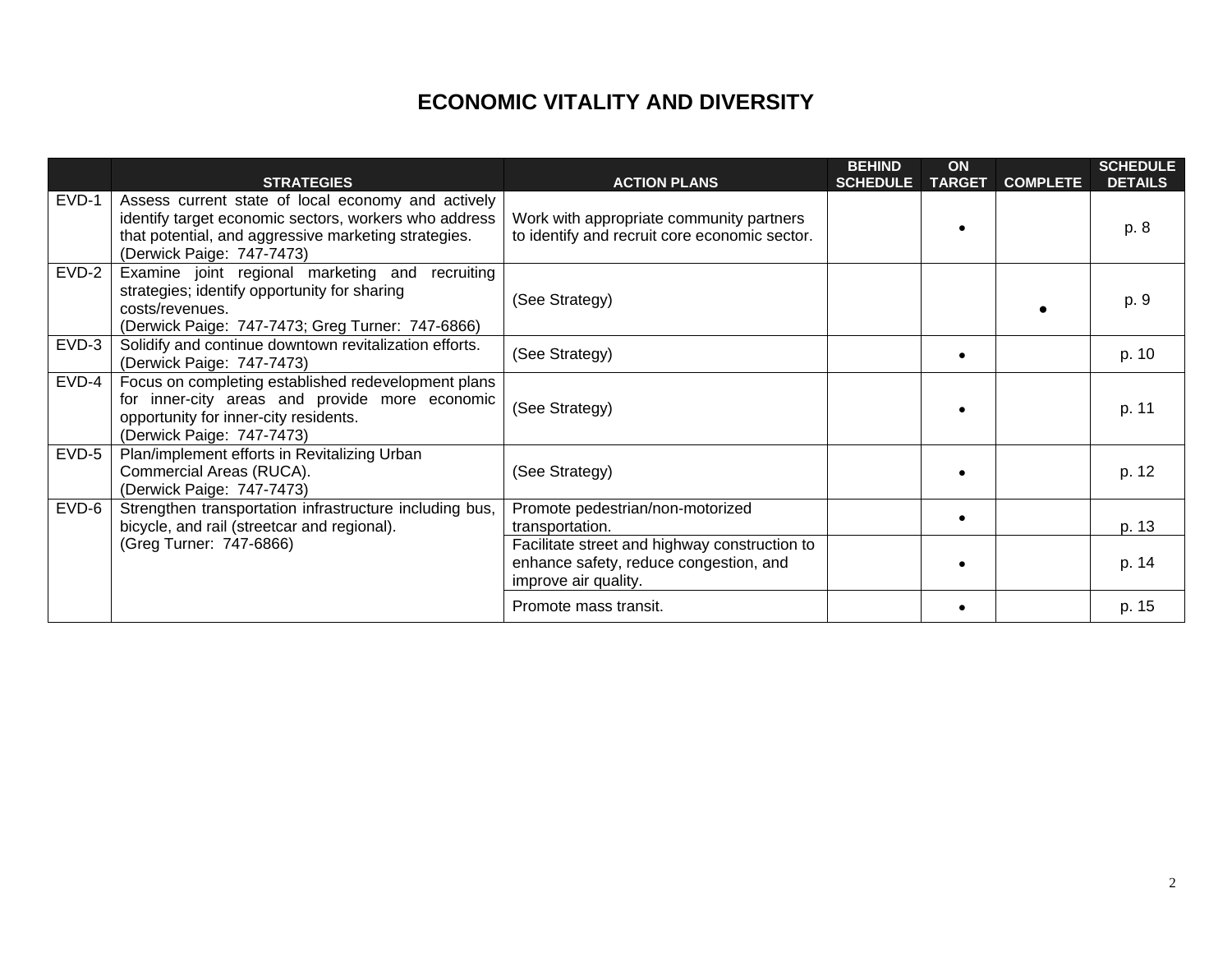# ECONOMIC VITALITY AND DIVERSITY

| | STRATEGIES | ACTION PLANS | BEHIND SCHEDULE | ON TARGET | COMPLETE | SCHEDULE DETAILS |
|---|---|---|---|---|---|---|
| EVD-1 | Assess current state of local economy and actively identify target economic sectors, workers who address that potential, and aggressive marketing strategies. (Derwick Paige: 747-7473) | Work with appropriate community partners to identify and recruit core economic sector. | | • | | p. 8 |
| EVD-2 | Examine joint regional marketing and recruiting strategies; identify opportunity for sharing costs/revenues. (Derwick Paige: 747-7473; Greg Turner: 747-6866) | (See Strategy) | | | • | p. 9 |
| EVD-3 | Solidify and continue downtown revitalization efforts. (Derwick Paige: 747-7473) | (See Strategy) | | • | | p. 10 |
| EVD-4 | Focus on completing established redevelopment plans for inner-city areas and provide more economic opportunity for inner-city residents. (Derwick Paige: 747-7473) | (See Strategy) | | • | | p. 11 |
| EVD-5 | Plan/implement efforts in Revitalizing Urban Commercial Areas (RUCA). (Derwick Paige: 747-7473) | (See Strategy) | | • | | p. 12 |
| EVD-6 | Strengthen transportation infrastructure including bus, bicycle, and rail (streetcar and regional). (Greg Turner: 747-6866) | Promote pedestrian/non-motorized transportation. | | • | | p. 13 |
| | | Facilitate street and highway construction to enhance safety, reduce congestion, and improve air quality. | | • | | p. 14 |
| | | Promote mass transit. | | • | | p. 15 |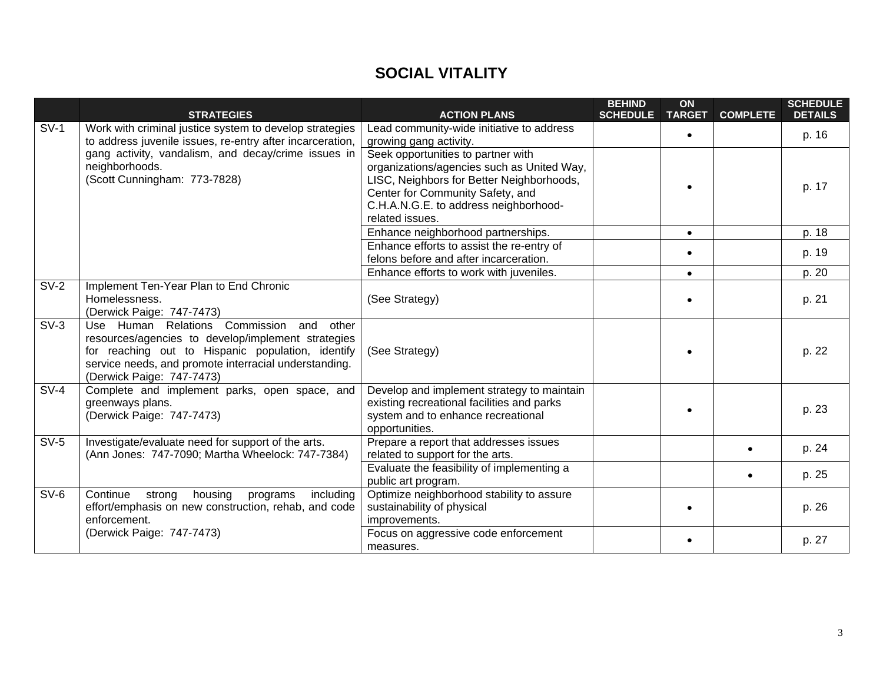# SOCIAL VITALITY

| | STRATEGIES | ACTION PLANS | BEHIND SCHEDULE | ON TARGET | COMPLETE | SCHEDULE DETAILS |
|---|---|---|---|---|---|---|
| SV-1 | Work with criminal justice system to develop strategies to address juvenile issues, re-entry after incarceration, gang activity, vandalism, and decay/crime issues in neighborhoods. (Scott Cunningham: 773-7828) | Lead community-wide initiative to address growing gang activity. | | • | | p. 16 |
| | | Seek opportunities to partner with organizations/agencies such as United Way, LISC, Neighbors for Better Neighborhoods, Center for Community Safety, and C.H.A.N.G.E. to address neighborhood-related issues. | | • | | p. 17 |
| | | Enhance neighborhood partnerships. | | • | | p. 18 |
| | | Enhance efforts to assist the re-entry of felons before and after incarceration. | | • | | p. 19 |
| | | Enhance efforts to work with juveniles. | | • | | p. 20 |
| SV-2 | Implement Ten-Year Plan to End Chronic Homelessness. (Derwick Paige: 747-7473) | (See Strategy) | | • | | p. 21 |
| SV-3 | Use Human Relations Commission and other resources/agencies to develop/implement strategies for reaching out to Hispanic population, identify service needs, and promote interracial understanding. (Derwick Paige: 747-7473) | (See Strategy) | | • | | p. 22 |
| SV-4 | Complete and implement parks, open space, and greenways plans. (Derwick Paige: 747-7473) | Develop and implement strategy to maintain existing recreational facilities and parks system and to enhance recreational opportunities. | | • | | p. 23 |
| SV-5 | Investigate/evaluate need for support of the arts. (Ann Jones: 747-7090; Martha Wheelock: 747-7384) | Prepare a report that addresses issues related to support for the arts. | | | • | p. 24 |
| | | Evaluate the feasibility of implementing a public art program. | | | • | p. 25 |
| SV-6 | Continue strong housing programs including effort/emphasis on new construction, rehab, and code enforcement. (Derwick Paige: 747-7473) | Optimize neighborhood stability to assure sustainability of physical improvements. | | • | | p. 26 |
| | | Focus on aggressive code enforcement measures. | | • | | p. 27 |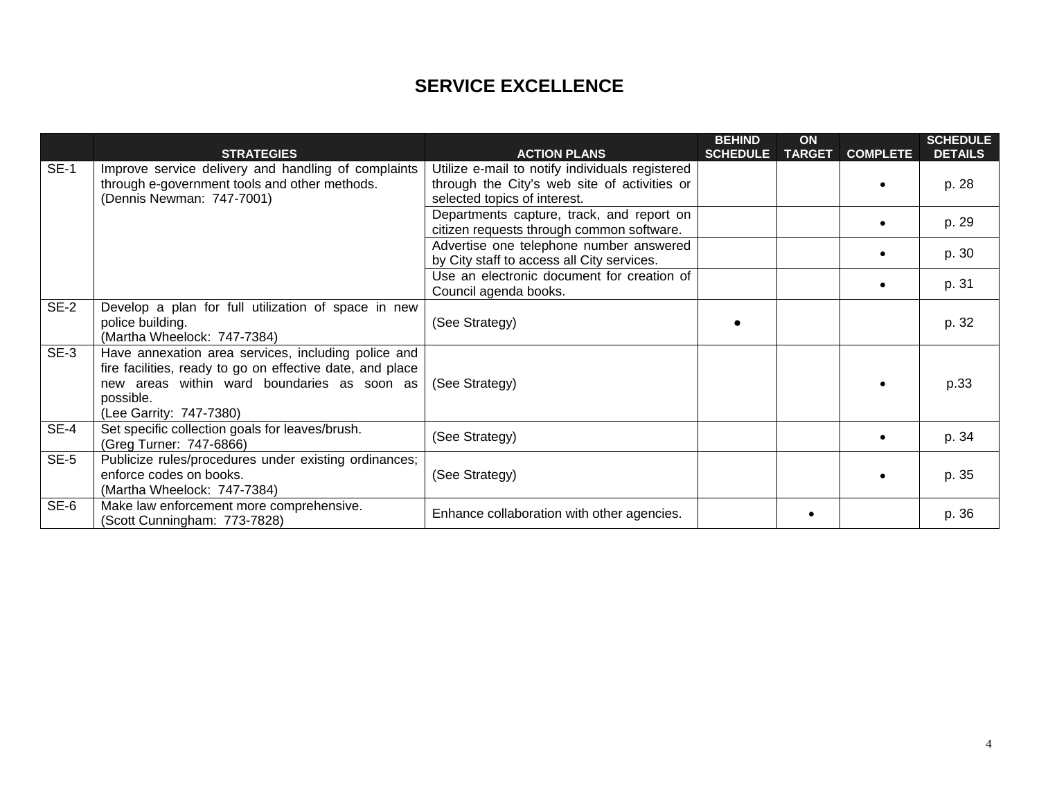# SERVICE EXCELLENCE

| | STRATEGIES | ACTION PLANS | BEHIND SCHEDULE | ON TARGET | COMPLETE | SCHEDULE DETAILS |
|---|---|---|---|---|---|---|
| SE-1 | Improve service delivery and handling of complaints through e-government tools and other methods. (Dennis Newman: 747-7001) | Utilize e-mail to notify individuals registered through the City's web site of activities or selected topics of interest. | | | • | p. 28 |
| | | Departments capture, track, and report on citizen requests through common software. | | | • | p. 29 |
| | | Advertise one telephone number answered by City staff to access all City services. | | | • | p. 30 |
| | | Use an electronic document for creation of Council agenda books. | | | • | p. 31 |
| SE-2 | Develop a plan for full utilization of space in new police building. (Martha Wheelock: 747-7384) | (See Strategy) | • | | | p. 32 |
| SE-3 | Have annexation area services, including police and fire facilities, ready to go on effective date, and place new areas within ward boundaries as soon as possible. (Lee Garrity: 747-7380) | (See Strategy) | | | • | p.33 |
| SE-4 | Set specific collection goals for leaves/brush. (Greg Turner: 747-6866) | (See Strategy) | | | • | p. 34 |
| SE-5 | Publicize rules/procedures under existing ordinances; enforce codes on books. (Martha Wheelock: 747-7384) | (See Strategy) | | | • | p. 35 |
| SE-6 | Make law enforcement more comprehensive. (Scott Cunningham: 773-7828) | Enhance collaboration with other agencies. | | • | | p. 36 |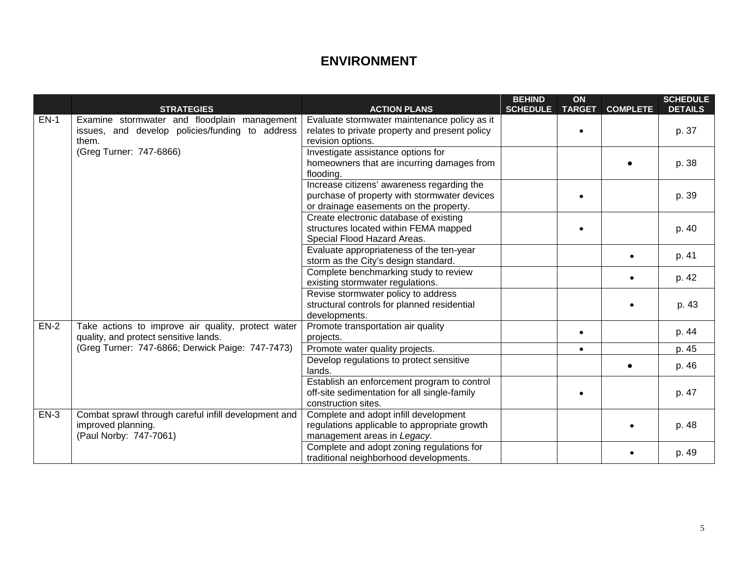# ENVIRONMENT

| | STRATEGIES | ACTION PLANS | BEHIND SCHEDULE | ON TARGET | COMPLETE | SCHEDULE DETAILS |
|---|---|---|---|---|---|---|
| EN-1 | Examine stormwater and floodplain management issues, and develop policies/funding to address them. (Greg Turner: 747-6866) | Evaluate stormwater maintenance policy as it relates to private property and present policy revision options. | | • | | p. 37 |
| | | Investigate assistance options for homeowners that are incurring damages from flooding. | | | • | p. 38 |
| | | Increase citizens' awareness regarding the purchase of property with stormwater devices or drainage easements on the property. | | • | | p. 39 |
| | | Create electronic database of existing structures located within FEMA mapped Special Flood Hazard Areas. | | • | | p. 40 |
| | | Evaluate appropriateness of the ten-year storm as the City's design standard. | | | • | p. 41 |
| | | Complete benchmarking study to review existing stormwater regulations. | | | • | p. 42 |
| | | Revise stormwater policy to address structural controls for planned residential developments. | | | • | p. 43 |
| EN-2 | Take actions to improve air quality, protect water quality, and protect sensitive lands. (Greg Turner: 747-6866; Derwick Paige: 747-7473) | Promote transportation air quality projects. | | • | | p. 44 |
| | | Promote water quality projects. | | • | | p. 45 |
| | | Develop regulations to protect sensitive lands. | | | • | p. 46 |
| | | Establish an enforcement program to control off-site sedimentation for all single-family construction sites. | | • | | p. 47 |
| EN-3 | Combat sprawl through careful infill development and improved planning. (Paul Norby: 747-7061) | Complete and adopt infill development regulations applicable to appropriate growth management areas in *Legacy*. | | | • | p. 48 |
| | | Complete and adopt zoning regulations for traditional neighborhood developments. | | | • | p. 49 |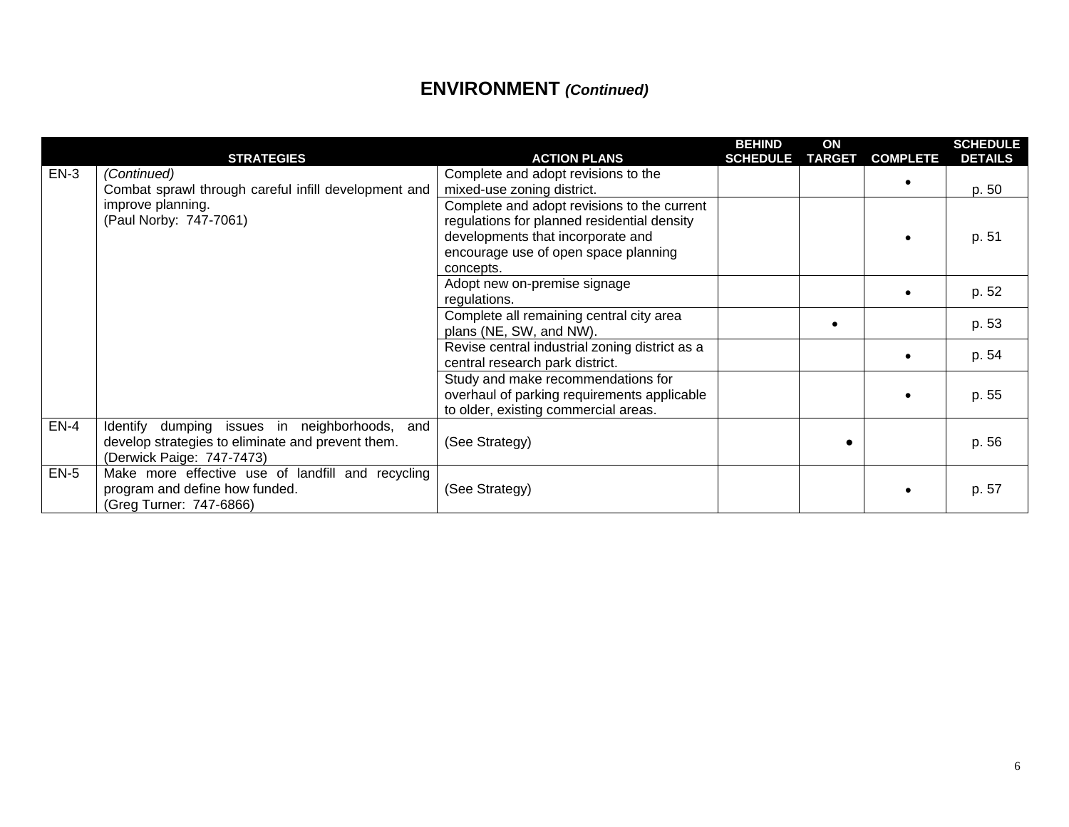# ENVIRONMENT *(Continued)*

| | STRATEGIES | ACTION PLANS | BEHIND SCHEDULE | ON TARGET | COMPLETE | SCHEDULE DETAILS |
|---|---|---|---|---|---|---|
| EN-3 | *(Continued)* Combat sprawl through careful infill development and improve planning. (Paul Norby: 747-7061) | Complete and adopt revisions to the mixed-use zoning district. | | | • | p. 50 |
| | | Complete and adopt revisions to the current regulations for planned residential density developments that incorporate and encourage use of open space planning concepts. | | | • | p. 51 |
| | | Adopt new on-premise signage regulations. | | | • | p. 52 |
| | | Complete all remaining central city area plans (NE, SW, and NW). | | • | | p. 53 |
| | | Revise central industrial zoning district as a central research park district. | | | • | p. 54 |
| | | Study and make recommendations for overhaul of parking requirements applicable to older, existing commercial areas. | | | • | p. 55 |
| EN-4 | Identify dumping issues in neighborhoods, and develop strategies to eliminate and prevent them. (Derwick Paige: 747-7473) | (See Strategy) | | • | | p. 56 |
| EN-5 | Make more effective use of landfill and recycling program and define how funded. (Greg Turner: 747-6866) | (See Strategy) | | | • | p. 57 |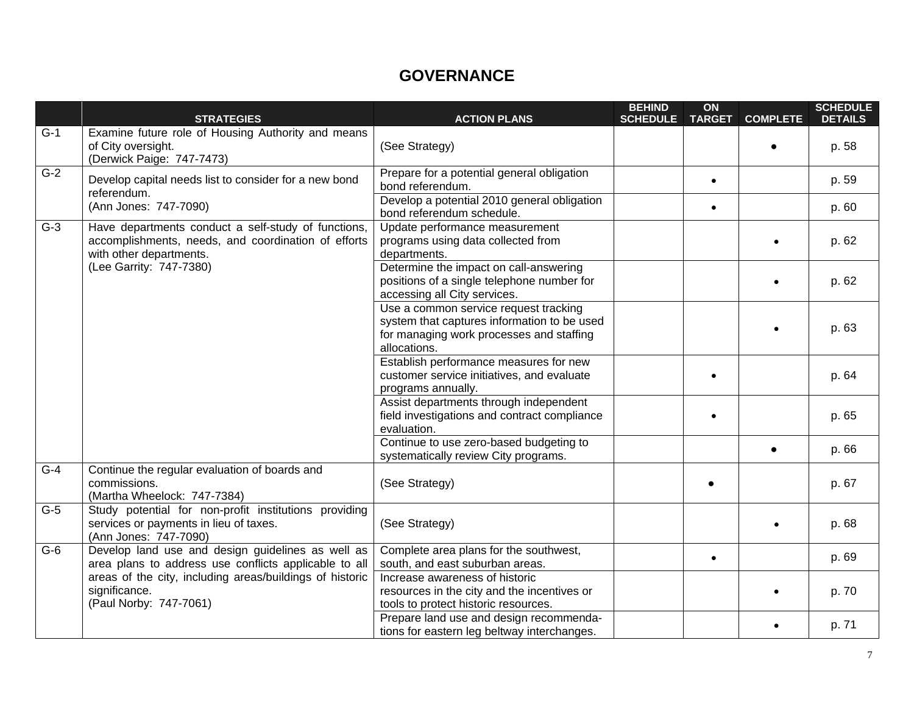# GOVERNANCE

| | STRATEGIES | ACTION PLANS | BEHIND SCHEDULE | ON TARGET | COMPLETE | SCHEDULE DETAILS |
|---|---|---|---|---|---|---|
| G-1 | Examine future role of Housing Authority and means of City oversight. (Derwick Paige: 747-7473) | (See Strategy) | | | • | p. 58 |
| G-2 | Develop capital needs list to consider for a new bond referendum. (Ann Jones: 747-7090) | Prepare for a potential general obligation bond referendum. | | • | | p. 59 |
| | | Develop a potential 2010 general obligation bond referendum schedule. | | • | | p. 60 |
| G-3 | Have departments conduct a self-study of functions, accomplishments, needs, and coordination of efforts with other departments. (Lee Garrity: 747-7380) | Update performance measurement programs using data collected from departments. | | | • | p. 62 |
| | | Determine the impact on call-answering positions of a single telephone number for accessing all City services. | | | • | p. 62 |
| | | Use a common service request tracking system that captures information to be used for managing work processes and staffing allocations. | | | • | p. 63 |
| | | Establish performance measures for new customer service initiatives, and evaluate programs annually. | | • | | p. 64 |
| | | Assist departments through independent field investigations and contract compliance evaluation. | | • | | p. 65 |
| | | Continue to use zero-based budgeting to systematically review City programs. | | | • | p. 66 |
| G-4 | Continue the regular evaluation of boards and commissions. (Martha Wheelock: 747-7384) | (See Strategy) | | • | | p. 67 |
| G-5 | Study potential for non-profit institutions providing services or payments in lieu of taxes. (Ann Jones: 747-7090) | (See Strategy) | | | • | p. 68 |
| G-6 | Develop land use and design guidelines as well as area plans to address use conflicts applicable to all areas of the city, including areas/buildings of historic significance. (Paul Norby: 747-7061) | Complete area plans for the southwest, south, and east suburban areas. | | • | | p. 69 |
| | | Increase awareness of historic resources in the city and the incentives or tools to protect historic resources. | | | • | p. 70 |
| | | Prepare land use and design recommendations for eastern leg beltway interchanges. | | | • | p. 71 |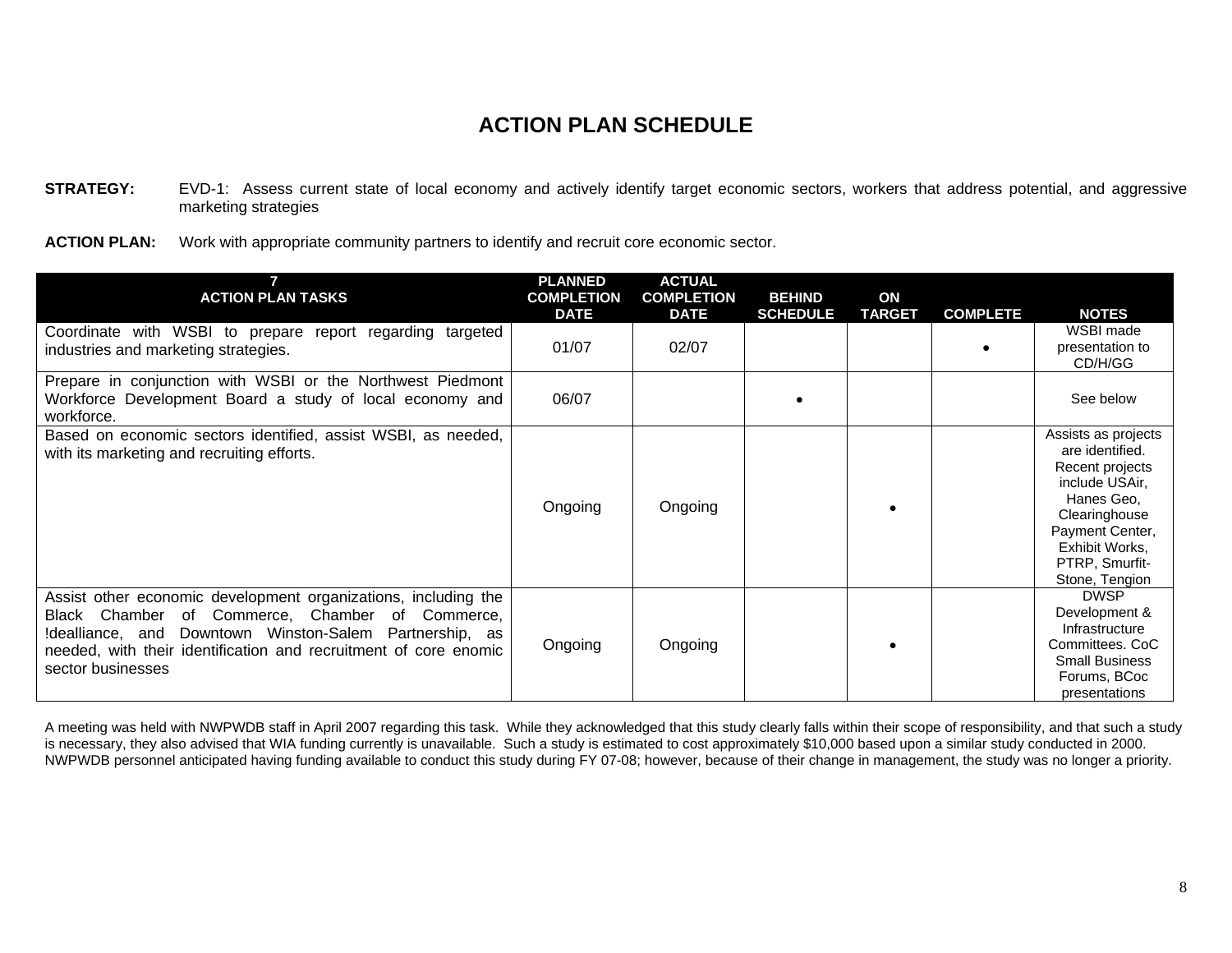# ACTION PLAN SCHEDULE

**STRATEGY:** EVD-1: Assess current state of local economy and actively identify target economic sectors, workers that address potential, and aggressive marketing strategies

**ACTION PLAN:** Work with appropriate community partners to identify and recruit core economic sector.

| 7 ACTION PLAN TASKS | PLANNED COMPLETION DATE | ACTUAL COMPLETION DATE | BEHIND SCHEDULE | ON TARGET | COMPLETE | NOTES |
|---|---|---|---|---|---|---|
| Coordinate with WSBI to prepare report regarding targeted industries and marketing strategies. | 01/07 | 02/07 | | | • | WSBI made presentation to CD/H/GG |
| Prepare in conjunction with WSBI or the Northwest Piedmont Workforce Development Board a study of local economy and workforce. | 06/07 | | • | | | See below |
| Based on economic sectors identified, assist WSBI, as needed, with its marketing and recruiting efforts. | Ongoing | Ongoing | | • | | Assists as projects are identified. Recent projects include USAir, Hanes Geo, Clearinghouse Payment Center, Exhibit Works, PTRP, Smurfit-Stone, Tengion |
| Assist other economic development organizations, including the Black Chamber of Commerce, Chamber of Commerce, !dealliance, and Downtown Winston-Salem Partnership, as needed, with their identification and recruitment of core enomic sector businesses | Ongoing | Ongoing | | • | | DWSP Development & Infrastructure Committees. CoC Small Business Forums, BCoc presentations |

A meeting was held with NWPWDB staff in April 2007 regarding this task. While they acknowledged that this study clearly falls within their scope of responsibility, and that such a study is necessary, they also advised that WIA funding currently is unavailable. Such a study is estimated to cost approximately $10,000 based upon a similar study conducted in 2000. NWPWDB personnel anticipated having funding available to conduct this study during FY 07-08; however, because of their change in management, the study was no longer a priority.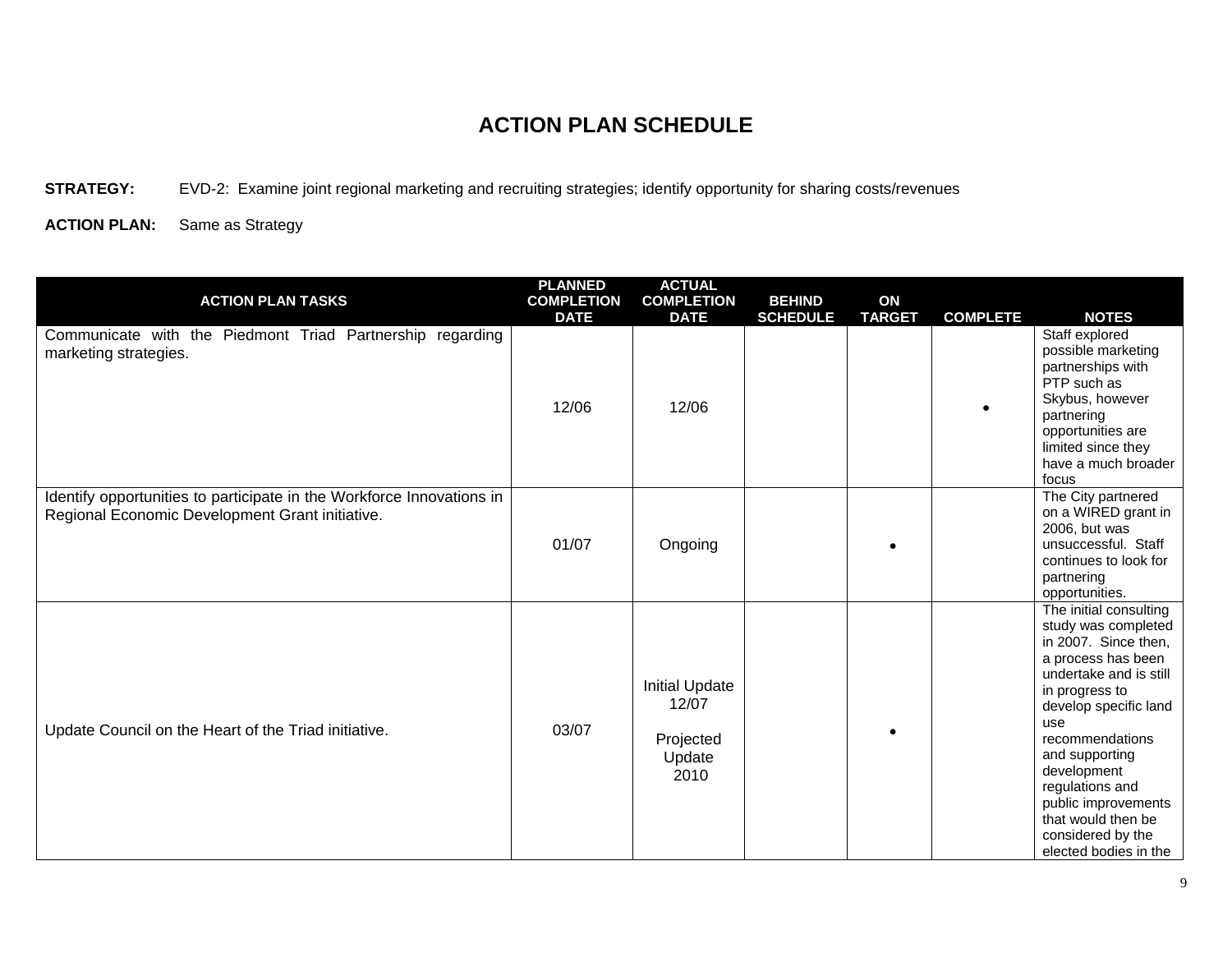# ACTION PLAN SCHEDULE

**STRATEGY:** EVD-2: Examine joint regional marketing and recruiting strategies; identify opportunity for sharing costs/revenues

**ACTION PLAN:** Same as Strategy

| ACTION PLAN TASKS | PLANNED COMPLETION DATE | ACTUAL COMPLETION DATE | BEHIND SCHEDULE | ON TARGET | COMPLETE | NOTES |
|---|---|---|---|---|---|---|
| Communicate with the Piedmont Triad Partnership regarding marketing strategies. | 12/06 | 12/06 | | | • | Staff explored possible marketing partnerships with PTP such as Skybus, however partnering opportunities are limited since they have a much broader focus |
| Identify opportunities to participate in the Workforce Innovations in Regional Economic Development Grant initiative. | 01/07 | Ongoing | | • | | The City partnered on a WIRED grant in 2006, but was unsuccessful. Staff continues to look for partnering opportunities. |
| Update Council on the Heart of the Triad initiative. | 03/07 | Initial Update 12/07<br><br>Projected Update 2010 | | • | | The initial consulting study was completed in 2007. Since then, a process has been undertake and is still in progress to develop specific land use recommendations and supporting development regulations and public improvements that would then be considered by the elected bodies in the |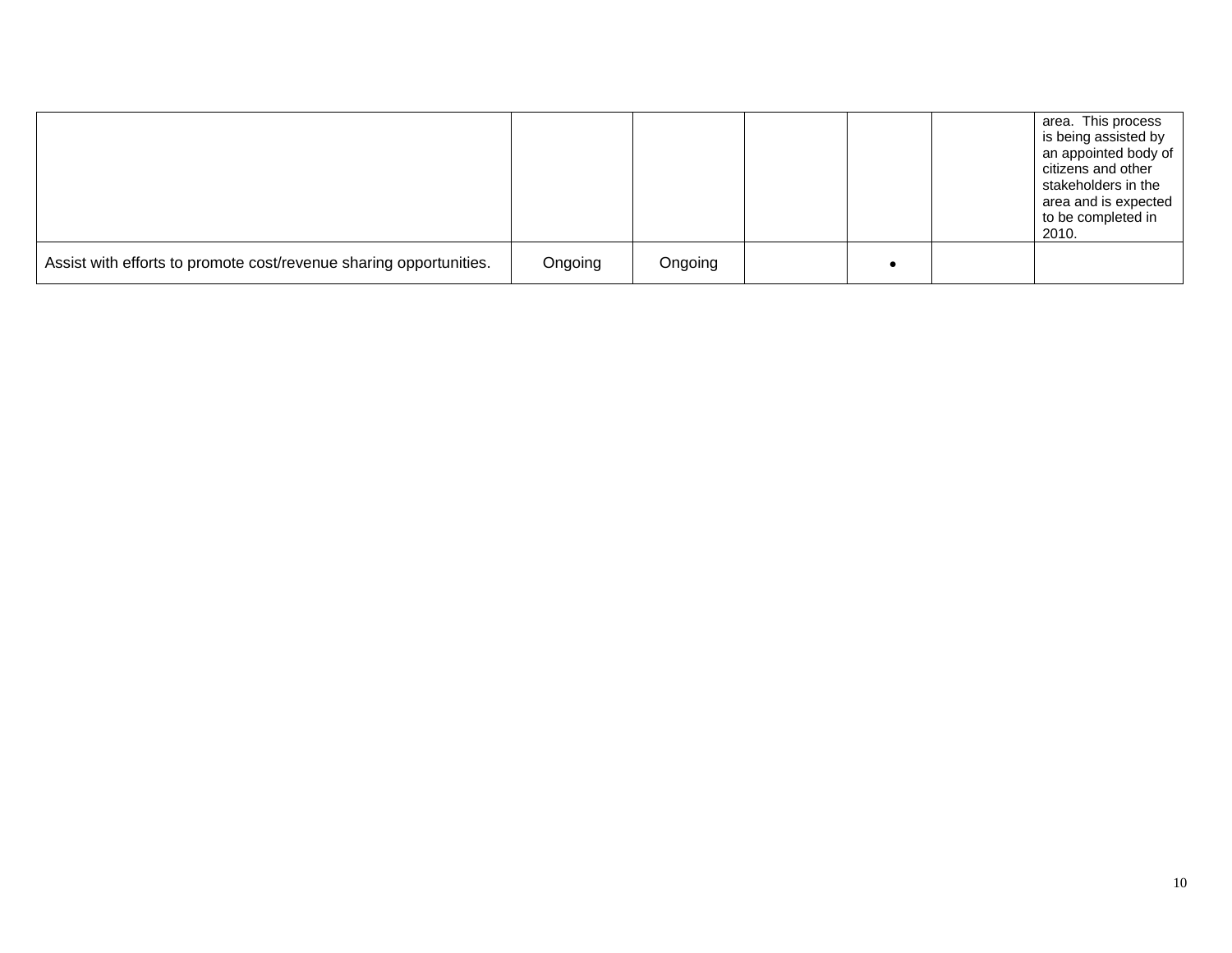| | | | | | | |
|---|---|---|---|---|---|---|
| | | | | | | area. This process is being assisted by an appointed body of citizens and other stakeholders in the area and is expected to be completed in 2010. |
| Assist with efforts to promote cost/revenue sharing opportunities. | Ongoing | Ongoing | | • | | |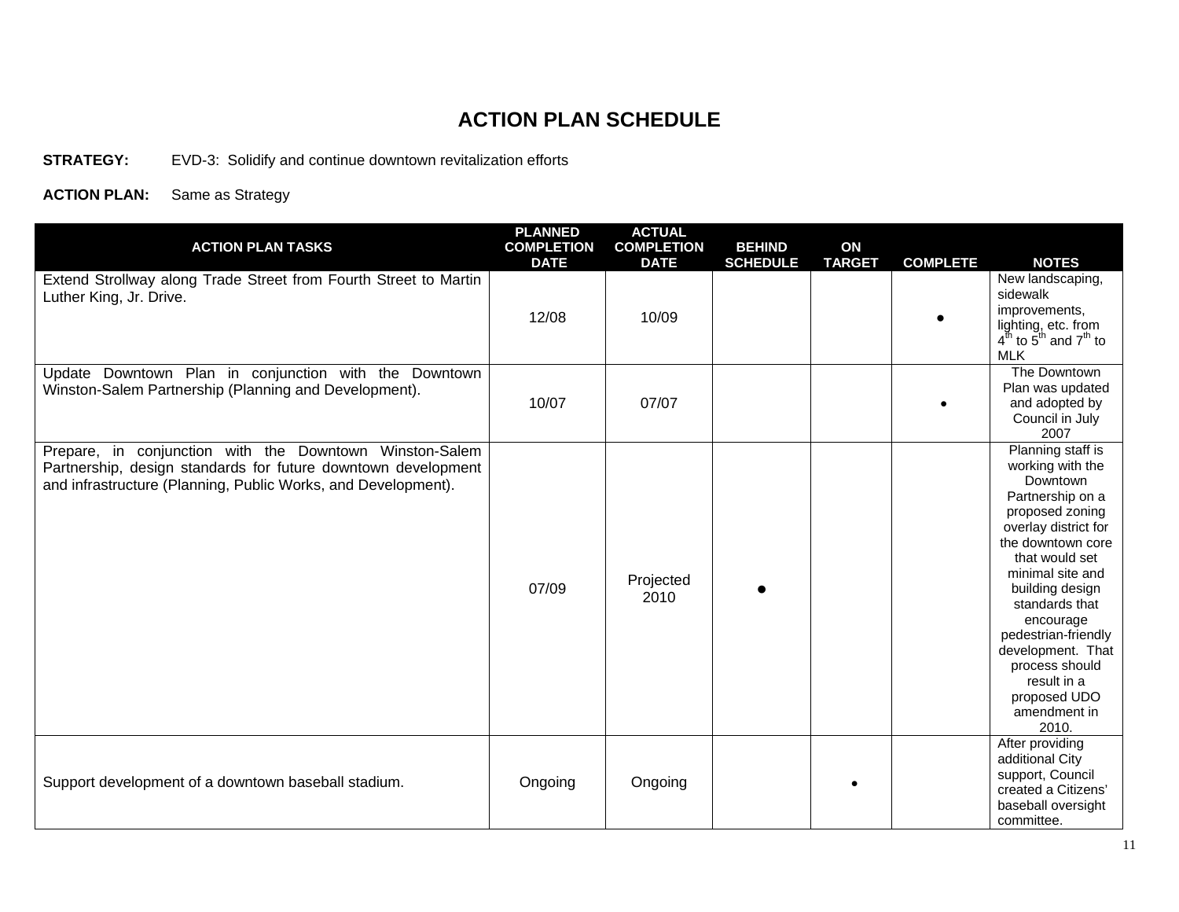# ACTION PLAN SCHEDULE

**STRATEGY:** EVD-3: Solidify and continue downtown revitalization efforts

**ACTION PLAN:** Same as Strategy

| ACTION PLAN TASKS | PLANNED COMPLETION DATE | ACTUAL COMPLETION DATE | BEHIND SCHEDULE | ON TARGET | COMPLETE | NOTES |
|---|---|---|---|---|---|---|
| Extend Strollway along Trade Street from Fourth Street to Martin Luther King, Jr. Drive. | 12/08 | 10/09 | | | • | New landscaping, sidewalk improvements, lighting, etc. from 4th to 5th and 7th to MLK |
| Update Downtown Plan in conjunction with the Downtown Winston-Salem Partnership (Planning and Development). | 10/07 | 07/07 | | | • | The Downtown Plan was updated and adopted by Council in July 2007 |
| Prepare, in conjunction with the Downtown Winston-Salem Partnership, design standards for future downtown development and infrastructure (Planning, Public Works, and Development). | 07/09 | Projected 2010 | • | | | Planning staff is working with the Downtown Partnership on a proposed zoning overlay district for the downtown core that would set minimal site and building design standards that encourage pedestrian-friendly development. That process should result in a proposed UDO amendment in 2010. |
| Support development of a downtown baseball stadium. | Ongoing | Ongoing | | • | | After providing additional City support, Council created a Citizens' baseball oversight committee. |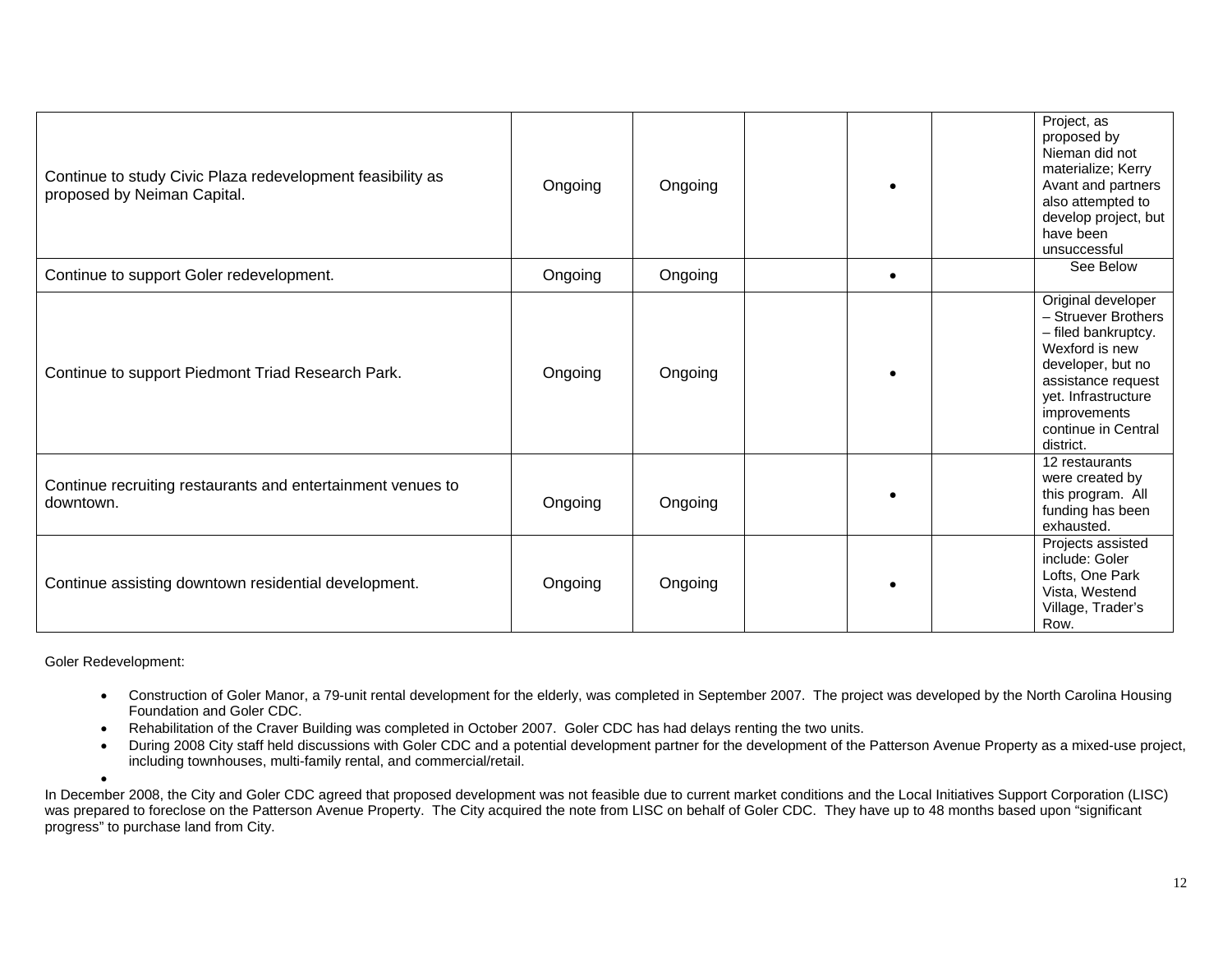| | | | | | | |
|---|---|---|---|---|---|---|
| Continue to study Civic Plaza redevelopment feasibility as proposed by Neiman Capital. | Ongoing | Ongoing | | • | | Project, as proposed by Nieman did not materialize; Kerry Avant and partners also attempted to develop project, but have been unsuccessful |
| Continue to support Goler redevelopment. | Ongoing | Ongoing | | • | | See Below |
| Continue to support Piedmont Triad Research Park. | Ongoing | Ongoing | | • | | Original developer – Struever Brothers – filed bankruptcy. Wexford is new developer, but no assistance request yet. Infrastructure improvements continue in Central district. |
| Continue recruiting restaurants and entertainment venues to downtown. | Ongoing | Ongoing | | • | | 12 restaurants were created by this program. All funding has been exhausted. |
| Continue assisting downtown residential development. | Ongoing | Ongoing | | • | | Projects assisted include: Goler Lofts, One Park Vista, Westend Village, Trader's Row. |

Goler Redevelopment:

- Construction of Goler Manor, a 79-unit rental development for the elderly, was completed in September 2007. The project was developed by the North Carolina Housing Foundation and Goler CDC.
- Rehabilitation of the Craver Building was completed in October 2007. Goler CDC has had delays renting the two units.
- During 2008 City staff held discussions with Goler CDC and a potential development partner for the development of the Patterson Avenue Property as a mixed-use project, including townhouses, multi-family rental, and commercial/retail.

In December 2008, the City and Goler CDC agreed that proposed development was not feasible due to current market conditions and the Local Initiatives Support Corporation (LISC) was prepared to foreclose on the Patterson Avenue Property. The City acquired the note from LISC on behalf of Goler CDC. They have up to 48 months based upon "significant progress" to purchase land from City.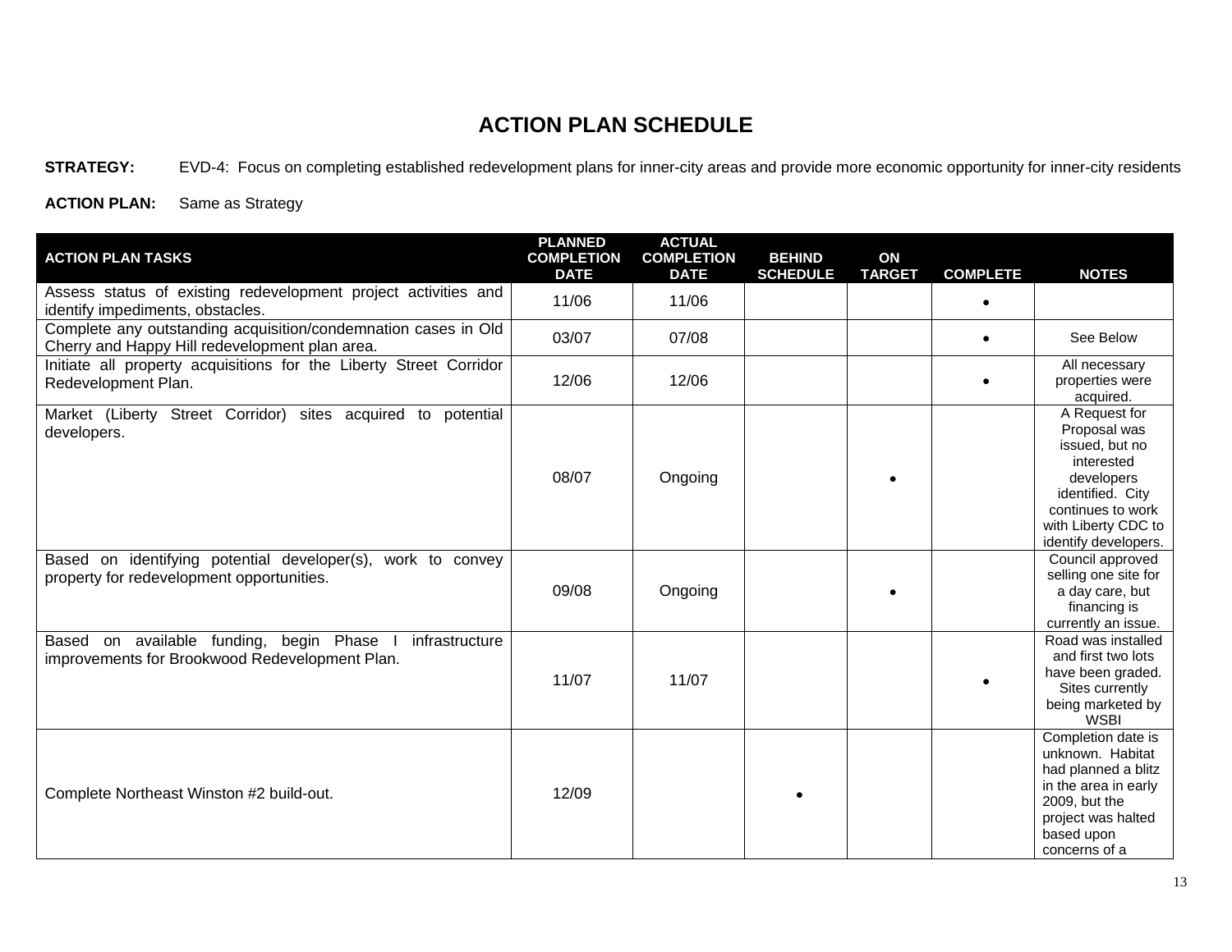# ACTION PLAN SCHEDULE

**STRATEGY:** EVD-4: Focus on completing established redevelopment plans for inner-city areas and provide more economic opportunity for inner-city residents

**ACTION PLAN:** Same as Strategy

| ACTION PLAN TASKS | PLANNED COMPLETION DATE | ACTUAL COMPLETION DATE | BEHIND SCHEDULE | ON TARGET | COMPLETE | NOTES |
|---|---|---|---|---|---|---|
| Assess status of existing redevelopment project activities and identify impediments, obstacles. | 11/06 | 11/06 | | | • | |
| Complete any outstanding acquisition/condemnation cases in Old Cherry and Happy Hill redevelopment plan area. | 03/07 | 07/08 | | | • | See Below |
| Initiate all property acquisitions for the Liberty Street Corridor Redevelopment Plan. | 12/06 | 12/06 | | | • | All necessary properties were acquired. |
| Market (Liberty Street Corridor) sites acquired to potential developers. | 08/07 | Ongoing | | • | | A Request for Proposal was issued, but no interested developers identified. City continues to work with Liberty CDC to identify developers. |
| Based on identifying potential developer(s), work to convey property for redevelopment opportunities. | 09/08 | Ongoing | | • | | Council approved selling one site for a day care, but financing is currently an issue. |
| Based on available funding, begin Phase I infrastructure improvements for Brookwood Redevelopment Plan. | 11/07 | 11/07 | | | • | Road was installed and first two lots have been graded. Sites currently being marketed by WSBI |
| Complete Northeast Winston #2 build-out. | 12/09 | | • | | | Completion date is unknown. Habitat had planned a blitz in the area in early 2009, but the project was halted based upon concerns of a |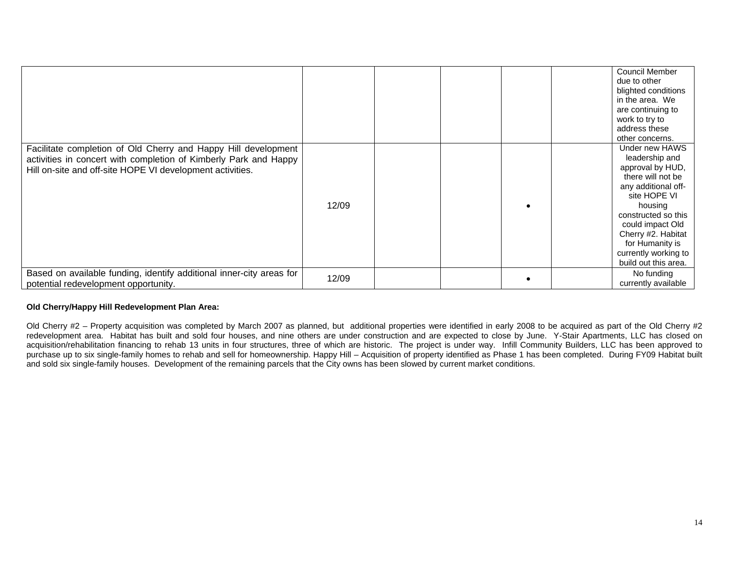| | | | | | | |
|---|---|---|---|---|---|---|
| | | | | | | Council Member due to other blighted conditions in the area. We are continuing to work to try to address these other concerns. |
| Facilitate completion of Old Cherry and Happy Hill development activities in concert with completion of Kimberly Park and Happy Hill on-site and off-site HOPE VI development activities. | 12/09 | | | • | | Under new HAWS leadership and approval by HUD, there will not be any additional off-site HOPE VI housing constructed so this could impact Old Cherry #2. Habitat for Humanity is currently working to build out this area. |
| Based on available funding, identify additional inner-city areas for potential redevelopment opportunity. | 12/09 | | | • | | No funding currently available |

**Old Cherry/Happy Hill Redevelopment Plan Area:**

Old Cherry #2 – Property acquisition was completed by March 2007 as planned, but additional properties were identified in early 2008 to be acquired as part of the Old Cherry #2 redevelopment area. Habitat has built and sold four houses, and nine others are under construction and are expected to close by June. Y-Stair Apartments, LLC has closed on acquisition/rehabilitation financing to rehab 13 units in four structures, three of which are historic. The project is under way. Infill Community Builders, LLC has been approved to purchase up to six single-family homes to rehab and sell for homeownership. Happy Hill – Acquisition of property identified as Phase 1 has been completed. During FY09 Habitat built and sold six single-family houses. Development of the remaining parcels that the City owns has been slowed by current market conditions.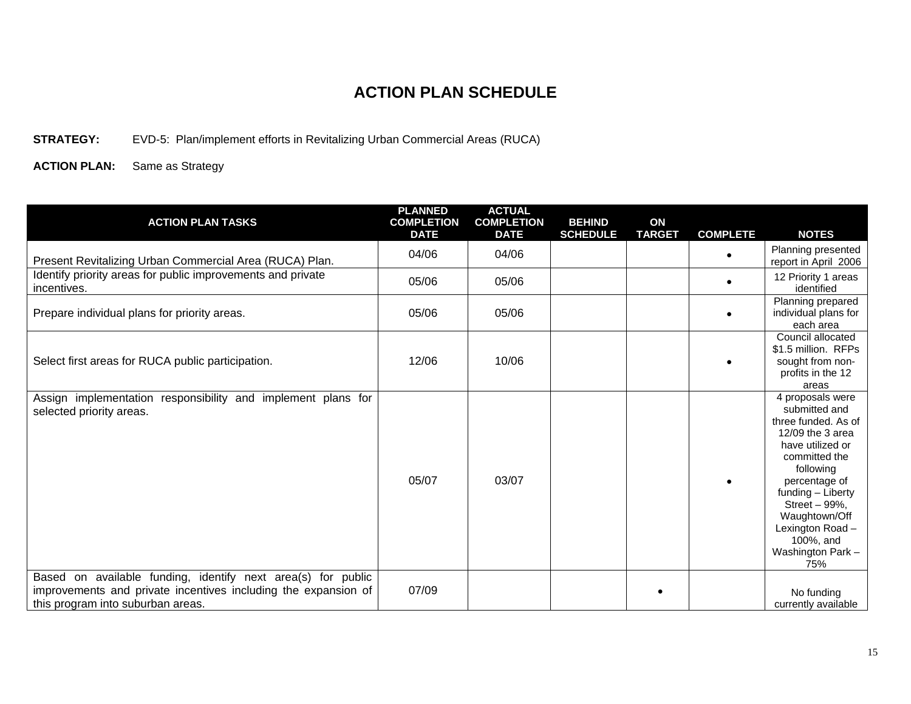# ACTION PLAN SCHEDULE

**STRATEGY:** EVD-5: Plan/implement efforts in Revitalizing Urban Commercial Areas (RUCA)

**ACTION PLAN:** Same as Strategy

| ACTION PLAN TASKS | PLANNED COMPLETION DATE | ACTUAL COMPLETION DATE | BEHIND SCHEDULE | ON TARGET | COMPLETE | NOTES |
|---|---|---|---|---|---|---|
| Present Revitalizing Urban Commercial Area (RUCA) Plan. | 04/06 | 04/06 | | | • | Planning presented report in April 2006 |
| Identify priority areas for public improvements and private incentives. | 05/06 | 05/06 | | | • | 12 Priority 1 areas identified |
| Prepare individual plans for priority areas. | 05/06 | 05/06 | | | • | Planning prepared individual plans for each area |
| Select first areas for RUCA public participation. | 12/06 | 10/06 | | | • | Council allocated $1.5 million. RFPs sought from non-profits in the 12 areas |
| Assign implementation responsibility and implement plans for selected priority areas. | 05/07 | 03/07 | | | • | 4 proposals were submitted and three funded. As of 12/09 the 3 area have utilized or committed the following percentage of funding – Liberty Street – 99%, Waughtown/Off Lexington Road – 100%, and Washington Park – 75% |
| Based on available funding, identify next area(s) for public improvements and private incentives including the expansion of this program into suburban areas. | 07/09 | | | • | | No funding currently available |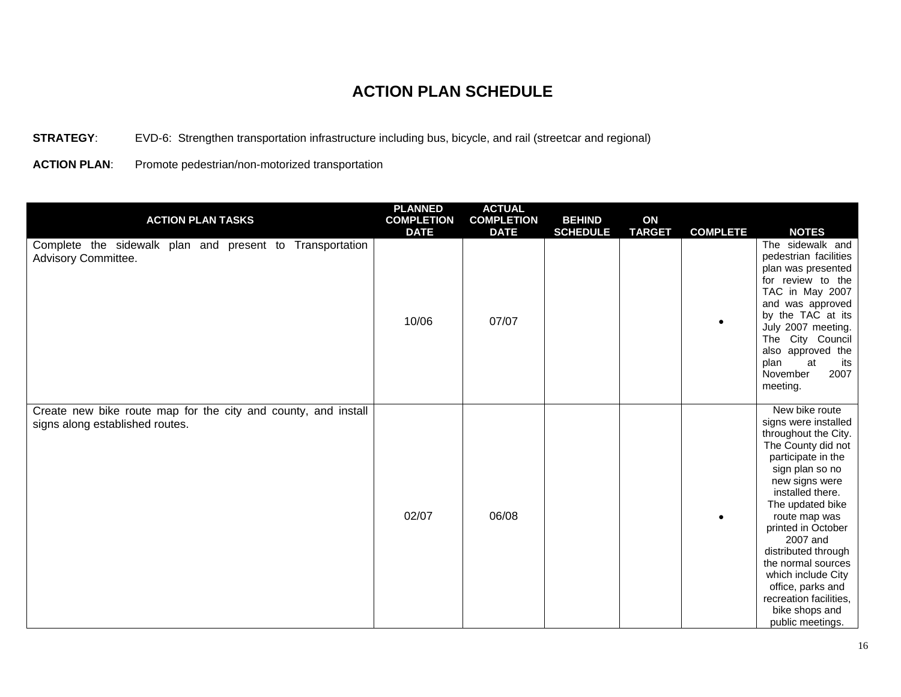# ACTION PLAN SCHEDULE

**STRATEGY**: EVD-6: Strengthen transportation infrastructure including bus, bicycle, and rail (streetcar and regional)

**ACTION PLAN**: Promote pedestrian/non-motorized transportation

| ACTION PLAN TASKS | PLANNED COMPLETION DATE | ACTUAL COMPLETION DATE | BEHIND SCHEDULE | ON TARGET | COMPLETE | NOTES |
|---|---|---|---|---|---|---|
| Complete the sidewalk plan and present to Transportation Advisory Committee. | 10/06 | 07/07 | | | • | The sidewalk and pedestrian facilities plan was presented for review to the TAC in May 2007 and was approved by the TAC at its July 2007 meeting. The City Council also approved the plan at its November 2007 meeting. |
| Create new bike route map for the city and county, and install signs along established routes. | 02/07 | 06/08 | | | • | New bike route signs were installed throughout the City. The County did not participate in the sign plan so no new signs were installed there. The updated bike route map was printed in October 2007 and distributed through the normal sources which include City office, parks and recreation facilities, bike shops and public meetings. |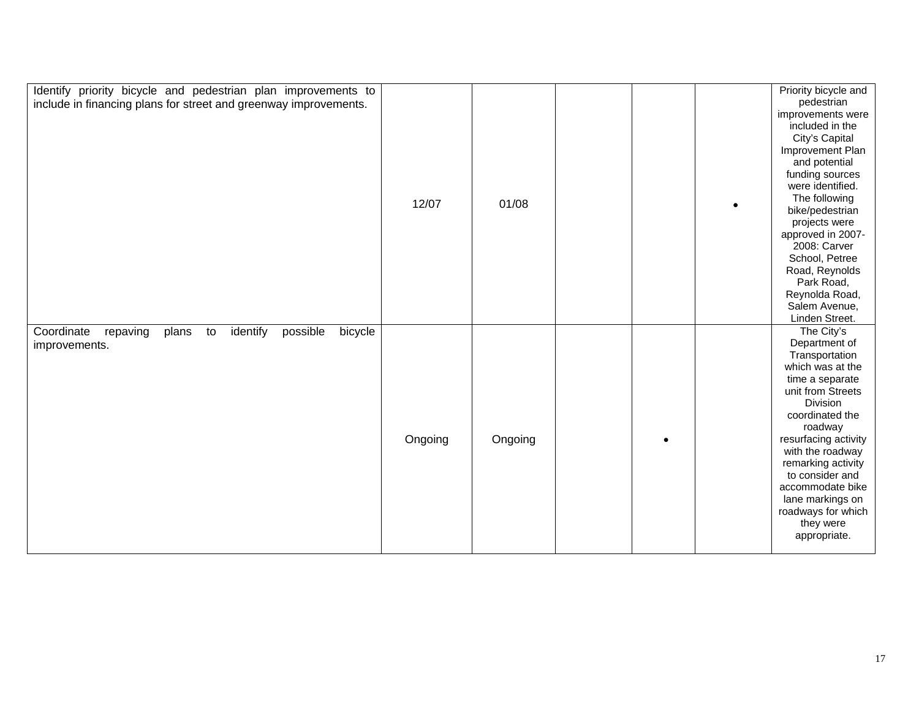| | | | | | | |
|---|---|---|---|---|---|---|
| Identify priority bicycle and pedestrian plan improvements to include in financing plans for street and greenway improvements. | 12/07 | 01/08 | | | • | Priority bicycle and pedestrian improvements were included in the City's Capital Improvement Plan and potential funding sources were identified. The following bike/pedestrian projects were approved in 2007-2008: Carver School, Petree Road, Reynolds Park Road, Reynolda Road, Salem Avenue, Linden Street. |
| Coordinate repaving plans to identify possible bicycle improvements. | Ongoing | Ongoing | | • | | The City's Department of Transportation which was at the time a separate unit from Streets Division coordinated the roadway resurfacing activity with the roadway remarking activity to consider and accommodate bike lane markings on roadways for which they were appropriate. |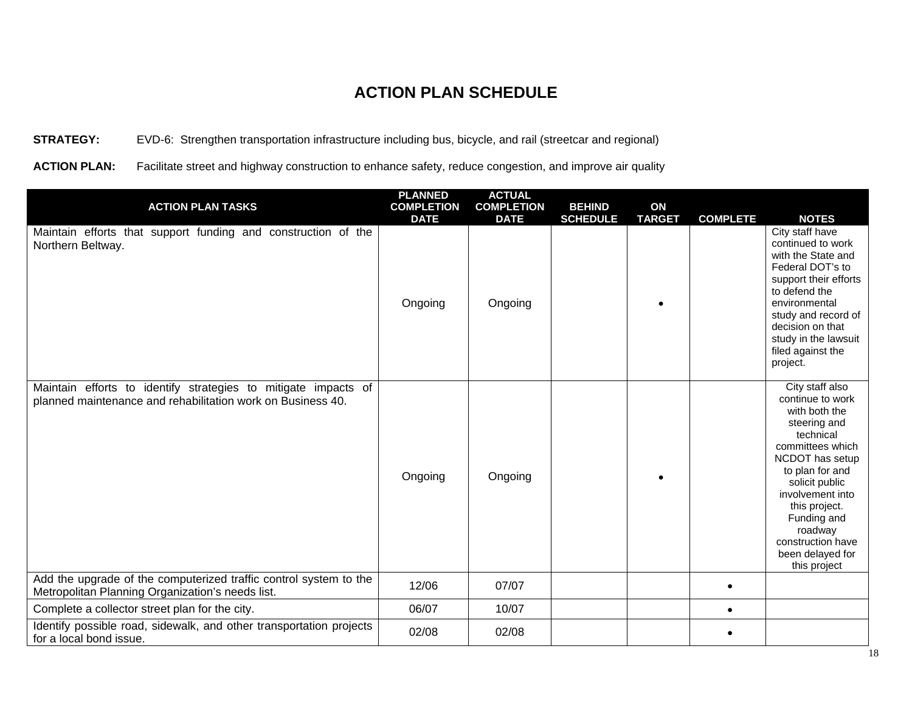# ACTION PLAN SCHEDULE

**STRATEGY:** EVD-6: Strengthen transportation infrastructure including bus, bicycle, and rail (streetcar and regional)

**ACTION PLAN:** Facilitate street and highway construction to enhance safety, reduce congestion, and improve air quality

| ACTION PLAN TASKS | PLANNED COMPLETION DATE | ACTUAL COMPLETION DATE | BEHIND SCHEDULE | ON TARGET | COMPLETE | NOTES |
|---|---|---|---|---|---|---|
| Maintain efforts that support funding and construction of the Northern Beltway. | Ongoing | Ongoing | | • | | City staff have continued to work with the State and Federal DOT's to support their efforts to defend the environmental study and record of decision on that study in the lawsuit filed against the project. |
| Maintain efforts to identify strategies to mitigate impacts of planned maintenance and rehabilitation work on Business 40. | Ongoing | Ongoing | | • | | City staff also continue to work with both the steering and technical committees which NCDOT has setup to plan for and solicit public involvement into this project. Funding and roadway construction have been delayed for this project |
| Add the upgrade of the computerized traffic control system to the Metropolitan Planning Organization's needs list. | 12/06 | 07/07 | | | • | |
| Complete a collector street plan for the city. | 06/07 | 10/07 | | | • | |
| Identify possible road, sidewalk, and other transportation projects for a local bond issue. | 02/08 | 02/08 | | | • | |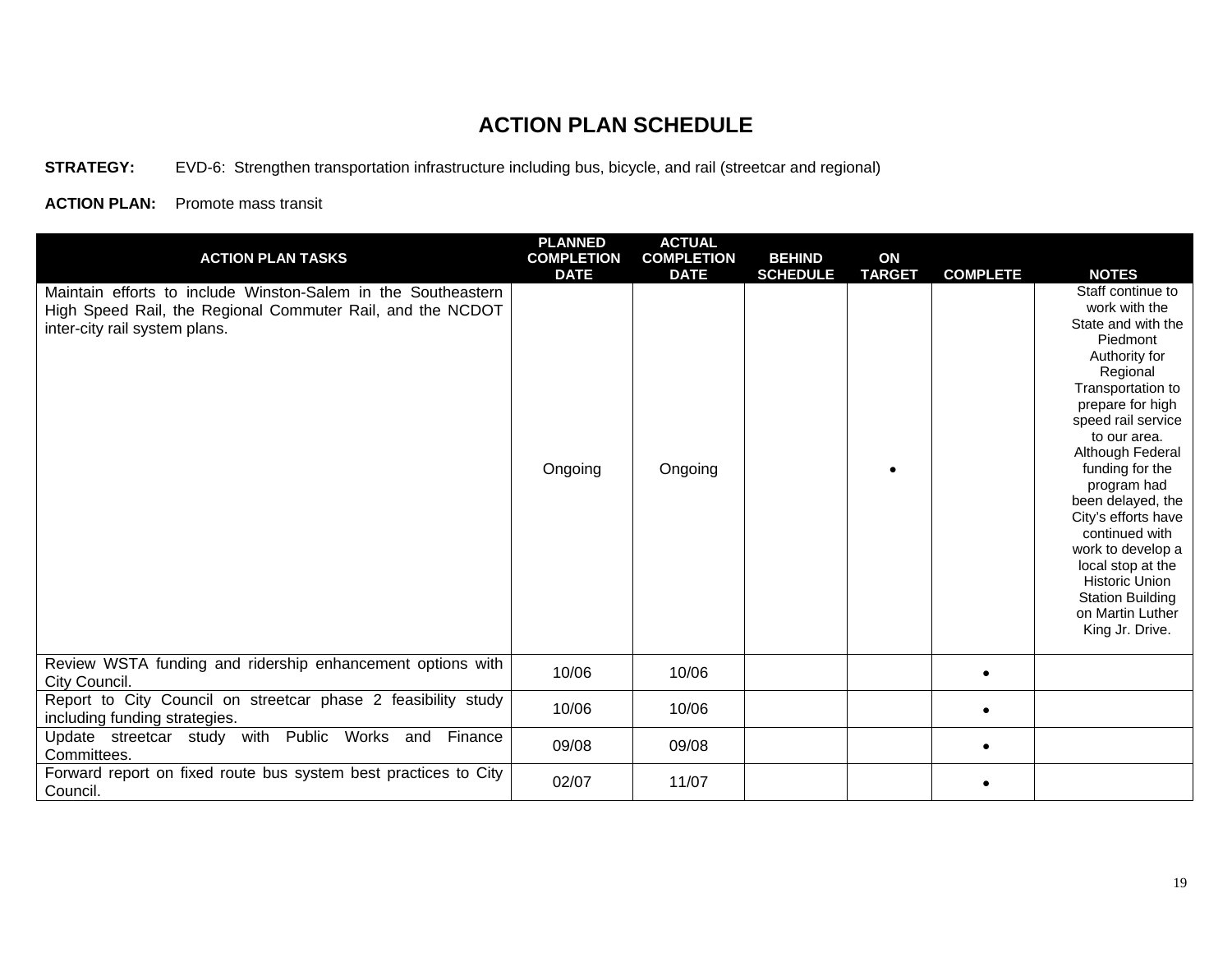# ACTION PLAN SCHEDULE

**STRATEGY:** EVD-6: Strengthen transportation infrastructure including bus, bicycle, and rail (streetcar and regional)

**ACTION PLAN:** Promote mass transit

| ACTION PLAN TASKS | PLANNED COMPLETION DATE | ACTUAL COMPLETION DATE | BEHIND SCHEDULE | ON TARGET | COMPLETE | NOTES |
|---|---|---|---|---|---|---|
| Maintain efforts to include Winston-Salem in the Southeastern High Speed Rail, the Regional Commuter Rail, and the NCDOT inter-city rail system plans. | Ongoing | Ongoing | | • | | Staff continue to work with the State and with the Piedmont Authority for Regional Transportation to prepare for high speed rail service to our area. Although Federal funding for the program had been delayed, the City's efforts have continued with work to develop a local stop at the Historic Union Station Building on Martin Luther King Jr. Drive. |
| Review WSTA funding and ridership enhancement options with City Council. | 10/06 | 10/06 | | | • | |
| Report to City Council on streetcar phase 2 feasibility study including funding strategies. | 10/06 | 10/06 | | | • | |
| Update streetcar study with Public Works and Finance Committees. | 09/08 | 09/08 | | | • | |
| Forward report on fixed route bus system best practices to City Council. | 02/07 | 11/07 | | | • | |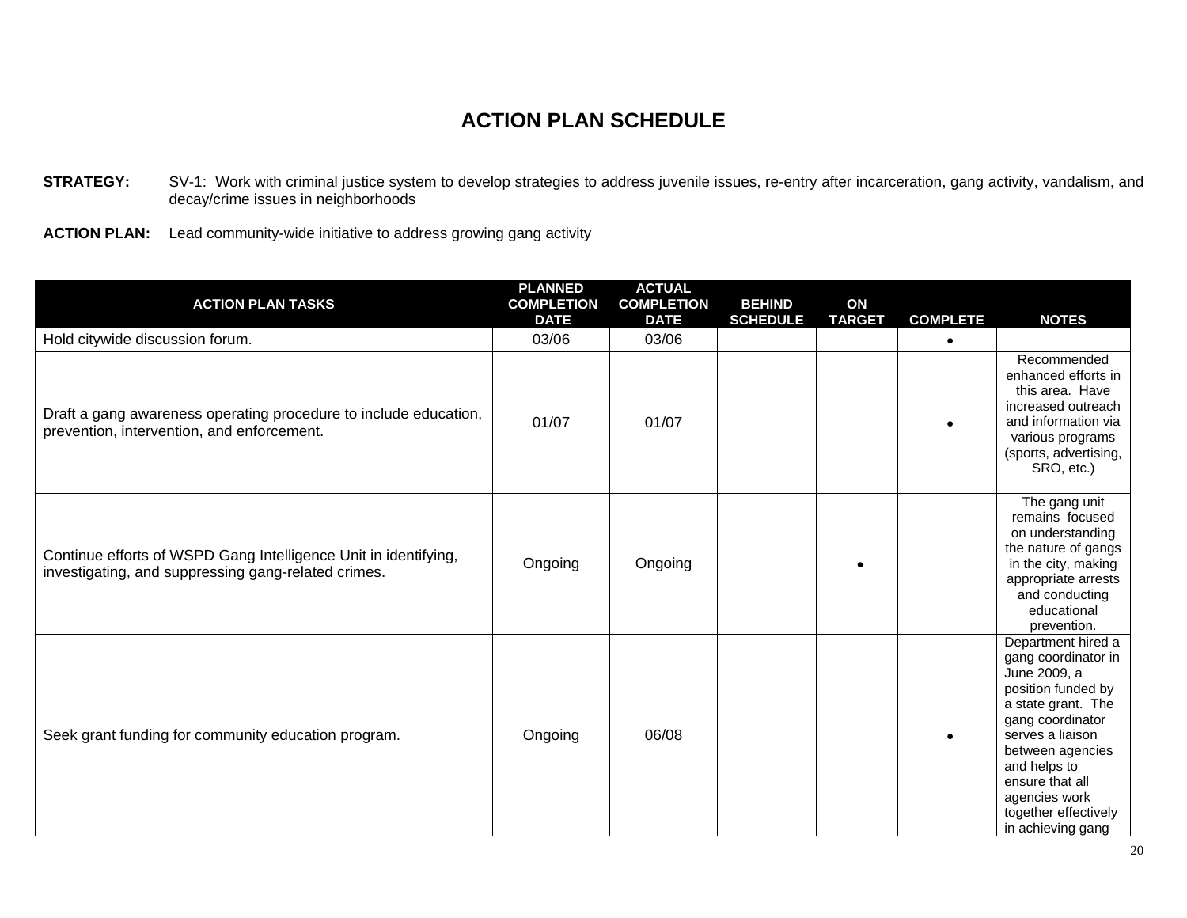# ACTION PLAN SCHEDULE

**STRATEGY:** SV-1: Work with criminal justice system to develop strategies to address juvenile issues, re-entry after incarceration, gang activity, vandalism, and decay/crime issues in neighborhoods

**ACTION PLAN:** Lead community-wide initiative to address growing gang activity

| ACTION PLAN TASKS | PLANNED COMPLETION DATE | ACTUAL COMPLETION DATE | BEHIND SCHEDULE | ON TARGET | COMPLETE | NOTES |
|---|---|---|---|---|---|---|
| Hold citywide discussion forum. | 03/06 | 03/06 | | | • | |
| Draft a gang awareness operating procedure to include education, prevention, intervention, and enforcement. | 01/07 | 01/07 | | | • | Recommended enhanced efforts in this area. Have increased outreach and information via various programs (sports, advertising, SRO, etc.) |
| Continue efforts of WSPD Gang Intelligence Unit in identifying, investigating, and suppressing gang-related crimes. | Ongoing | Ongoing | | • | | The gang unit remains focused on understanding the nature of gangs in the city, making appropriate arrests and conducting educational prevention. |
| Seek grant funding for community education program. | Ongoing | 06/08 | | | • | Department hired a gang coordinator in June 2009, a position funded by a state grant. The gang coordinator serves a liaison between agencies and helps to ensure that all agencies work together effectively in achieving gang |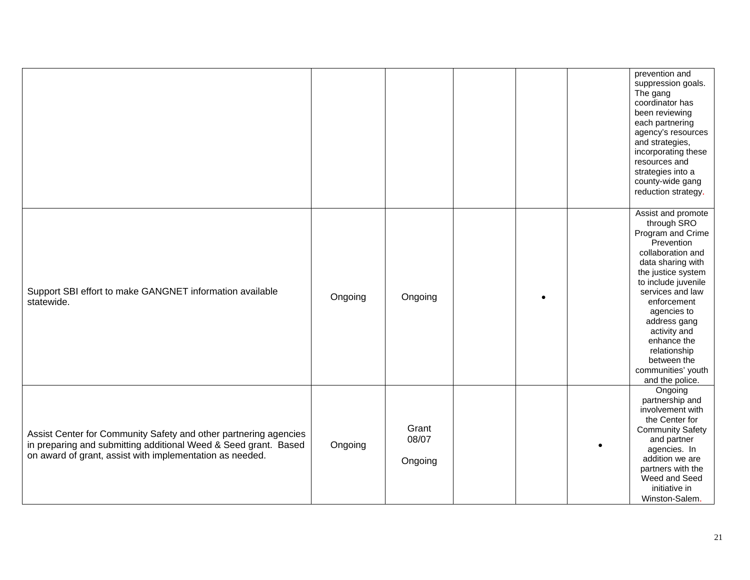| | | | | | | |
|---|---|---|---|---|---|---|
| | | | | | | prevention and suppression goals. The gang coordinator has been reviewing each partnering agency's resources and strategies, incorporating these resources and strategies into a county-wide gang reduction strategy. |
| Support SBI effort to make GANGNET information available statewide. | Ongoing | Ongoing | | • | | Assist and promote through SRO Program and Crime Prevention collaboration and data sharing with the justice system to include juvenile services and law enforcement agencies to address gang activity and enhance the relationship between the communities' youth and the police. |
| Assist Center for Community Safety and other partnering agencies in preparing and submitting additional Weed & Seed grant. Based on award of grant, assist with implementation as needed. | Ongoing | Grant 08/07<br><br>Ongoing | | | • | Ongoing partnership and involvement with the Center for Community Safety and partner agencies. In addition we are partners with the Weed and Seed initiative in Winston-Salem. |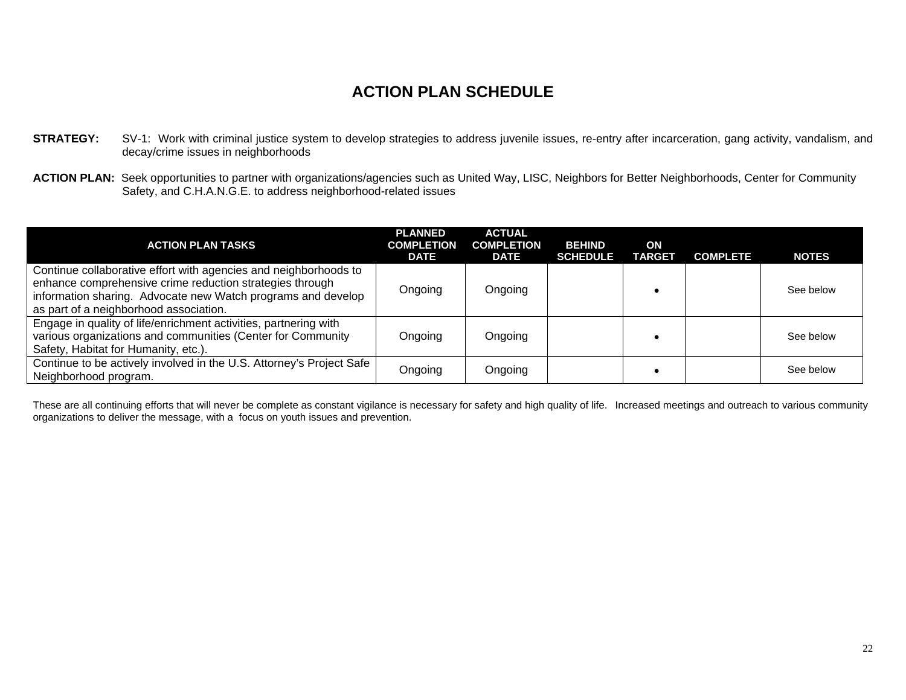# ACTION PLAN SCHEDULE

**STRATEGY:** SV-1: Work with criminal justice system to develop strategies to address juvenile issues, re-entry after incarceration, gang activity, vandalism, and decay/crime issues in neighborhoods

**ACTION PLAN:** Seek opportunities to partner with organizations/agencies such as United Way, LISC, Neighbors for Better Neighborhoods, Center for Community Safety, and C.H.A.N.G.E. to address neighborhood-related issues

| ACTION PLAN TASKS | PLANNED COMPLETION DATE | ACTUAL COMPLETION DATE | BEHIND SCHEDULE | ON TARGET | COMPLETE | NOTES |
|---|---|---|---|---|---|---|
| Continue collaborative effort with agencies and neighborhoods to enhance comprehensive crime reduction strategies through information sharing. Advocate new Watch programs and develop as part of a neighborhood association. | Ongoing | Ongoing | | • | | See below |
| Engage in quality of life/enrichment activities, partnering with various organizations and communities (Center for Community Safety, Habitat for Humanity, etc.). | Ongoing | Ongoing | | • | | See below |
| Continue to be actively involved in the U.S. Attorney's Project Safe Neighborhood program. | Ongoing | Ongoing | | • | | See below |

These are all continuing efforts that will never be complete as constant vigilance is necessary for safety and high quality of life. Increased meetings and outreach to various community organizations to deliver the message, with a focus on youth issues and prevention.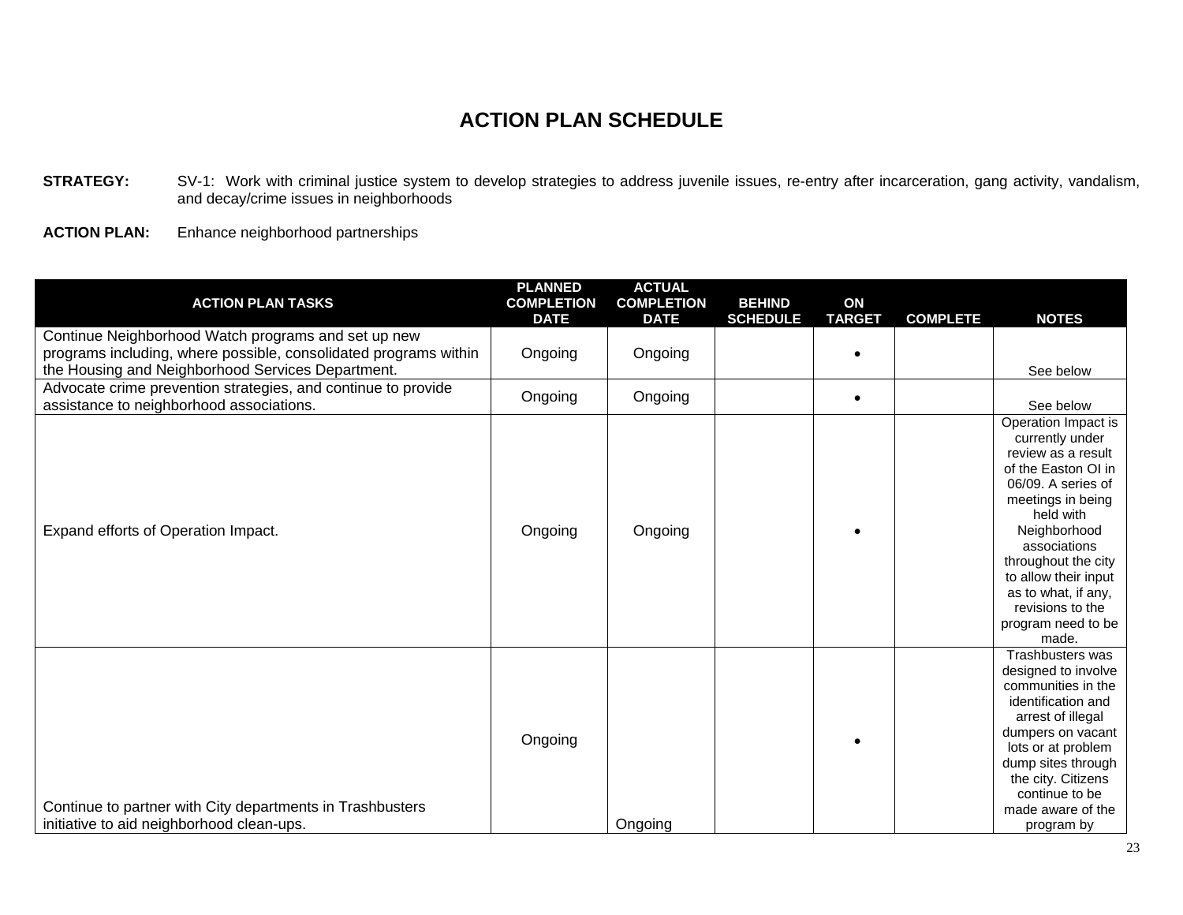# ACTION PLAN SCHEDULE

**STRATEGY:** SV-1: Work with criminal justice system to develop strategies to address juvenile issues, re-entry after incarceration, gang activity, vandalism, and decay/crime issues in neighborhoods

**ACTION PLAN:** Enhance neighborhood partnerships

| ACTION PLAN TASKS | PLANNED COMPLETION DATE | ACTUAL COMPLETION DATE | BEHIND SCHEDULE | ON TARGET | COMPLETE | NOTES |
|---|---|---|---|---|---|---|
| Continue Neighborhood Watch programs and set up new programs including, where possible, consolidated programs within the Housing and Neighborhood Services Department. | Ongoing | Ongoing | | • | | See below |
| Advocate crime prevention strategies, and continue to provide assistance to neighborhood associations. | Ongoing | Ongoing | | • | | See below |
| Expand efforts of Operation Impact. | Ongoing | Ongoing | | • | | Operation Impact is currently under review as a result of the Easton OI in 06/09. A series of meetings in being held with Neighborhood associations throughout the city to allow their input as to what, if any, revisions to the program need to be made. |
| Continue to partner with City departments in Trashbusters initiative to aid neighborhood clean-ups. | Ongoing | Ongoing | | • | | Trashbusters was designed to involve communities in the identification and arrest of illegal dumpers on vacant lots or at problem dump sites through the city. Citizens continue to be made aware of the program by |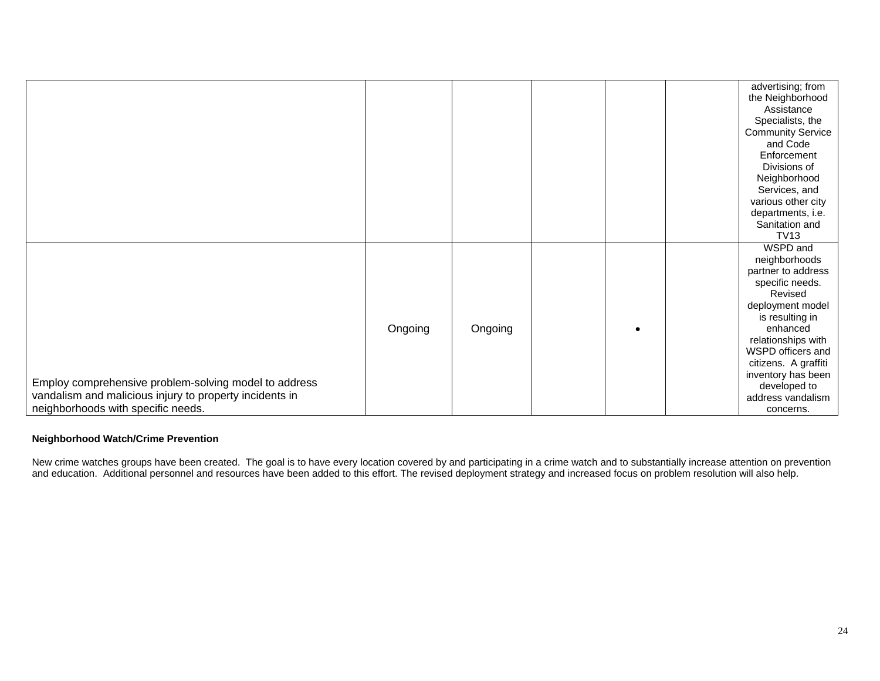| | | | | | | |
|---|---|---|---|---|---|---|
| | | | | | | advertising; from the Neighborhood Assistance Specialists, the Community Service and Code Enforcement Divisions of Neighborhood Services, and various other city departments, i.e. Sanitation and TV13 |
| Employ comprehensive problem-solving model to address vandalism and malicious injury to property incidents in neighborhoods with specific needs. | Ongoing | Ongoing | | • | | WSPD and neighborhoods partner to address specific needs. Revised deployment model is resulting in enhanced relationships with WSPD officers and citizens. A graffiti inventory has been developed to address vandalism concerns. |

**Neighborhood Watch/Crime Prevention**

New crime watches groups have been created. The goal is to have every location covered by and participating in a crime watch and to substantially increase attention on prevention and education. Additional personnel and resources have been added to this effort. The revised deployment strategy and increased focus on problem resolution will also help.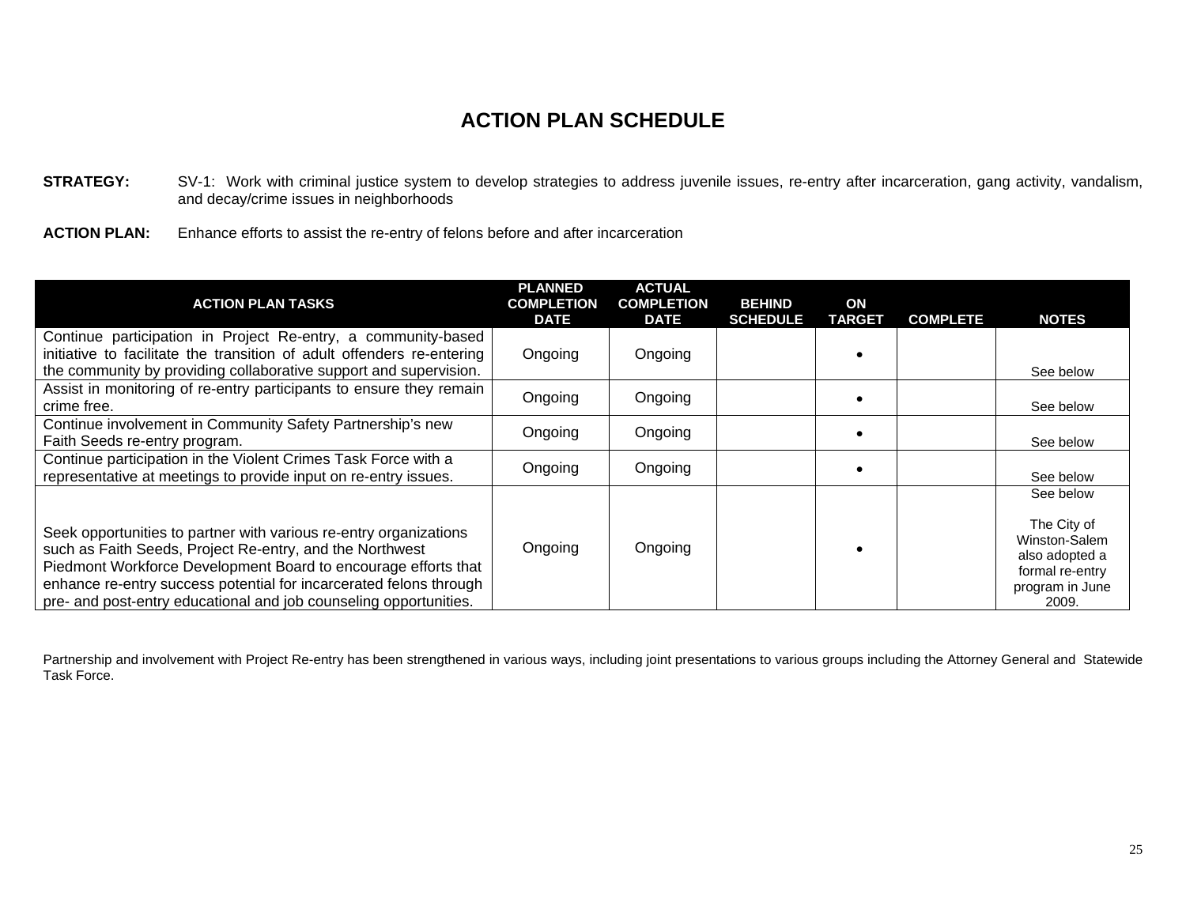# ACTION PLAN SCHEDULE

**STRATEGY:** SV-1: Work with criminal justice system to develop strategies to address juvenile issues, re-entry after incarceration, gang activity, vandalism, and decay/crime issues in neighborhoods

**ACTION PLAN:** Enhance efforts to assist the re-entry of felons before and after incarceration

| ACTION PLAN TASKS | PLANNED COMPLETION DATE | ACTUAL COMPLETION DATE | BEHIND SCHEDULE | ON TARGET | COMPLETE | NOTES |
|---|---|---|---|---|---|---|
| Continue participation in Project Re-entry, a community-based initiative to facilitate the transition of adult offenders re-entering the community by providing collaborative support and supervision. | Ongoing | Ongoing | | • | | See below |
| Assist in monitoring of re-entry participants to ensure they remain crime free. | Ongoing | Ongoing | | • | | See below |
| Continue involvement in Community Safety Partnership's new Faith Seeds re-entry program. | Ongoing | Ongoing | | • | | See below |
| Continue participation in the Violent Crimes Task Force with a representative at meetings to provide input on re-entry issues. | Ongoing | Ongoing | | • | | See below |
| Seek opportunities to partner with various re-entry organizations such as Faith Seeds, Project Re-entry, and the Northwest Piedmont Workforce Development Board to encourage efforts that enhance re-entry success potential for incarcerated felons through pre- and post-entry educational and job counseling opportunities. | Ongoing | Ongoing | | • | | See below<br><br>The City of Winston-Salem also adopted a formal re-entry program in June 2009. |

Partnership and involvement with Project Re-entry has been strengthened in various ways, including joint presentations to various groups including the Attorney General and Statewide Task Force.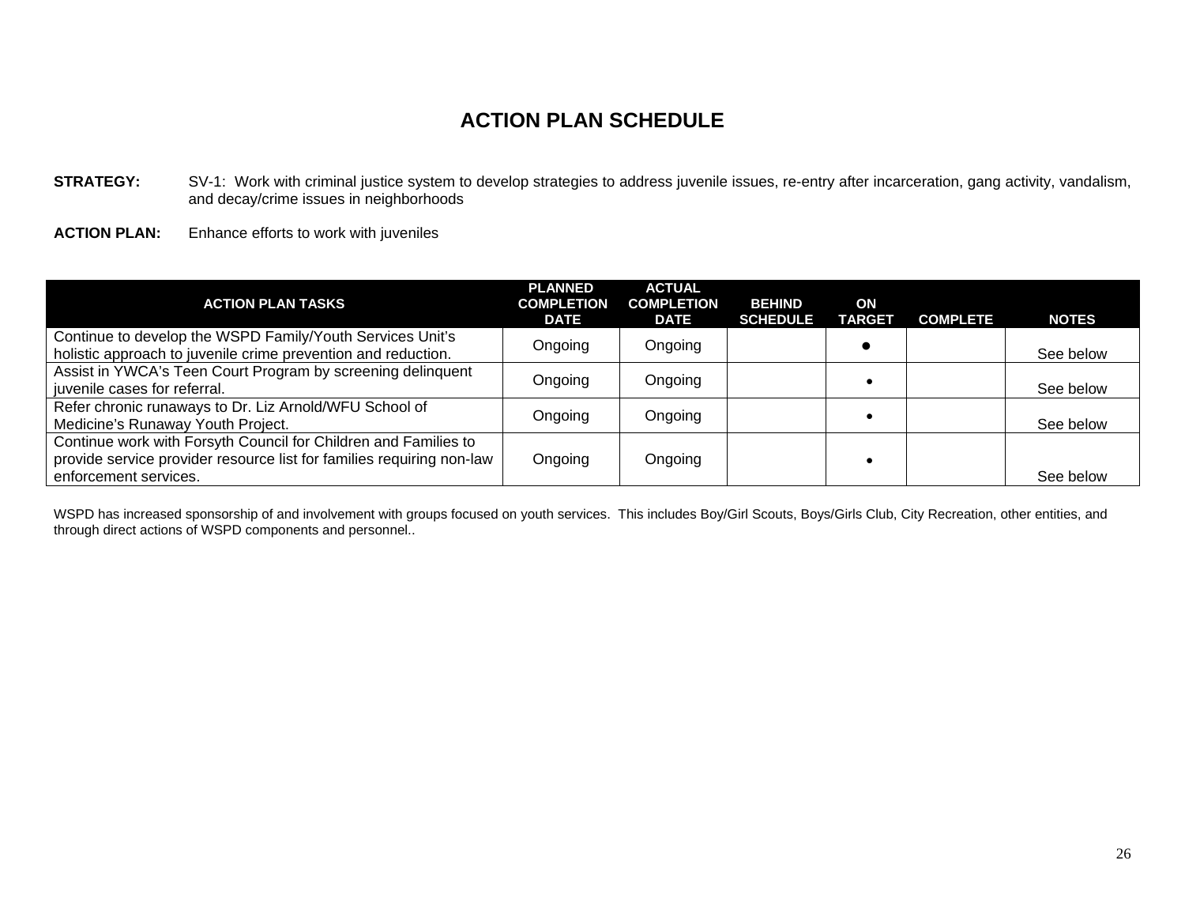# ACTION PLAN SCHEDULE

**STRATEGY:** SV-1: Work with criminal justice system to develop strategies to address juvenile issues, re-entry after incarceration, gang activity, vandalism, and decay/crime issues in neighborhoods

**ACTION PLAN:** Enhance efforts to work with juveniles

| ACTION PLAN TASKS | PLANNED COMPLETION DATE | ACTUAL COMPLETION DATE | BEHIND SCHEDULE | ON TARGET | COMPLETE | NOTES |
|---|---|---|---|---|---|---|
| Continue to develop the WSPD Family/Youth Services Unit's holistic approach to juvenile crime prevention and reduction. | Ongoing | Ongoing | | ● | | See below |
| Assist in YWCA's Teen Court Program by screening delinquent juvenile cases for referral. | Ongoing | Ongoing | | • | | See below |
| Refer chronic runaways to Dr. Liz Arnold/WFU School of Medicine's Runaway Youth Project. | Ongoing | Ongoing | | • | | See below |
| Continue work with Forsyth Council for Children and Families to provide service provider resource list for families requiring non-law enforcement services. | Ongoing | Ongoing | | • | | See below |

WSPD has increased sponsorship of and involvement with groups focused on youth services. This includes Boy/Girl Scouts, Boys/Girls Club, City Recreation, other entities, and through direct actions of WSPD components and personnel..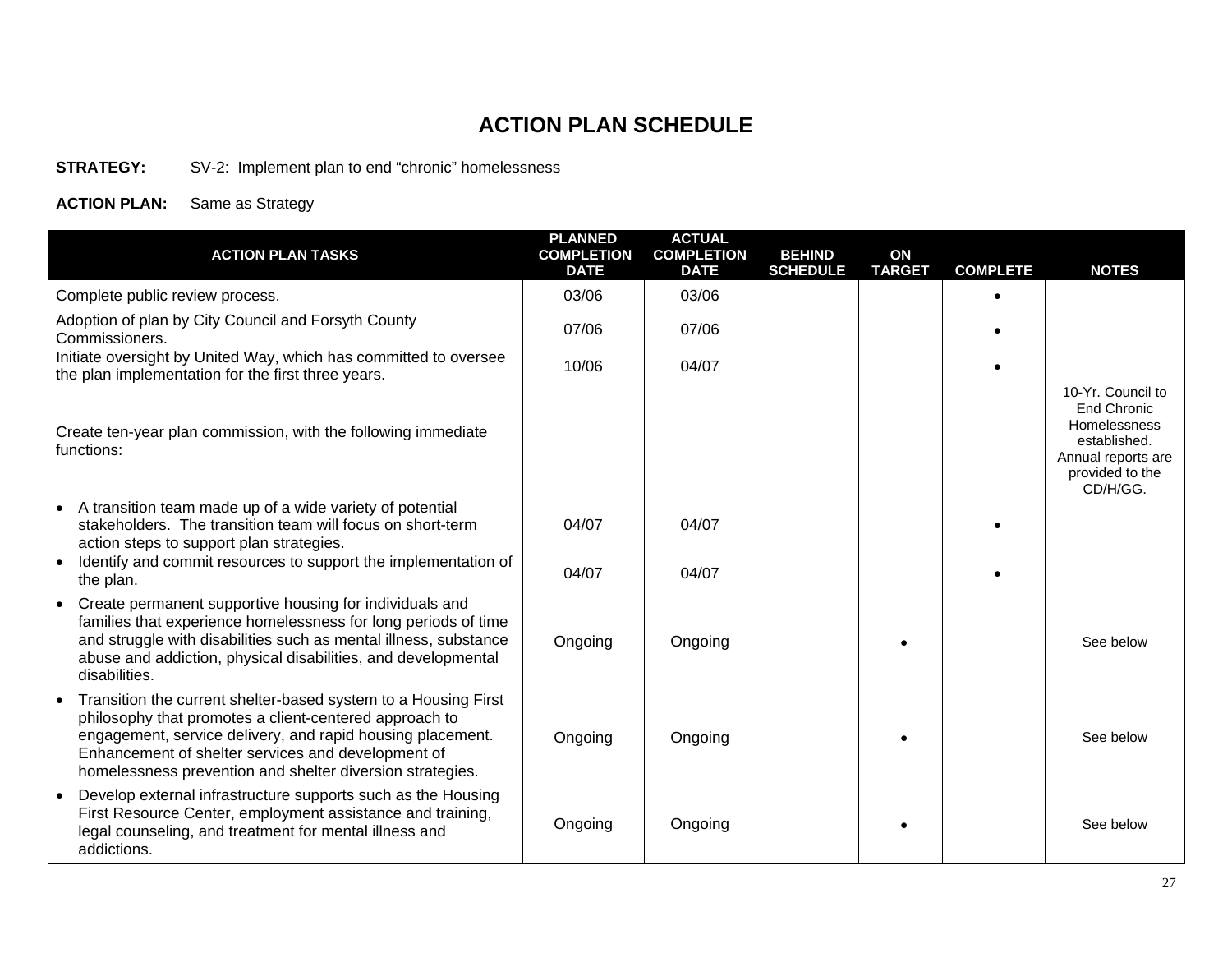# ACTION PLAN SCHEDULE

**STRATEGY:** SV-2: Implement plan to end "chronic" homelessness

**ACTION PLAN:** Same as Strategy

| ACTION PLAN TASKS | PLANNED COMPLETION DATE | ACTUAL COMPLETION DATE | BEHIND SCHEDULE | ON TARGET | COMPLETE | NOTES |
|---|---|---|---|---|---|---|
| Complete public review process. | 03/06 | 03/06 | | | • | |
| Adoption of plan by City Council and Forsyth County Commissioners. | 07/06 | 07/06 | | | • | |
| Initiate oversight by United Way, which has committed to oversee the plan implementation for the first three years. | 10/06 | 04/07 | | | • | |
| Create ten-year plan commission, with the following immediate functions: | | | | | | 10-Yr. Council to End Chronic Homelessness established. Annual reports are provided to the CD/H/GG. |
| • A transition team made up of a wide variety of potential stakeholders. The transition team will focus on short-term action steps to support plan strategies. | 04/07 | 04/07 | | | • | |
| • Identify and commit resources to support the implementation of the plan. | 04/07 | 04/07 | | | • | |
| • Create permanent supportive housing for individuals and families that experience homelessness for long periods of time and struggle with disabilities such as mental illness, substance abuse and addiction, physical disabilities, and developmental disabilities. | Ongoing | Ongoing | | • | | See below |
| • Transition the current shelter-based system to a Housing First philosophy that promotes a client-centered approach to engagement, service delivery, and rapid housing placement. Enhancement of shelter services and development of homelessness prevention and shelter diversion strategies. | Ongoing | Ongoing | | • | | See below |
| • Develop external infrastructure supports such as the Housing First Resource Center, employment assistance and training, legal counseling, and treatment for mental illness and addictions. | Ongoing | Ongoing | | • | | See below |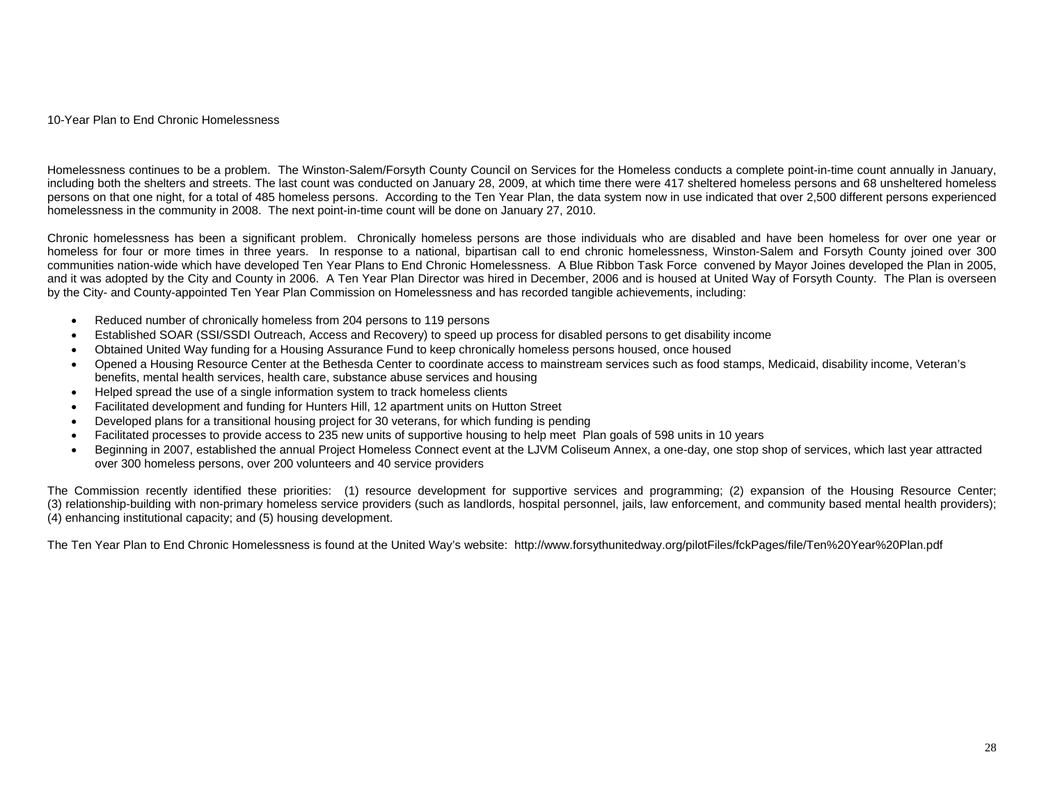10-Year Plan to End Chronic Homelessness

Homelessness continues to be a problem. The Winston-Salem/Forsyth County Council on Services for the Homeless conducts a complete point-in-time count annually in January, including both the shelters and streets. The last count was conducted on January 28, 2009, at which time there were 417 sheltered homeless persons and 68 unsheltered homeless persons on that one night, for a total of 485 homeless persons. According to the Ten Year Plan, the data system now in use indicated that over 2,500 different persons experienced homelessness in the community in 2008. The next point-in-time count will be done on January 27, 2010.

Chronic homelessness has been a significant problem. Chronically homeless persons are those individuals who are disabled and have been homeless for over one year or homeless for four or more times in three years. In response to a national, bipartisan call to end chronic homelessness, Winston-Salem and Forsyth County joined over 300 communities nation-wide which have developed Ten Year Plans to End Chronic Homelessness. A Blue Ribbon Task Force convened by Mayor Joines developed the Plan in 2005, and it was adopted by the City and County in 2006. A Ten Year Plan Director was hired in December, 2006 and is housed at United Way of Forsyth County. The Plan is overseen by the City- and County-appointed Ten Year Plan Commission on Homelessness and has recorded tangible achievements, including:

- Reduced number of chronically homeless from 204 persons to 119 persons
- Established SOAR (SSI/SSDI Outreach, Access and Recovery) to speed up process for disabled persons to get disability income
- Obtained United Way funding for a Housing Assurance Fund to keep chronically homeless persons housed, once housed
- Opened a Housing Resource Center at the Bethesda Center to coordinate access to mainstream services such as food stamps, Medicaid, disability income, Veteran's benefits, mental health services, health care, substance abuse services and housing
- Helped spread the use of a single information system to track homeless clients
- Facilitated development and funding for Hunters Hill, 12 apartment units on Hutton Street
- Developed plans for a transitional housing project for 30 veterans, for which funding is pending
- Facilitated processes to provide access to 235 new units of supportive housing to help meet Plan goals of 598 units in 10 years
- Beginning in 2007, established the annual Project Homeless Connect event at the LJVM Coliseum Annex, a one-day, one stop shop of services, which last year attracted over 300 homeless persons, over 200 volunteers and 40 service providers

The Commission recently identified these priorities: (1) resource development for supportive services and programming; (2) expansion of the Housing Resource Center; (3) relationship-building with non-primary homeless service providers (such as landlords, hospital personnel, jails, law enforcement, and community based mental health providers); (4) enhancing institutional capacity; and (5) housing development.

The Ten Year Plan to End Chronic Homelessness is found at the United Way's website: http://www.forsythunitedway.org/pilotFiles/fckPages/file/Ten%20Year%20Plan.pdf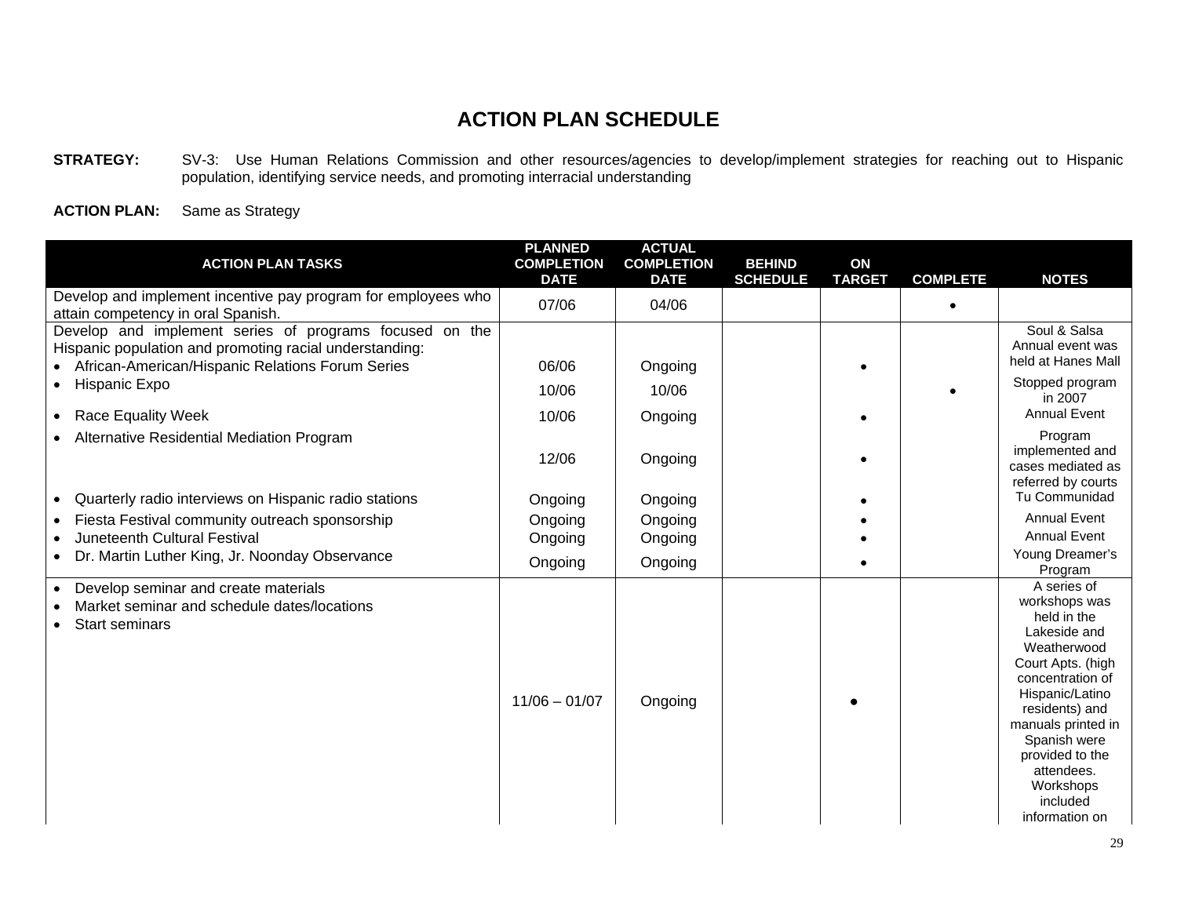# ACTION PLAN SCHEDULE

**STRATEGY:** SV-3: Use Human Relations Commission and other resources/agencies to develop/implement strategies for reaching out to Hispanic population, identifying service needs, and promoting interracial understanding

**ACTION PLAN:** Same as Strategy

| ACTION PLAN TASKS | PLANNED COMPLETION DATE | ACTUAL COMPLETION DATE | BEHIND SCHEDULE | ON TARGET | COMPLETE | NOTES |
|---|---|---|---|---|---|---|
| Develop and implement incentive pay program for employees who attain competency in oral Spanish. | 07/06 | 04/06 | | | • | |
| Develop and implement series of programs focused on the Hispanic population and promoting racial understanding: | | | | | | |
| • African-American/Hispanic Relations Forum Series | 06/06 | Ongoing | | • | | Soul & Salsa Annual event was held at Hanes Mall |
| • Hispanic Expo | 10/06 | 10/06 | | | • | Stopped program in 2007 |
| • Race Equality Week | 10/06 | Ongoing | | • | | Annual Event |
| • Alternative Residential Mediation Program | 12/06 | Ongoing | | • | | Program implemented and cases mediated as referred by courts |
| • Quarterly radio interviews on Hispanic radio stations | Ongoing | Ongoing | | • | | Tu Communidad |
| • Fiesta Festival community outreach sponsorship | Ongoing | Ongoing | | • | | Annual Event |
| • Juneteenth Cultural Festival | Ongoing | Ongoing | | • | | Annual Event |
| • Dr. Martin Luther King, Jr. Noonday Observance | Ongoing | Ongoing | | • | | Young Dreamer's Program |
| • Develop seminar and create materials<br>• Market seminar and schedule dates/locations<br>• Start seminars | 11/06 – 01/07 | Ongoing | | • | | A series of workshops was held in the Lakeside and Weatherwood Court Apts. (high concentration of Hispanic/Latino residents) and manuals printed in Spanish were provided to the attendees. Workshops included information on |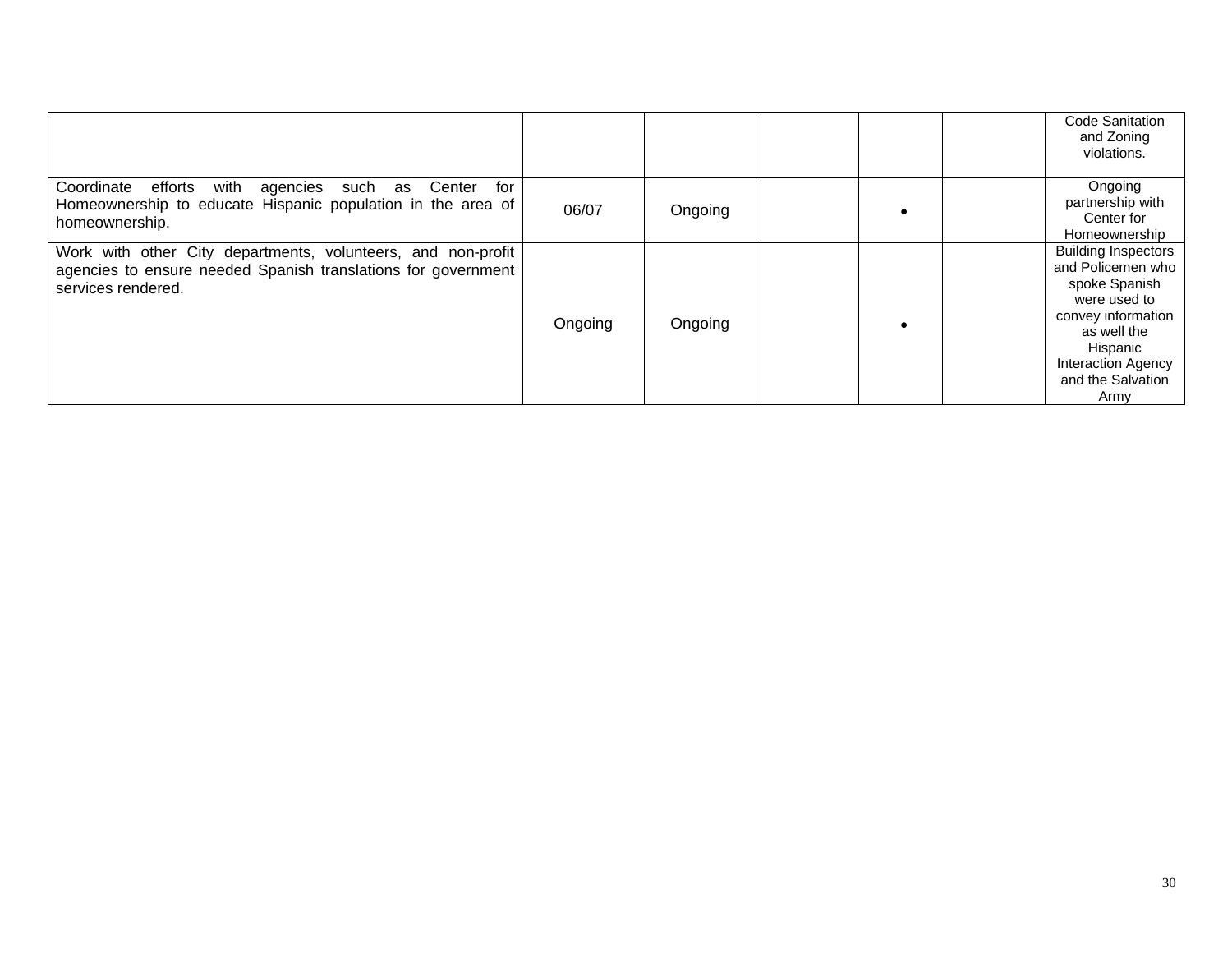| | | | | | | |
|---|---|---|---|---|---|---|
| | | | | | | Code Sanitation and Zoning violations. |
| Coordinate efforts with agencies such as Center for Homeownership to educate Hispanic population in the area of homeownership. | 06/07 | Ongoing | | • | | Ongoing partnership with Center for Homeownership |
| Work with other City departments, volunteers, and non-profit agencies to ensure needed Spanish translations for government services rendered. | Ongoing | Ongoing | | • | | Building Inspectors and Policemen who spoke Spanish were used to convey information as well the Hispanic Interaction Agency and the Salvation Army |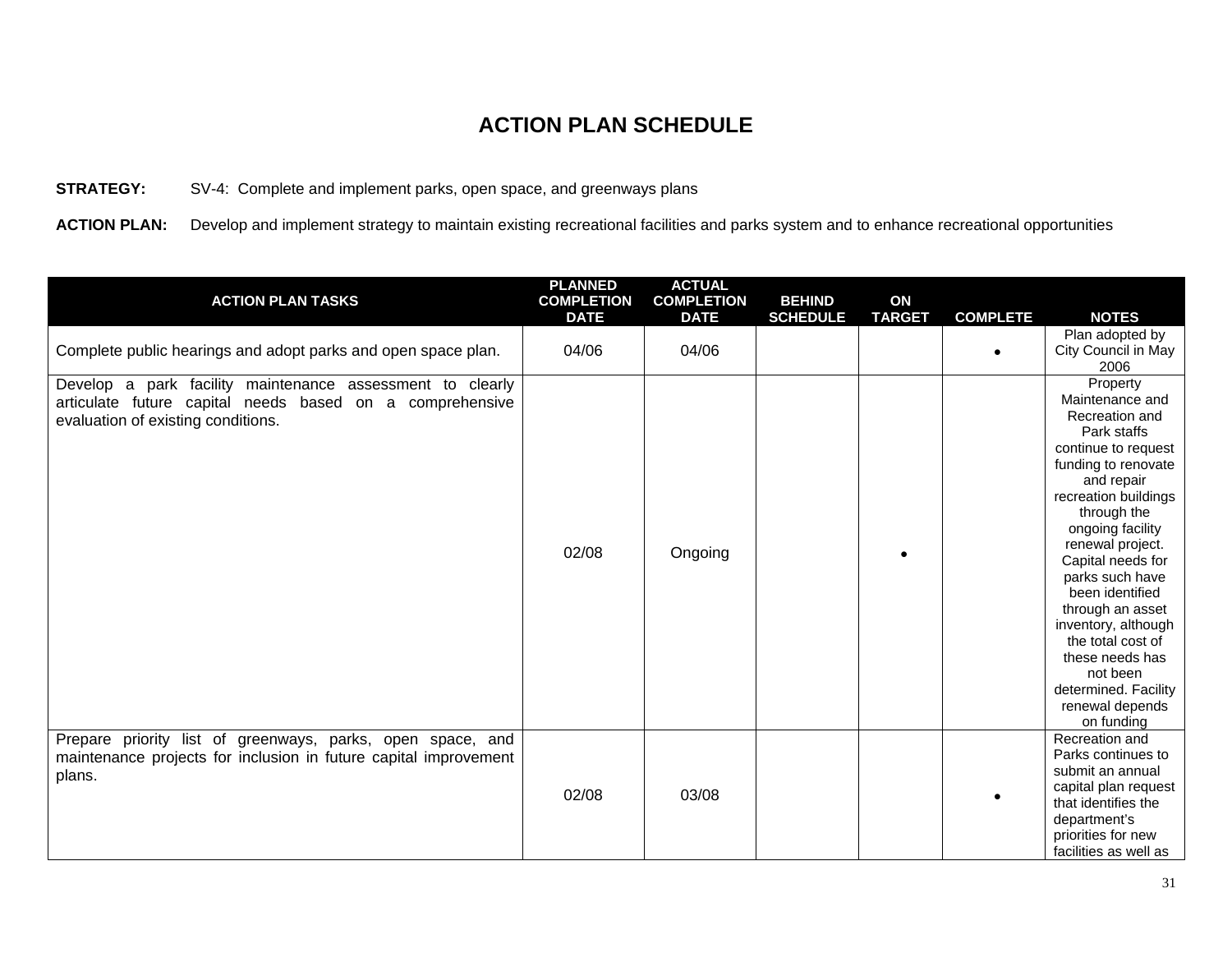# ACTION PLAN SCHEDULE

**STRATEGY:** SV-4: Complete and implement parks, open space, and greenways plans

**ACTION PLAN:** Develop and implement strategy to maintain existing recreational facilities and parks system and to enhance recreational opportunities

| ACTION PLAN TASKS | PLANNED COMPLETION DATE | ACTUAL COMPLETION DATE | BEHIND SCHEDULE | ON TARGET | COMPLETE | NOTES |
|---|---|---|---|---|---|---|
| Complete public hearings and adopt parks and open space plan. | 04/06 | 04/06 | | | • | Plan adopted by City Council in May 2006 |
| Develop a park facility maintenance assessment to clearly articulate future capital needs based on a comprehensive evaluation of existing conditions. | 02/08 | Ongoing | | • | | Property Maintenance and Recreation and Park staffs continue to request funding to renovate and repair recreation buildings through the ongoing facility renewal project. Capital needs for parks such have been identified through an asset inventory, although the total cost of these needs has not been determined. Facility renewal depends on funding |
| Prepare priority list of greenways, parks, open space, and maintenance projects for inclusion in future capital improvement plans. | 02/08 | 03/08 | | | • | Recreation and Parks continues to submit an annual capital plan request that identifies the department's priorities for new facilities as well as |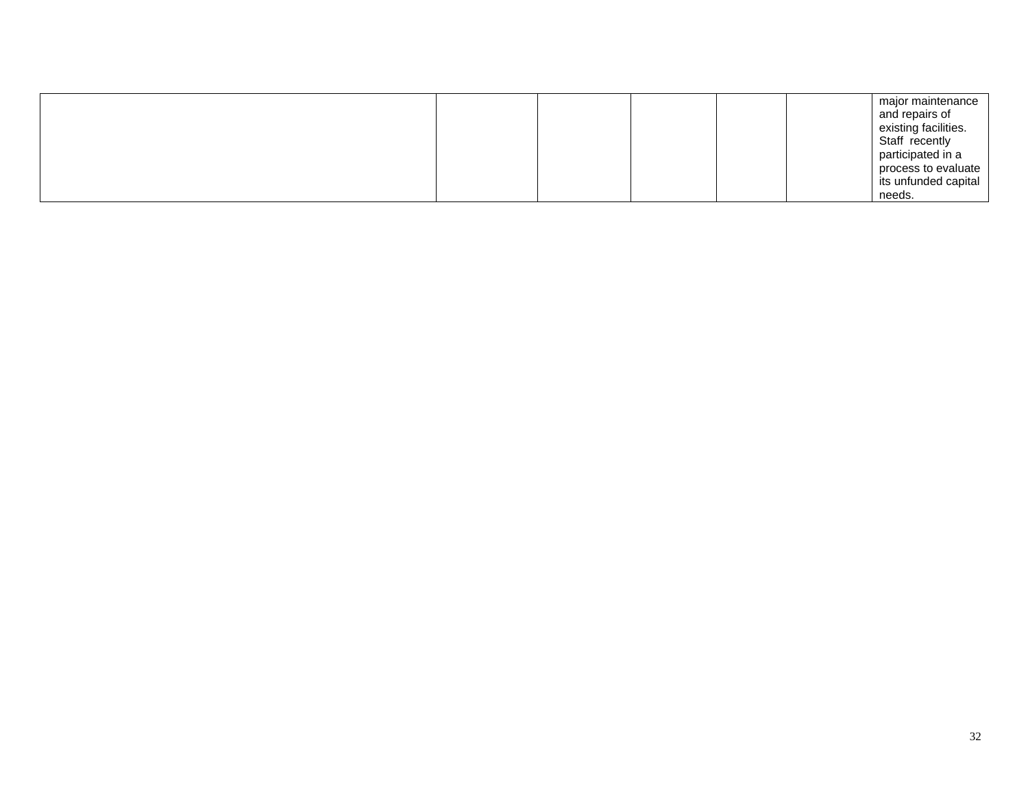| | | | | | | |
|---|---|---|---|---|---|---|
| | | | | | | major maintenance and repairs of existing facilities. Staff recently participated in a process to evaluate its unfunded capital needs. |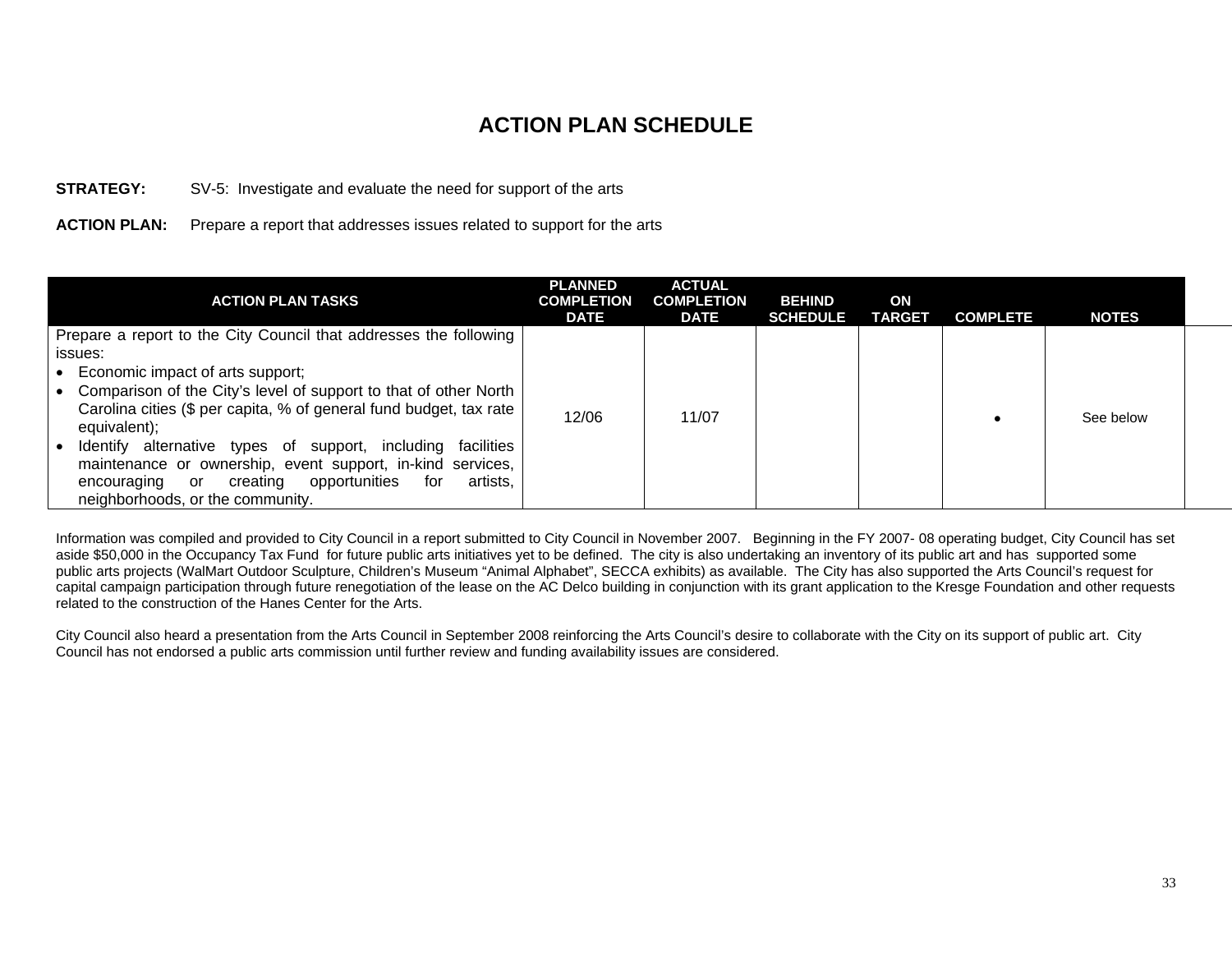# ACTION PLAN SCHEDULE

**STRATEGY:** SV-5: Investigate and evaluate the need for support of the arts

**ACTION PLAN:** Prepare a report that addresses issues related to support for the arts

| ACTION PLAN TASKS | PLANNED COMPLETION DATE | ACTUAL COMPLETION DATE | BEHIND SCHEDULE | ON TARGET | COMPLETE | NOTES |
|---|---|---|---|---|---|---|
| Prepare a report to the City Council that addresses the following issues:<br>• Economic impact of arts support;<br>• Comparison of the City's level of support to that of other North Carolina cities ($ per capita, % of general fund budget, tax rate equivalent);<br>• Identify alternative types of support, including facilities maintenance or ownership, event support, in-kind services, encouraging or creating opportunities for artists, neighborhoods, or the community. | 12/06 | 11/07 | | | • | See below |

Information was compiled and provided to City Council in a report submitted to City Council in November 2007. Beginning in the FY 2007- 08 operating budget, City Council has set aside $50,000 in the Occupancy Tax Fund for future public arts initiatives yet to be defined. The city is also undertaking an inventory of its public art and has supported some public arts projects (WalMart Outdoor Sculpture, Children's Museum "Animal Alphabet", SECCA exhibits) as available. The City has also supported the Arts Council's request for capital campaign participation through future renegotiation of the lease on the AC Delco building in conjunction with its grant application to the Kresge Foundation and other requests related to the construction of the Hanes Center for the Arts.

City Council also heard a presentation from the Arts Council in September 2008 reinforcing the Arts Council's desire to collaborate with the City on its support of public art. City Council has not endorsed a public arts commission until further review and funding availability issues are considered.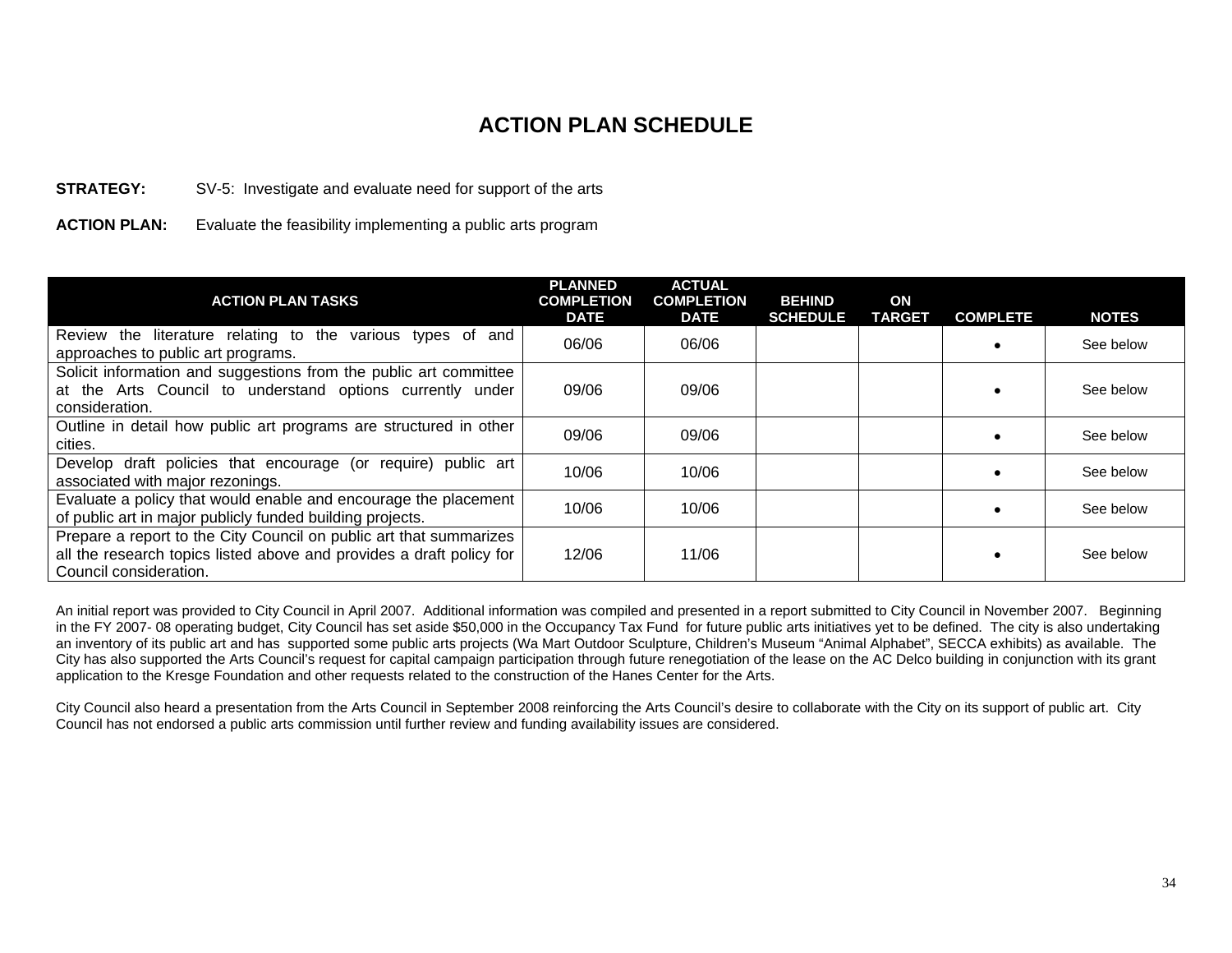# ACTION PLAN SCHEDULE

**STRATEGY:** SV-5: Investigate and evaluate need for support of the arts

**ACTION PLAN:** Evaluate the feasibility implementing a public arts program

| ACTION PLAN TASKS | PLANNED COMPLETION DATE | ACTUAL COMPLETION DATE | BEHIND SCHEDULE | ON TARGET | COMPLETE | NOTES |
|---|---|---|---|---|---|---|
| Review the literature relating to the various types of and approaches to public art programs. | 06/06 | 06/06 | | | • | See below |
| Solicit information and suggestions from the public art committee at the Arts Council to understand options currently under consideration. | 09/06 | 09/06 | | | • | See below |
| Outline in detail how public art programs are structured in other cities. | 09/06 | 09/06 | | | • | See below |
| Develop draft policies that encourage (or require) public art associated with major rezonings. | 10/06 | 10/06 | | | • | See below |
| Evaluate a policy that would enable and encourage the placement of public art in major publicly funded building projects. | 10/06 | 10/06 | | | • | See below |
| Prepare a report to the City Council on public art that summarizes all the research topics listed above and provides a draft policy for Council consideration. | 12/06 | 11/06 | | | • | See below |

An initial report was provided to City Council in April 2007. Additional information was compiled and presented in a report submitted to City Council in November 2007. Beginning in the FY 2007- 08 operating budget, City Council has set aside $50,000 in the Occupancy Tax Fund for future public arts initiatives yet to be defined. The city is also undertaking an inventory of its public art and has supported some public arts projects (Wa Mart Outdoor Sculpture, Children's Museum "Animal Alphabet", SECCA exhibits) as available. The City has also supported the Arts Council's request for capital campaign participation through future renegotiation of the lease on the AC Delco building in conjunction with its grant application to the Kresge Foundation and other requests related to the construction of the Hanes Center for the Arts.

City Council also heard a presentation from the Arts Council in September 2008 reinforcing the Arts Council's desire to collaborate with the City on its support of public art. City Council has not endorsed a public arts commission until further review and funding availability issues are considered.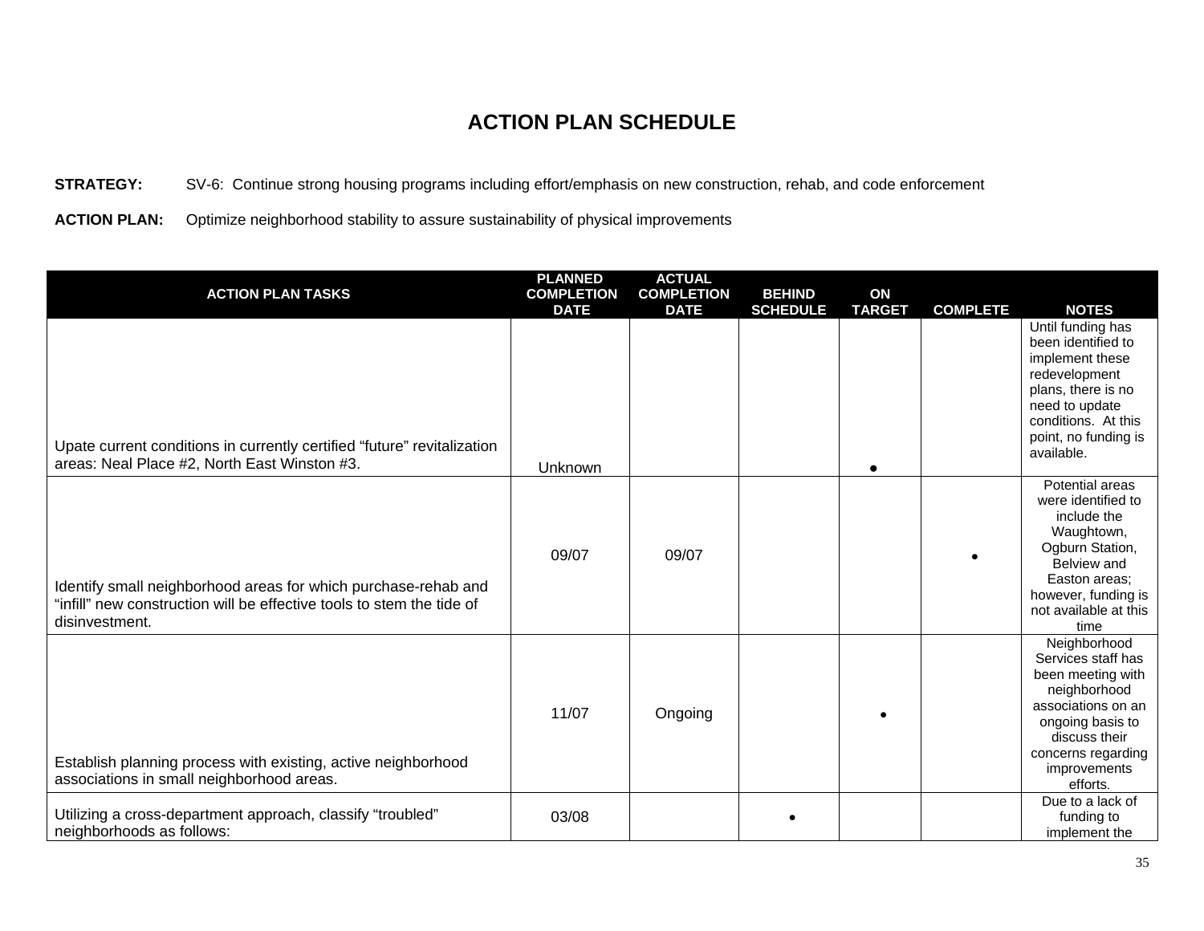# ACTION PLAN SCHEDULE

**STRATEGY:** SV-6: Continue strong housing programs including effort/emphasis on new construction, rehab, and code enforcement

**ACTION PLAN:** Optimize neighborhood stability to assure sustainability of physical improvements

| ACTION PLAN TASKS | PLANNED COMPLETION DATE | ACTUAL COMPLETION DATE | BEHIND SCHEDULE | ON TARGET | COMPLETE | NOTES |
|---|---|---|---|---|---|---|
| Upate current conditions in currently certified "future" revitalization areas: Neal Place #2, North East Winston #3. | Unknown | | | • | | Until funding has been identified to implement these redevelopment plans, there is no need to update conditions. At this point, no funding is available. |
| Identify small neighborhood areas for which purchase-rehab and "infill" new construction will be effective tools to stem the tide of disinvestment. | 09/07 | 09/07 | | | • | Potential areas were identified to include the Waughtown, Ogburn Station, Belview and Easton areas; however, funding is not available at this time |
| Establish planning process with existing, active neighborhood associations in small neighborhood areas. | 11/07 | Ongoing | | • | | Neighborhood Services staff has been meeting with neighborhood associations on an ongoing basis to discuss their concerns regarding improvements efforts. |
| Utilizing a cross-department approach, classify "troubled" neighborhoods as follows: | 03/08 | | • | | | Due to a lack of funding to implement the |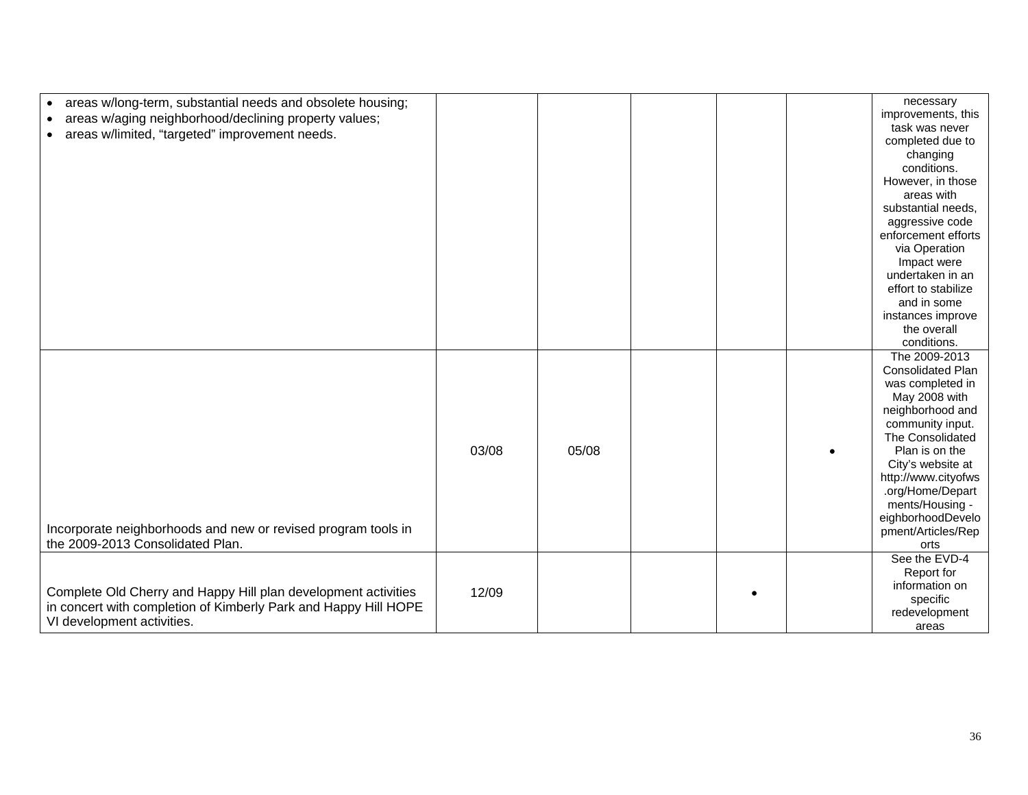| | | | | | | |
|---|---|---|---|---|---|---|
| • areas w/long-term, substantial needs and obsolete housing;<br>• areas w/aging neighborhood/declining property values;<br>• areas w/limited, "targeted" improvement needs. | | | | | | necessary improvements, this task was never completed due to changing conditions. However, in those areas with substantial needs, aggressive code enforcement efforts via Operation Impact were undertaken in an effort to stabilize and in some instances improve the overall conditions. |
| Incorporate neighborhoods and new or revised program tools in the 2009-2013 Consolidated Plan. | 03/08 | 05/08 | | | • | The 2009-2013 Consolidated Plan was completed in May 2008 with neighborhood and community input. The Consolidated Plan is on the City's website at http://www.cityofws.org/Home/Departments/Housing - eighborhoodDevelopment/Articles/Reports |
| Complete Old Cherry and Happy Hill plan development activities in concert with completion of Kimberly Park and Happy Hill HOPE VI development activities. | 12/09 | | | • | | See the EVD-4 Report for information on specific redevelopment areas |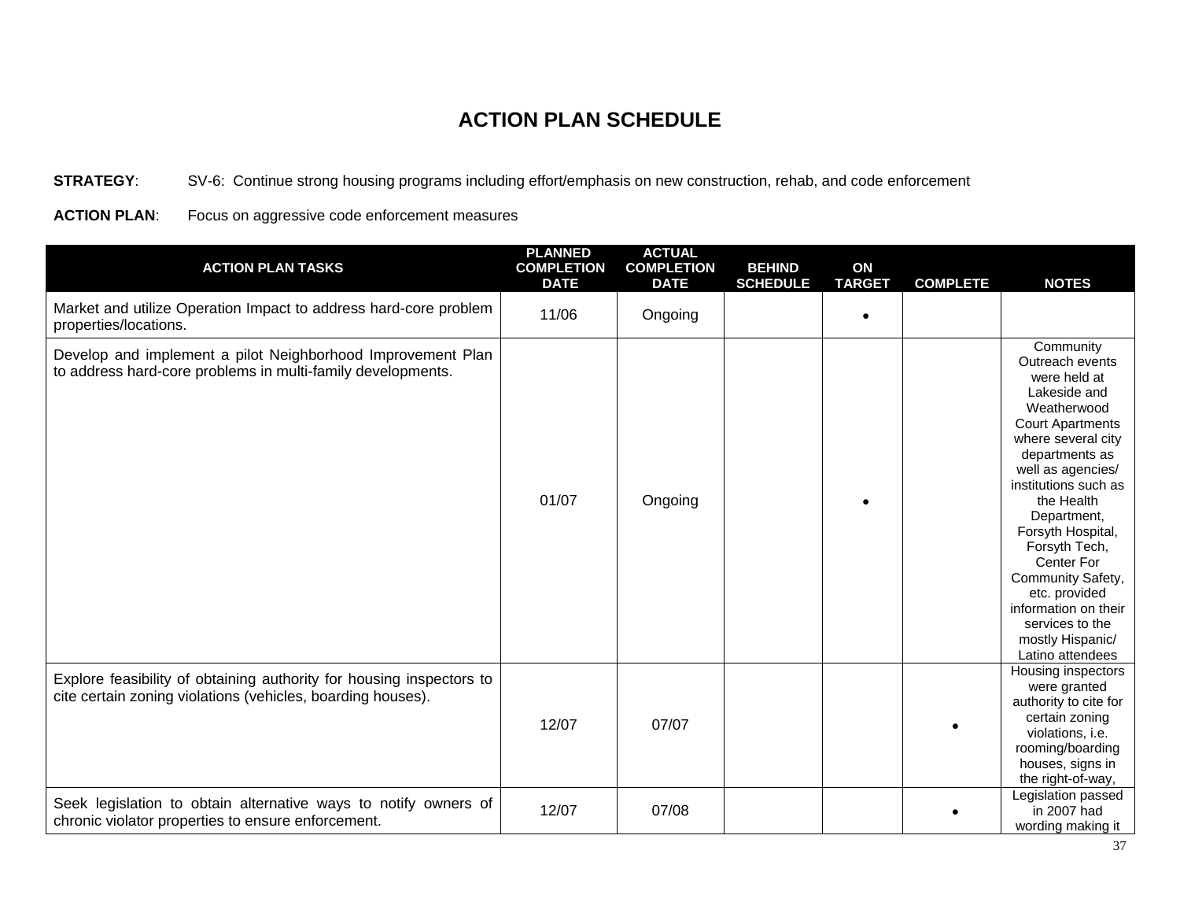# ACTION PLAN SCHEDULE

**STRATEGY**: SV-6: Continue strong housing programs including effort/emphasis on new construction, rehab, and code enforcement

**ACTION PLAN**: Focus on aggressive code enforcement measures

| ACTION PLAN TASKS | PLANNED COMPLETION DATE | ACTUAL COMPLETION DATE | BEHIND SCHEDULE | ON TARGET | COMPLETE | NOTES |
|---|---|---|---|---|---|---|
| Market and utilize Operation Impact to address hard-core problem properties/locations. | 11/06 | Ongoing | | • | | |
| Develop and implement a pilot Neighborhood Improvement Plan to address hard-core problems in multi-family developments. | 01/07 | Ongoing | | • | | Community Outreach events were held at Lakeside and Weatherwood Court Apartments where several city departments as well as agencies/ institutions such as the Health Department, Forsyth Hospital, Forsyth Tech, Center For Community Safety, etc. provided information on their services to the mostly Hispanic/ Latino attendees |
| Explore feasibility of obtaining authority for housing inspectors to cite certain zoning violations (vehicles, boarding houses). | 12/07 | 07/07 | | | • | Housing inspectors were granted authority to cite for certain zoning violations, i.e. rooming/boarding houses, signs in the right-of-way, |
| Seek legislation to obtain alternative ways to notify owners of chronic violator properties to ensure enforcement. | 12/07 | 07/08 | | | • | Legislation passed in 2007 had wording making it |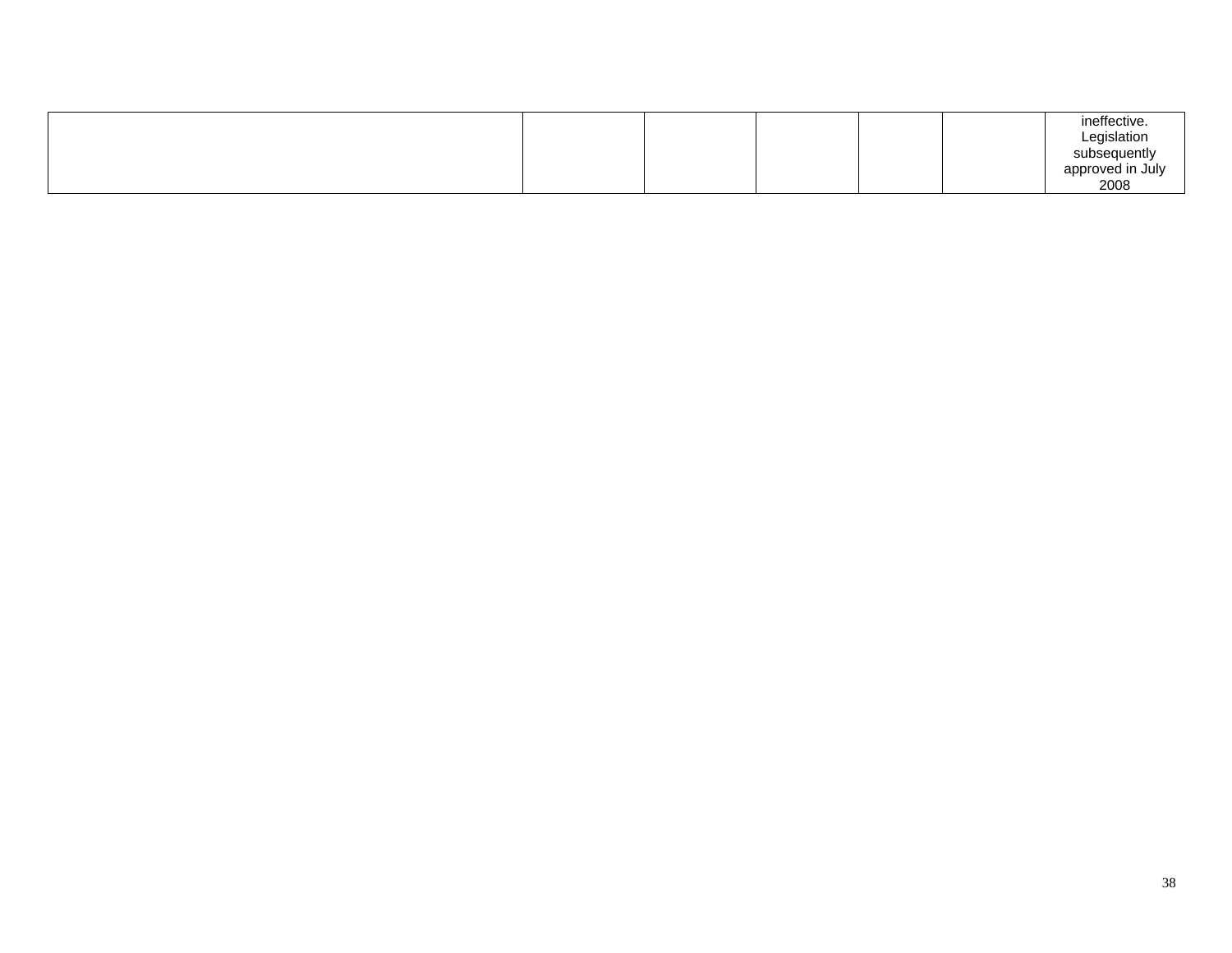| | | | | | | |
|---|---|---|---|---|---|---|
| | | | | | | ineffective. Legislation subsequently approved in July 2008 |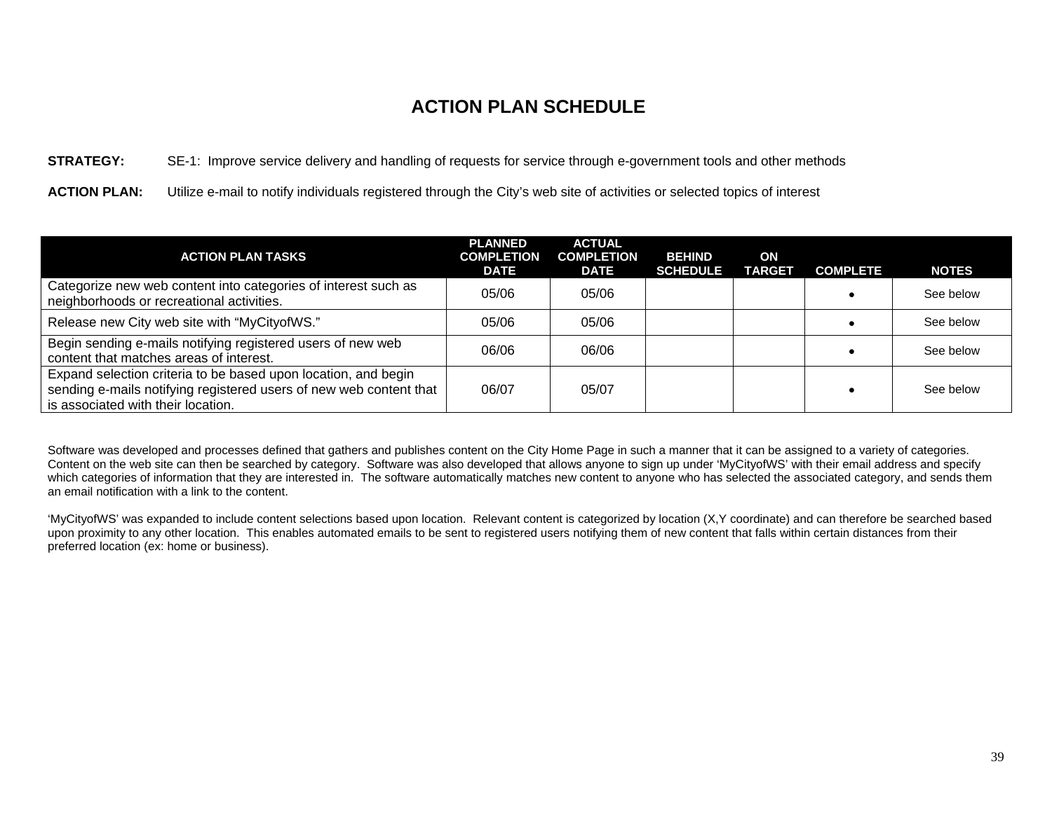# ACTION PLAN SCHEDULE

**STRATEGY:** SE-1: Improve service delivery and handling of requests for service through e-government tools and other methods

**ACTION PLAN:** Utilize e-mail to notify individuals registered through the City's web site of activities or selected topics of interest

| ACTION PLAN TASKS | PLANNED COMPLETION DATE | ACTUAL COMPLETION DATE | BEHIND SCHEDULE | ON TARGET | COMPLETE | NOTES |
|---|---|---|---|---|---|---|
| Categorize new web content into categories of interest such as neighborhoods or recreational activities. | 05/06 | 05/06 | | | • | See below |
| Release new City web site with "MyCityofWS." | 05/06 | 05/06 | | | • | See below |
| Begin sending e-mails notifying registered users of new web content that matches areas of interest. | 06/06 | 06/06 | | | • | See below |
| Expand selection criteria to be based upon location, and begin sending e-mails notifying registered users of new web content that is associated with their location. | 06/07 | 05/07 | | | • | See below |

Software was developed and processes defined that gathers and publishes content on the City Home Page in such a manner that it can be assigned to a variety of categories. Content on the web site can then be searched by category. Software was also developed that allows anyone to sign up under 'MyCityofWS' with their email address and specify which categories of information that they are interested in. The software automatically matches new content to anyone who has selected the associated category, and sends them an email notification with a link to the content.

'MyCityofWS' was expanded to include content selections based upon location. Relevant content is categorized by location (X,Y coordinate) and can therefore be searched based upon proximity to any other location. This enables automated emails to be sent to registered users notifying them of new content that falls within certain distances from their preferred location (ex: home or business).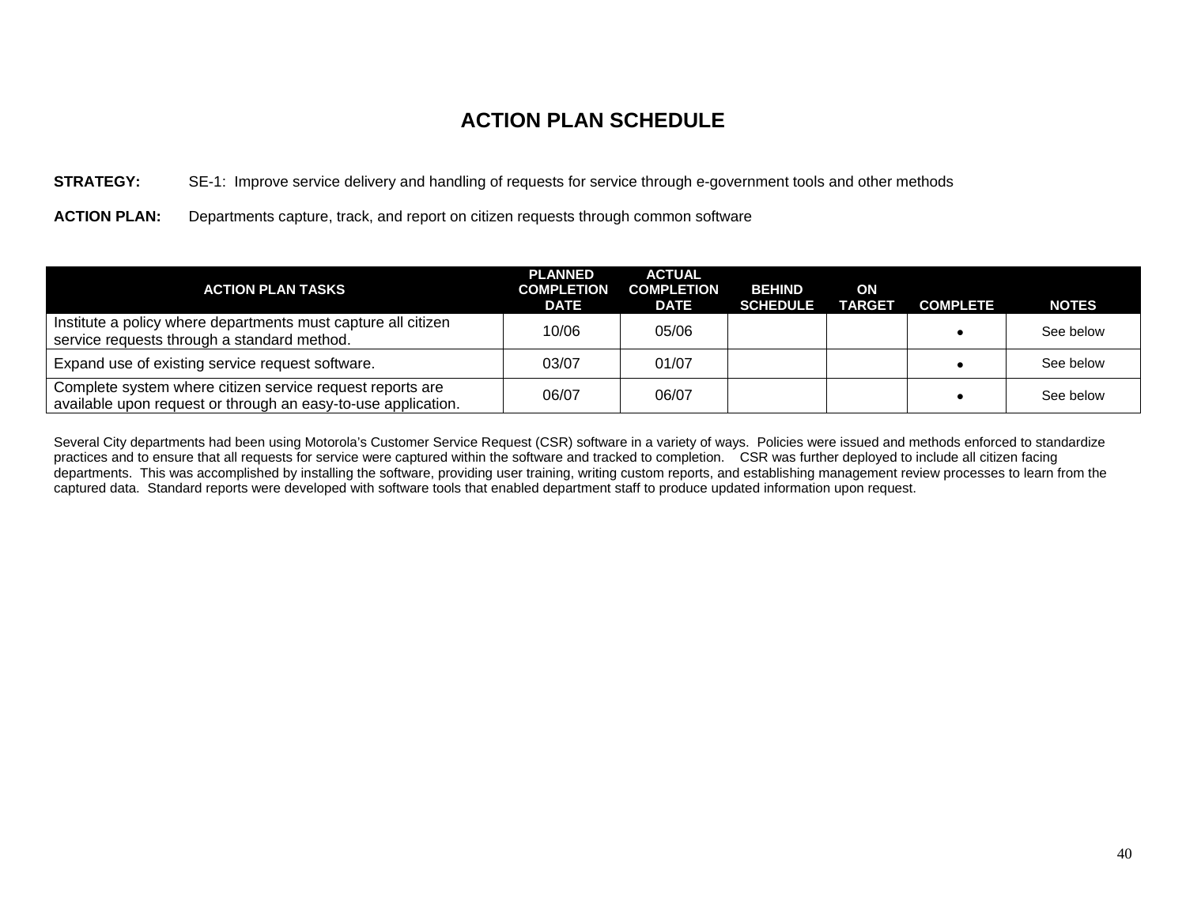# ACTION PLAN SCHEDULE

**STRATEGY:** SE-1: Improve service delivery and handling of requests for service through e-government tools and other methods

**ACTION PLAN:** Departments capture, track, and report on citizen requests through common software

| ACTION PLAN TASKS | PLANNED COMPLETION DATE | ACTUAL COMPLETION DATE | BEHIND SCHEDULE | ON TARGET | COMPLETE | NOTES |
|---|---|---|---|---|---|---|
| Institute a policy where departments must capture all citizen service requests through a standard method. | 10/06 | 05/06 | | | • | See below |
| Expand use of existing service request software. | 03/07 | 01/07 | | | • | See below |
| Complete system where citizen service request reports are available upon request or through an easy-to-use application. | 06/07 | 06/07 | | | • | See below |

Several City departments had been using Motorola's Customer Service Request (CSR) software in a variety of ways. Policies were issued and methods enforced to standardize practices and to ensure that all requests for service were captured within the software and tracked to completion. CSR was further deployed to include all citizen facing departments. This was accomplished by installing the software, providing user training, writing custom reports, and establishing management review processes to learn from the captured data. Standard reports were developed with software tools that enabled department staff to produce updated information upon request.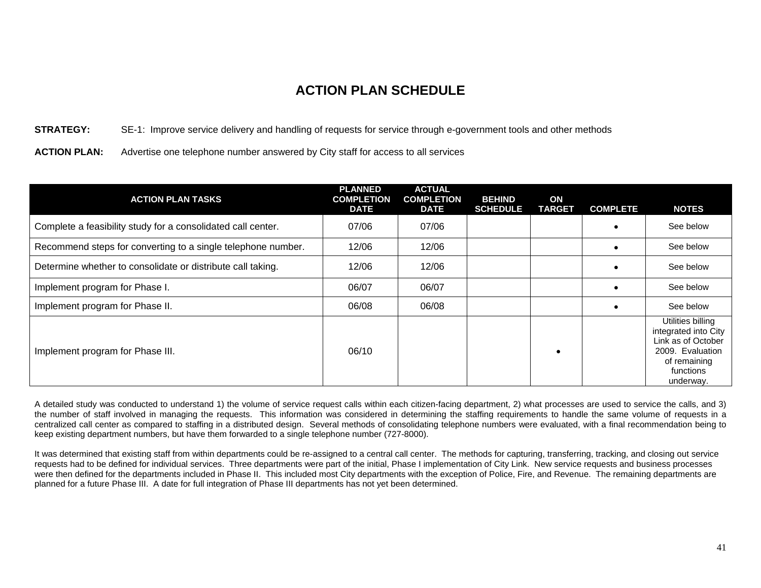# ACTION PLAN SCHEDULE

**STRATEGY:** SE-1: Improve service delivery and handling of requests for service through e-government tools and other methods

**ACTION PLAN:** Advertise one telephone number answered by City staff for access to all services

| ACTION PLAN TASKS | PLANNED COMPLETION DATE | ACTUAL COMPLETION DATE | BEHIND SCHEDULE | ON TARGET | COMPLETE | NOTES |
|---|---|---|---|---|---|---|
| Complete a feasibility study for a consolidated call center. | 07/06 | 07/06 | | | • | See below |
| Recommend steps for converting to a single telephone number. | 12/06 | 12/06 | | | • | See below |
| Determine whether to consolidate or distribute call taking. | 12/06 | 12/06 | | | • | See below |
| Implement program for Phase I. | 06/07 | 06/07 | | | • | See below |
| Implement program for Phase II. | 06/08 | 06/08 | | | • | See below |
| Implement program for Phase III. | 06/10 | | | • | | Utilities billing integrated into City Link as of October 2009. Evaluation of remaining functions underway. |

A detailed study was conducted to understand 1) the volume of service request calls within each citizen-facing department, 2) what processes are used to service the calls, and 3) the number of staff involved in managing the requests. This information was considered in determining the staffing requirements to handle the same volume of requests in a centralized call center as compared to staffing in a distributed design. Several methods of consolidating telephone numbers were evaluated, with a final recommendation being to keep existing department numbers, but have them forwarded to a single telephone number (727-8000).

It was determined that existing staff from within departments could be re-assigned to a central call center. The methods for capturing, transferring, tracking, and closing out service requests had to be defined for individual services. Three departments were part of the initial, Phase I implementation of City Link. New service requests and business processes were then defined for the departments included in Phase II. This included most City departments with the exception of Police, Fire, and Revenue. The remaining departments are planned for a future Phase III. A date for full integration of Phase III departments has not yet been determined.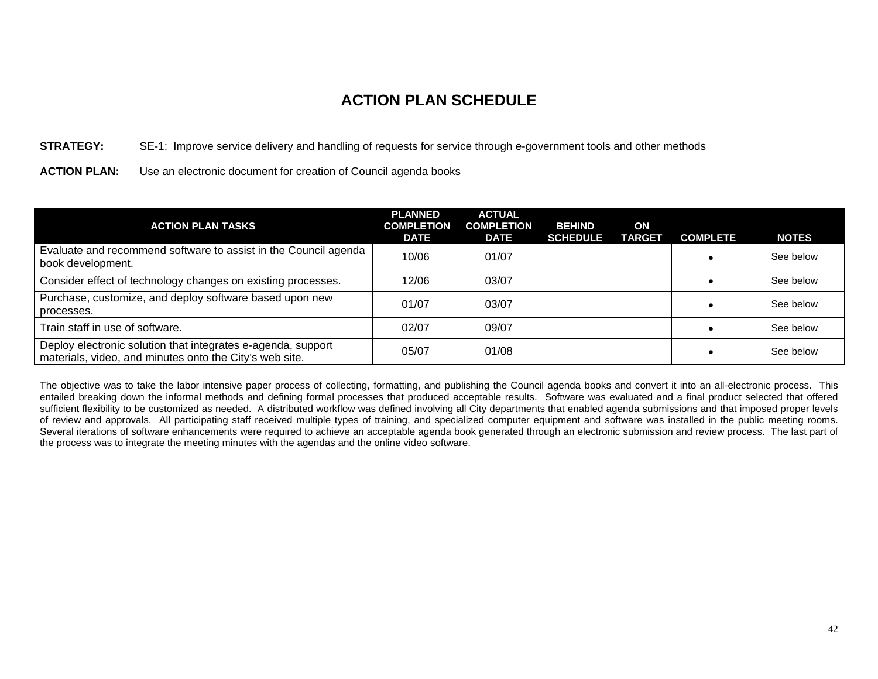# ACTION PLAN SCHEDULE

**STRATEGY:** SE-1: Improve service delivery and handling of requests for service through e-government tools and other methods

**ACTION PLAN:** Use an electronic document for creation of Council agenda books

| ACTION PLAN TASKS | PLANNED COMPLETION DATE | ACTUAL COMPLETION DATE | BEHIND SCHEDULE | ON TARGET | COMPLETE | NOTES |
|---|---|---|---|---|---|---|
| Evaluate and recommend software to assist in the Council agenda book development. | 10/06 | 01/07 | | | • | See below |
| Consider effect of technology changes on existing processes. | 12/06 | 03/07 | | | • | See below |
| Purchase, customize, and deploy software based upon new processes. | 01/07 | 03/07 | | | • | See below |
| Train staff in use of software. | 02/07 | 09/07 | | | • | See below |
| Deploy electronic solution that integrates e-agenda, support materials, video, and minutes onto the City's web site. | 05/07 | 01/08 | | | • | See below |

The objective was to take the labor intensive paper process of collecting, formatting, and publishing the Council agenda books and convert it into an all-electronic process. This entailed breaking down the informal methods and defining formal processes that produced acceptable results. Software was evaluated and a final product selected that offered sufficient flexibility to be customized as needed. A distributed workflow was defined involving all City departments that enabled agenda submissions and that imposed proper levels of review and approvals. All participating staff received multiple types of training, and specialized computer equipment and software was installed in the public meeting rooms. Several iterations of software enhancements were required to achieve an acceptable agenda book generated through an electronic submission and review process. The last part of the process was to integrate the meeting minutes with the agendas and the online video software.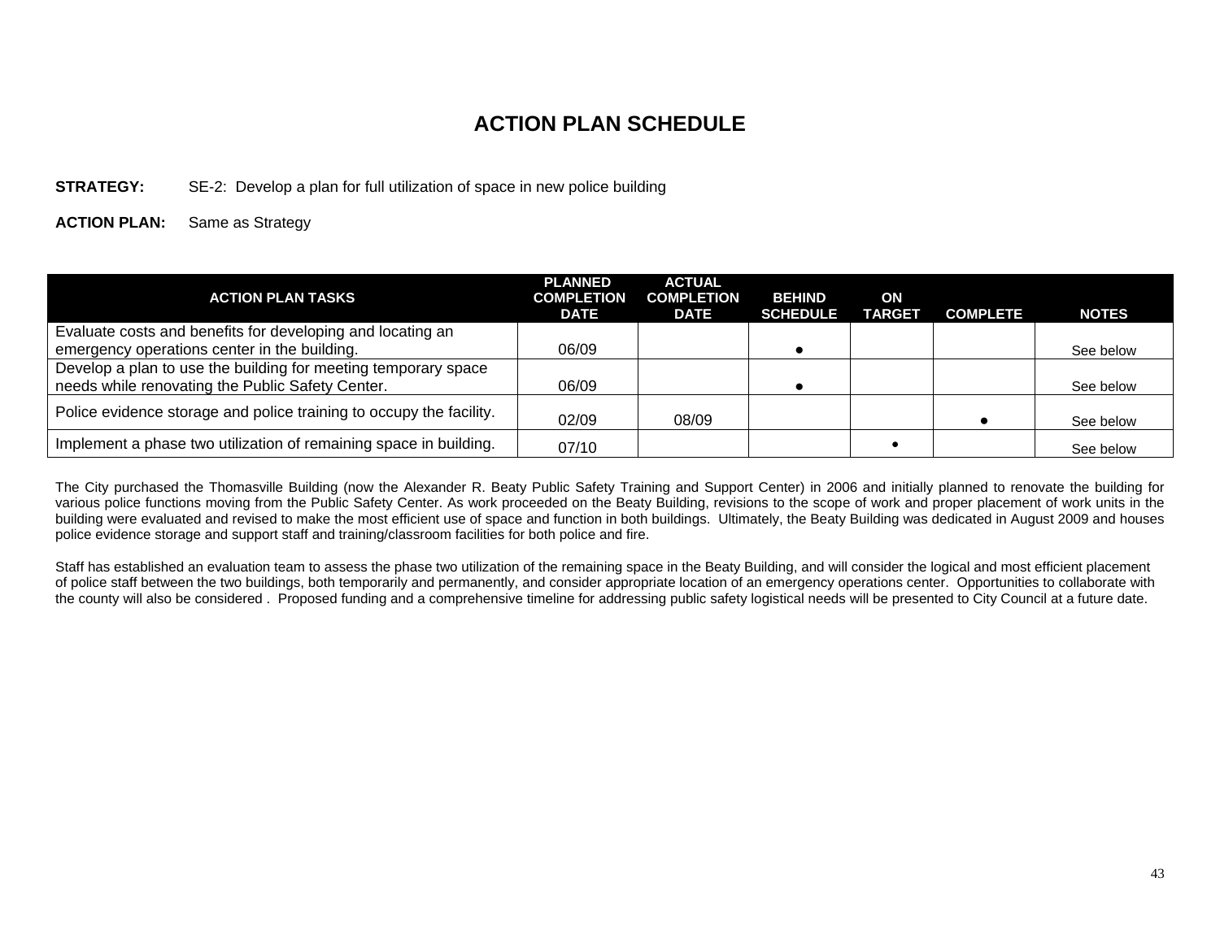# ACTION PLAN SCHEDULE

**STRATEGY:** SE-2: Develop a plan for full utilization of space in new police building

**ACTION PLAN:** Same as Strategy

| ACTION PLAN TASKS | PLANNED COMPLETION DATE | ACTUAL COMPLETION DATE | BEHIND SCHEDULE | ON TARGET | COMPLETE | NOTES |
|---|---|---|---|---|---|---|
| Evaluate costs and benefits for developing and locating an emergency operations center in the building. | 06/09 | | ● | | | See below |
| Develop a plan to use the building for meeting temporary space needs while renovating the Public Safety Center. | 06/09 | | ● | | | See below |
| Police evidence storage and police training to occupy the facility. | 02/09 | 08/09 | | | ● | See below |
| Implement a phase two utilization of remaining space in building. | 07/10 | | | ● | | See below |

The City purchased the Thomasville Building (now the Alexander R. Beaty Public Safety Training and Support Center) in 2006 and initially planned to renovate the building for various police functions moving from the Public Safety Center. As work proceeded on the Beaty Building, revisions to the scope of work and proper placement of work units in the building were evaluated and revised to make the most efficient use of space and function in both buildings. Ultimately, the Beaty Building was dedicated in August 2009 and houses police evidence storage and support staff and training/classroom facilities for both police and fire.

Staff has established an evaluation team to assess the phase two utilization of the remaining space in the Beaty Building, and will consider the logical and most efficient placement of police staff between the two buildings, both temporarily and permanently, and consider appropriate location of an emergency operations center. Opportunities to collaborate with the county will also be considered . Proposed funding and a comprehensive timeline for addressing public safety logistical needs will be presented to City Council at a future date.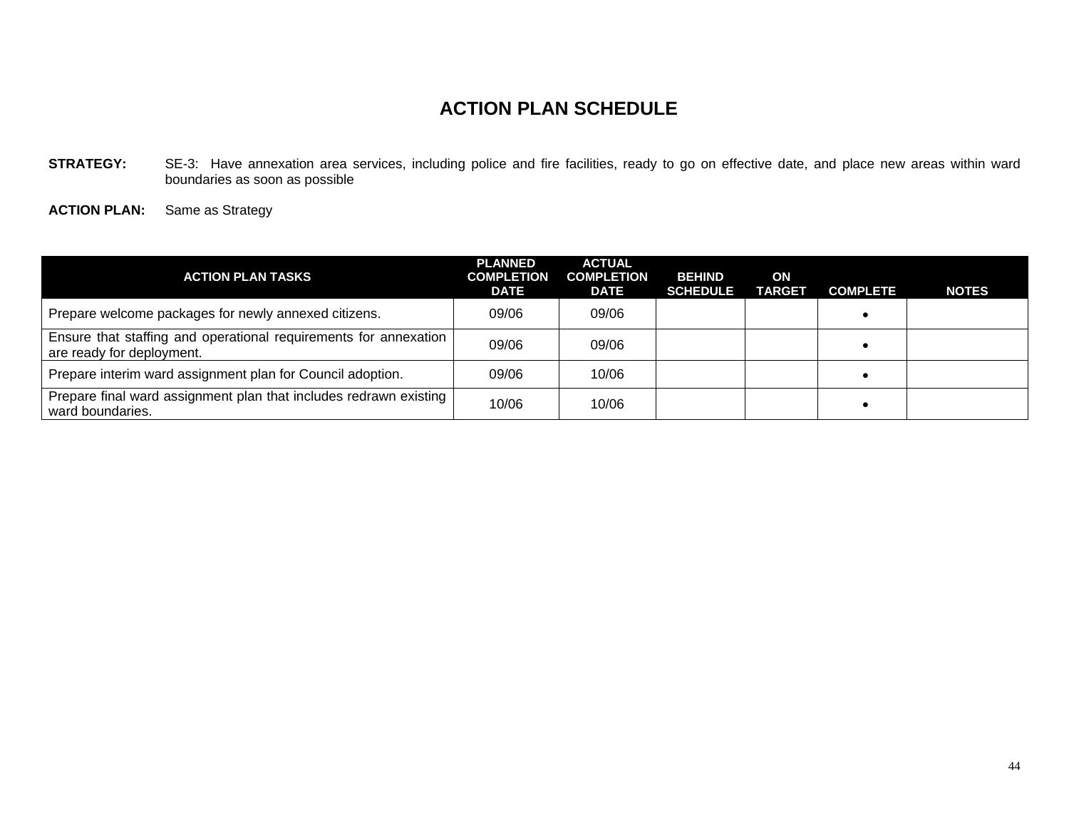# ACTION PLAN SCHEDULE

**STRATEGY:** SE-3: Have annexation area services, including police and fire facilities, ready to go on effective date, and place new areas within ward boundaries as soon as possible

**ACTION PLAN:** Same as Strategy

| ACTION PLAN TASKS | PLANNED COMPLETION DATE | ACTUAL COMPLETION DATE | BEHIND SCHEDULE | ON TARGET | COMPLETE | NOTES |
|---|---|---|---|---|---|---|
| Prepare welcome packages for newly annexed citizens. | 09/06 | 09/06 | | | • | |
| Ensure that staffing and operational requirements for annexation are ready for deployment. | 09/06 | 09/06 | | | • | |
| Prepare interim ward assignment plan for Council adoption. | 09/06 | 10/06 | | | • | |
| Prepare final ward assignment plan that includes redrawn existing ward boundaries. | 10/06 | 10/06 | | | • | |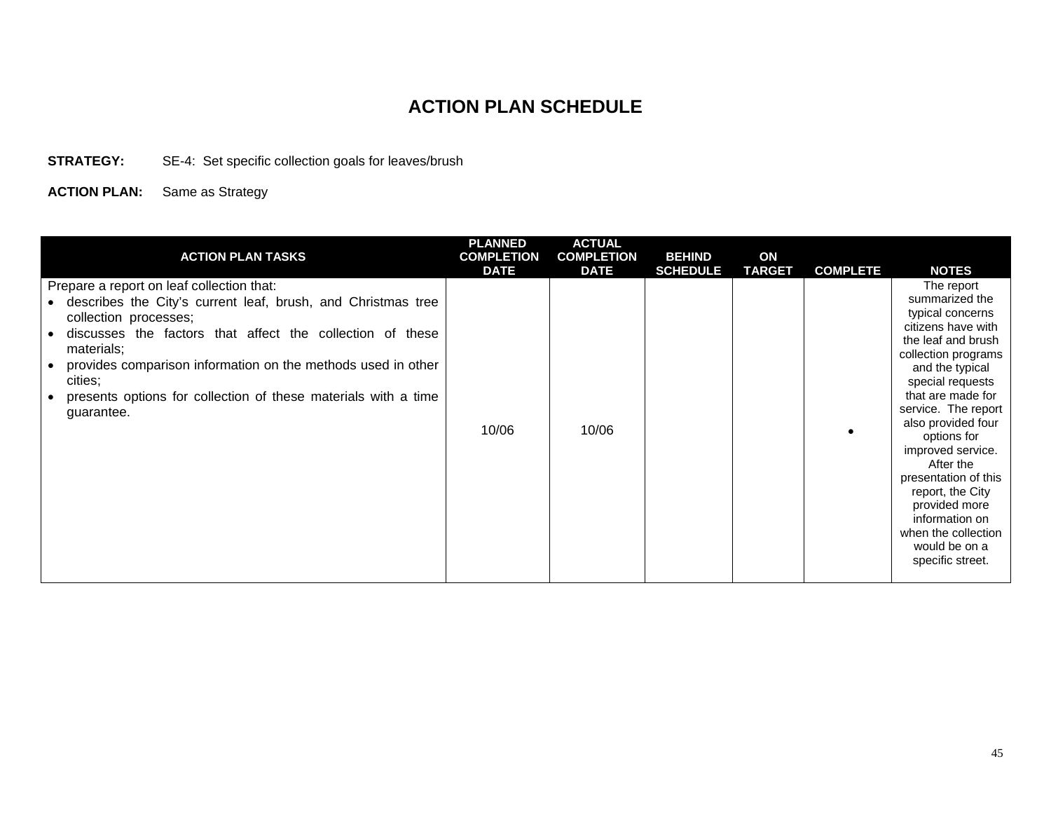# ACTION PLAN SCHEDULE

**STRATEGY:** SE-4: Set specific collection goals for leaves/brush

**ACTION PLAN:** Same as Strategy

| ACTION PLAN TASKS | PLANNED COMPLETION DATE | ACTUAL COMPLETION DATE | BEHIND SCHEDULE | ON TARGET | COMPLETE | NOTES |
|---|---|---|---|---|---|---|
| Prepare a report on leaf collection that:<br>• describes the City's current leaf, brush, and Christmas tree collection processes;<br>• discusses the factors that affect the collection of these materials;<br>• provides comparison information on the methods used in other cities;<br>• presents options for collection of these materials with a time guarantee. | 10/06 | 10/06 | | | • | The report summarized the typical concerns citizens have with the leaf and brush collection programs and the typical special requests that are made for service. The report also provided four options for improved service. After the presentation of this report, the City provided more information on when the collection would be on a specific street. |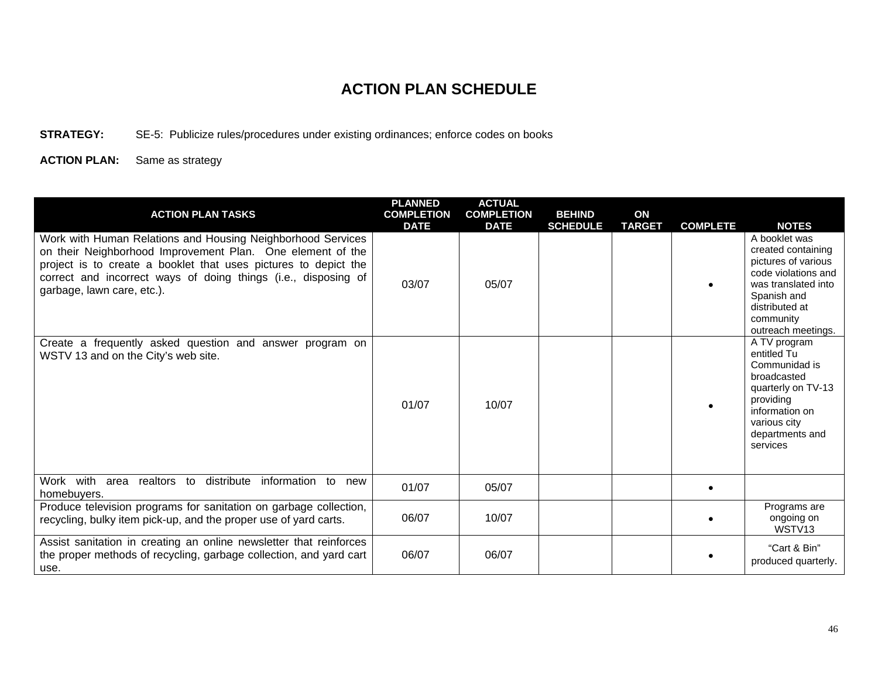# ACTION PLAN SCHEDULE

**STRATEGY:** SE-5: Publicize rules/procedures under existing ordinances; enforce codes on books

**ACTION PLAN:** Same as strategy

| ACTION PLAN TASKS | PLANNED COMPLETION DATE | ACTUAL COMPLETION DATE | BEHIND SCHEDULE | ON TARGET | COMPLETE | NOTES |
|---|---|---|---|---|---|---|
| Work with Human Relations and Housing Neighborhood Services on their Neighborhood Improvement Plan. One element of the project is to create a booklet that uses pictures to depict the correct and incorrect ways of doing things (i.e., disposing of garbage, lawn care, etc.). | 03/07 | 05/07 | | | • | A booklet was created containing pictures of various code violations and was translated into Spanish and distributed at community outreach meetings. |
| Create a frequently asked question and answer program on WSTV 13 and on the City's web site. | 01/07 | 10/07 | | | • | A TV program entitled Tu Communidad is broadcasted quarterly on TV-13 providing information on various city departments and services |
| Work with area realtors to distribute information to new homebuyers. | 01/07 | 05/07 | | | • | |
| Produce television programs for sanitation on garbage collection, recycling, bulky item pick-up, and the proper use of yard carts. | 06/07 | 10/07 | | | • | Programs are ongoing on WSTV13 |
| Assist sanitation in creating an online newsletter that reinforces the proper methods of recycling, garbage collection, and yard cart use. | 06/07 | 06/07 | | | • | "Cart & Bin" produced quarterly. |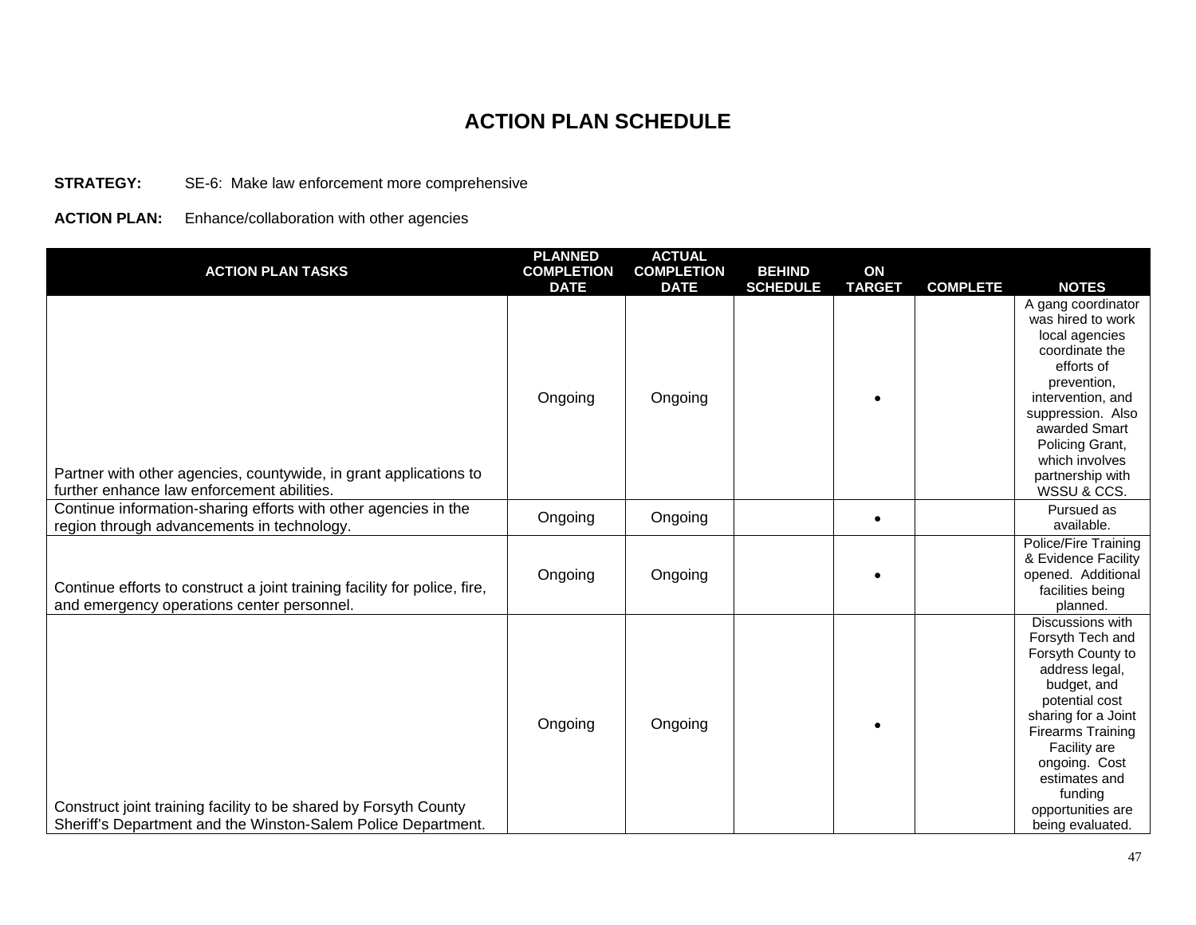# ACTION PLAN SCHEDULE

**STRATEGY:** SE-6: Make law enforcement more comprehensive

**ACTION PLAN:** Enhance/collaboration with other agencies

| ACTION PLAN TASKS | PLANNED COMPLETION DATE | ACTUAL COMPLETION DATE | BEHIND SCHEDULE | ON TARGET | COMPLETE | NOTES |
|---|---|---|---|---|---|---|
| Partner with other agencies, countywide, in grant applications to further enhance law enforcement abilities. | Ongoing | Ongoing | | • | | A gang coordinator was hired to work local agencies coordinate the efforts of prevention, intervention, and suppression. Also awarded Smart Policing Grant, which involves partnership with WSSU & CCS. |
| Continue information-sharing efforts with other agencies in the region through advancements in technology. | Ongoing | Ongoing | | • | | Pursued as available. |
| Continue efforts to construct a joint training facility for police, fire, and emergency operations center personnel. | Ongoing | Ongoing | | • | | Police/Fire Training & Evidence Facility opened. Additional facilities being planned. |
| Construct joint training facility to be shared by Forsyth County Sheriff's Department and the Winston-Salem Police Department. | Ongoing | Ongoing | | • | | Discussions with Forsyth Tech and Forsyth County to address legal, budget, and potential cost sharing for a Joint Firearms Training Facility are ongoing. Cost estimates and funding opportunities are being evaluated. |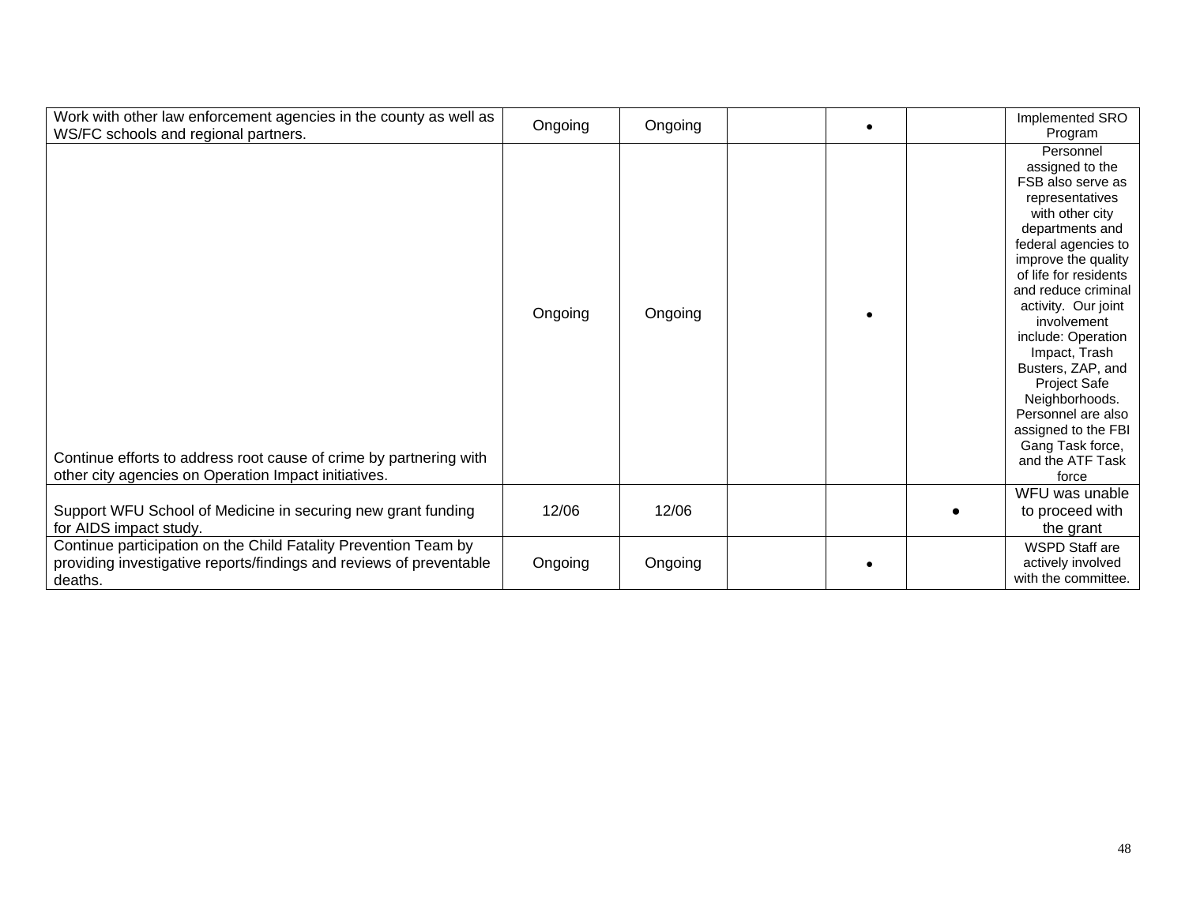| | | | | | | |
|---|---|---|---|---|---|---|
| Work with other law enforcement agencies in the county as well as WS/FC schools and regional partners. | Ongoing | Ongoing | | • | | Implemented SRO Program |
| Continue efforts to address root cause of crime by partnering with other city agencies on Operation Impact initiatives. | Ongoing | Ongoing | | • | | Personnel assigned to the FSB also serve as representatives with other city departments and federal agencies to improve the quality of life for residents and reduce criminal activity. Our joint involvement include: Operation Impact, Trash Busters, ZAP, and Project Safe Neighborhoods. Personnel are also assigned to the FBI Gang Task force, and the ATF Task force |
| Support WFU School of Medicine in securing new grant funding for AIDS impact study. | 12/06 | 12/06 | | | • | WFU was unable to proceed with the grant |
| Continue participation on the Child Fatality Prevention Team by providing investigative reports/findings and reviews of preventable deaths. | Ongoing | Ongoing | | • | | WSPD Staff are actively involved with the committee. |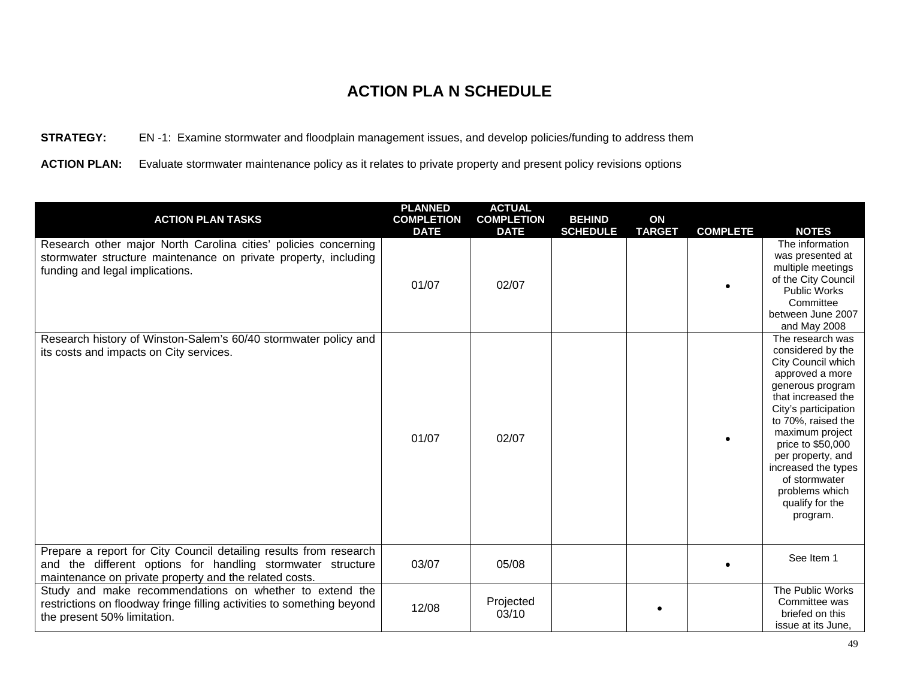# ACTION PLA N SCHEDULE

**STRATEGY:** EN -1: Examine stormwater and floodplain management issues, and develop policies/funding to address them

**ACTION PLAN:** Evaluate stormwater maintenance policy as it relates to private property and present policy revisions options

| ACTION PLAN TASKS | PLANNED COMPLETION DATE | ACTUAL COMPLETION DATE | BEHIND SCHEDULE | ON TARGET | COMPLETE | NOTES |
|---|---|---|---|---|---|---|
| Research other major North Carolina cities' policies concerning stormwater structure maintenance on private property, including funding and legal implications. | 01/07 | 02/07 | | | • | The information was presented at multiple meetings of the City Council Public Works Committee between June 2007 and May 2008 |
| Research history of Winston-Salem's 60/40 stormwater policy and its costs and impacts on City services. | 01/07 | 02/07 | | | • | The research was considered by the City Council which approved a more generous program that increased the City's participation to 70%, raised the maximum project price to $50,000 per property, and increased the types of stormwater problems which qualify for the program. |
| Prepare a report for City Council detailing results from research and the different options for handling stormwater structure maintenance on private property and the related costs. | 03/07 | 05/08 | | | • | See Item 1 |
| Study and make recommendations on whether to extend the restrictions on floodway fringe filling activities to something beyond the present 50% limitation. | 12/08 | Projected 03/10 | | • | | The Public Works Committee was briefed on this issue at its June, |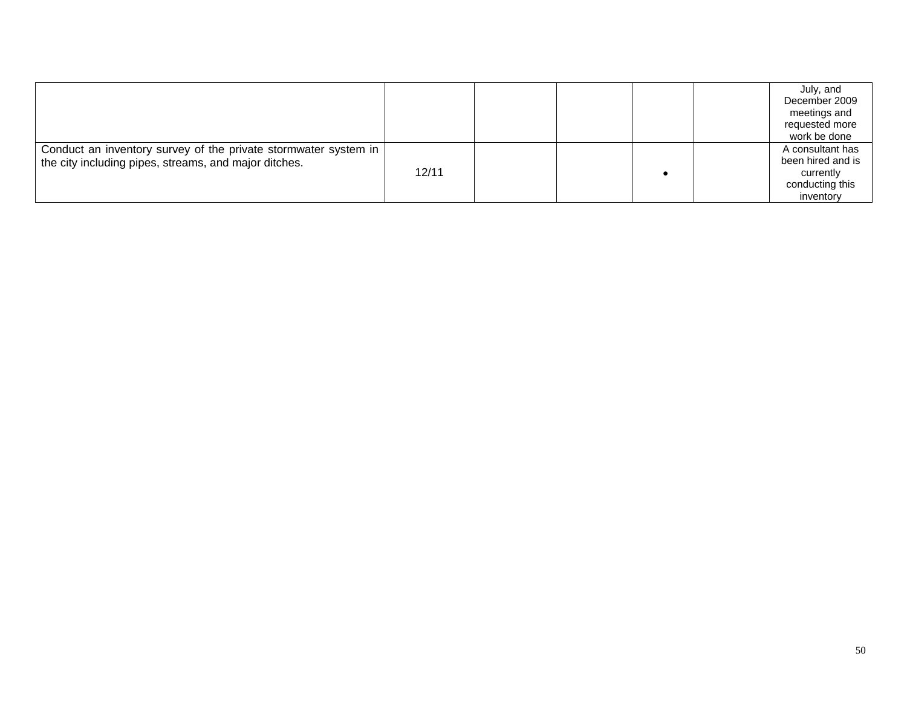| | | | | | | |
|---|---|---|---|---|---|---|
| | | | | | | July, and December 2009 meetings and requested more work be done |
| Conduct an inventory survey of the private stormwater system in the city including pipes, streams, and major ditches. | 12/11 | | | • | | A consultant has been hired and is currently conducting this inventory |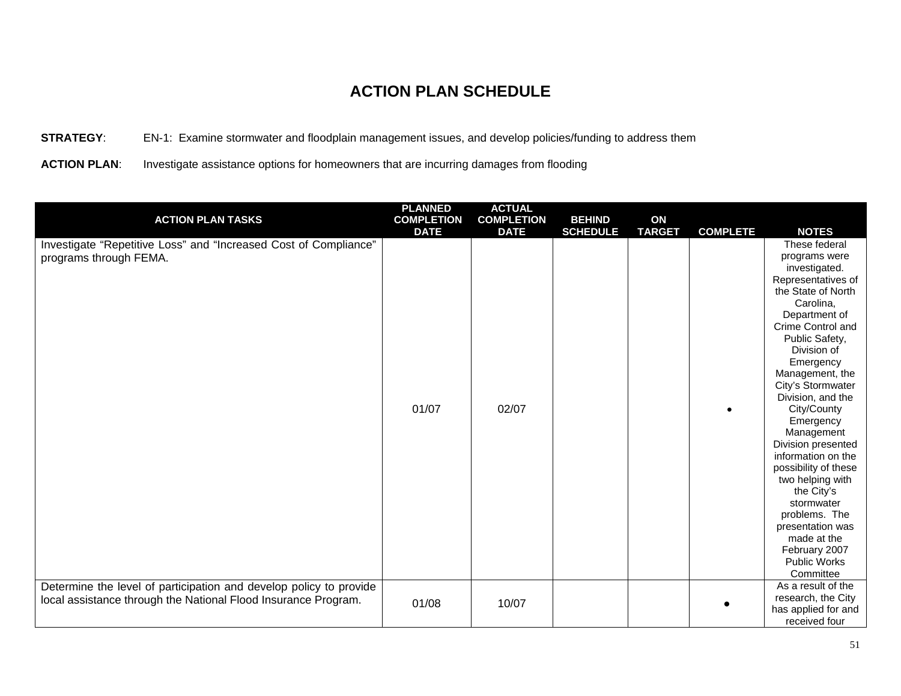# ACTION PLAN SCHEDULE

**STRATEGY**: EN-1: Examine stormwater and floodplain management issues, and develop policies/funding to address them

**ACTION PLAN**: Investigate assistance options for homeowners that are incurring damages from flooding

| ACTION PLAN TASKS | PLANNED COMPLETION DATE | ACTUAL COMPLETION DATE | BEHIND SCHEDULE | ON TARGET | COMPLETE | NOTES |
|---|---|---|---|---|---|---|
| Investigate "Repetitive Loss" and "Increased Cost of Compliance" programs through FEMA. | 01/07 | 02/07 | | | • | These federal programs were investigated. Representatives of the State of North Carolina, Department of Crime Control and Public Safety, Division of Emergency Management, the City's Stormwater Division, and the City/County Emergency Management Division presented information on the possibility of these two helping with the City's stormwater problems. The presentation was made at the February 2007 Public Works Committee |
| Determine the level of participation and develop policy to provide local assistance through the National Flood Insurance Program. | 01/08 | 10/07 | | | • | As a result of the research, the City has applied for and received four |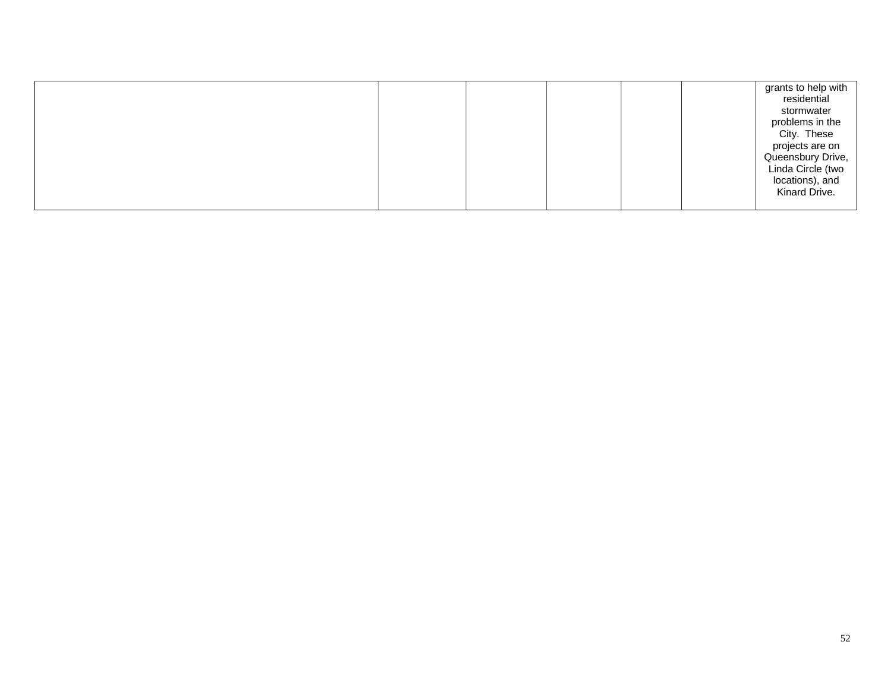| | | | | | | |
|---|---|---|---|---|---|---|
| | | | | | | grants to help with residential stormwater problems in the City. These projects are on Queensbury Drive, Linda Circle (two locations), and Kinard Drive. |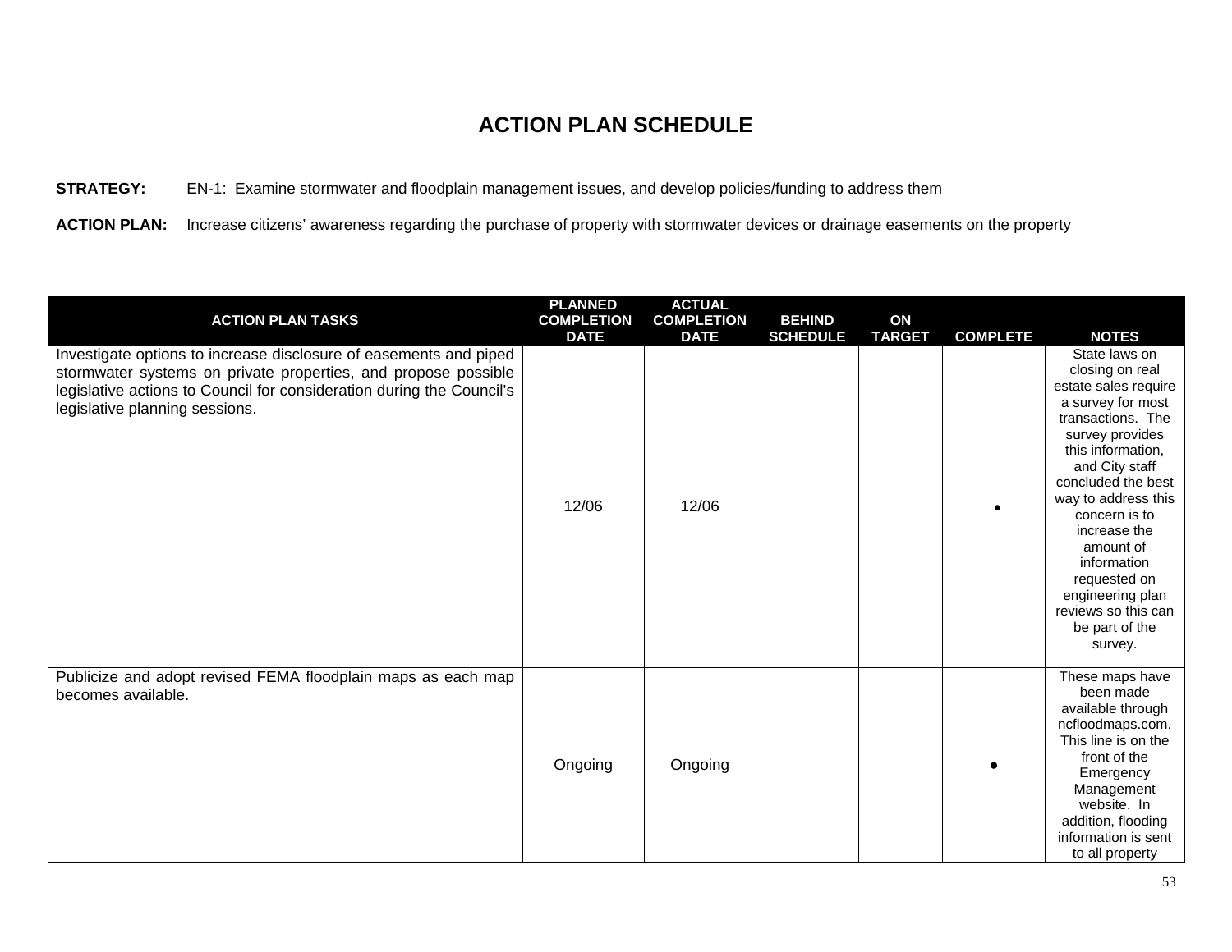# ACTION PLAN SCHEDULE

**STRATEGY:** EN-1: Examine stormwater and floodplain management issues, and develop policies/funding to address them

**ACTION PLAN:** Increase citizens' awareness regarding the purchase of property with stormwater devices or drainage easements on the property

| ACTION PLAN TASKS | PLANNED COMPLETION DATE | ACTUAL COMPLETION DATE | BEHIND SCHEDULE | ON TARGET | COMPLETE | NOTES |
|---|---|---|---|---|---|---|
| Investigate options to increase disclosure of easements and piped stormwater systems on private properties, and propose possible legislative actions to Council for consideration during the Council's legislative planning sessions. | 12/06 | 12/06 | | | • | State laws on closing on real estate sales require a survey for most transactions. The survey provides this information, and City staff concluded the best way to address this concern is to increase the amount of information requested on engineering plan reviews so this can be part of the survey. |
| Publicize and adopt revised FEMA floodplain maps as each map becomes available. | Ongoing | Ongoing | | | • | These maps have been made available through ncfloodmaps.com. This line is on the front of the Emergency Management website. In addition, flooding information is sent to all property |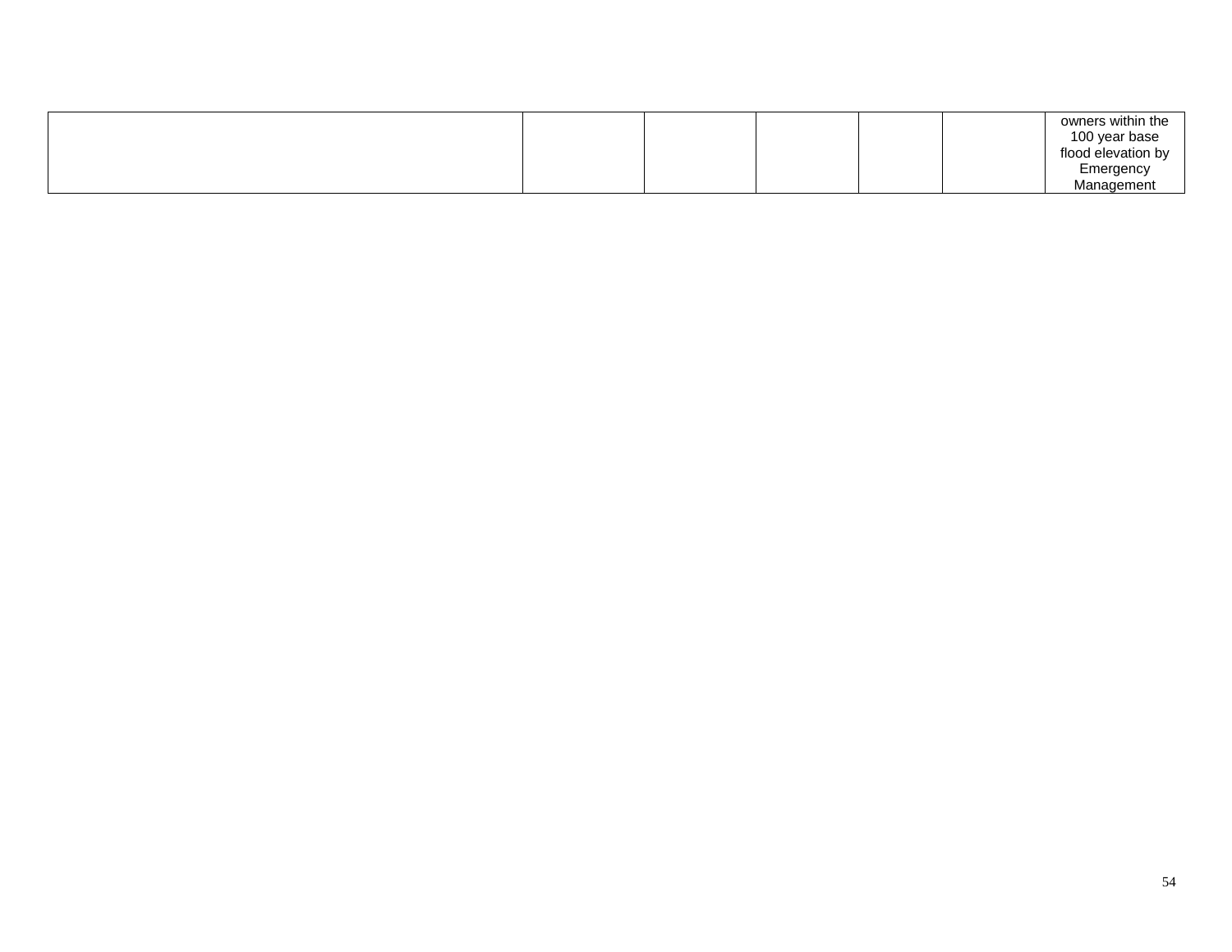| | | | | | | |
|---|---|---|---|---|---|---|
| | | | | | | owners within the 100 year base flood elevation by Emergency Management |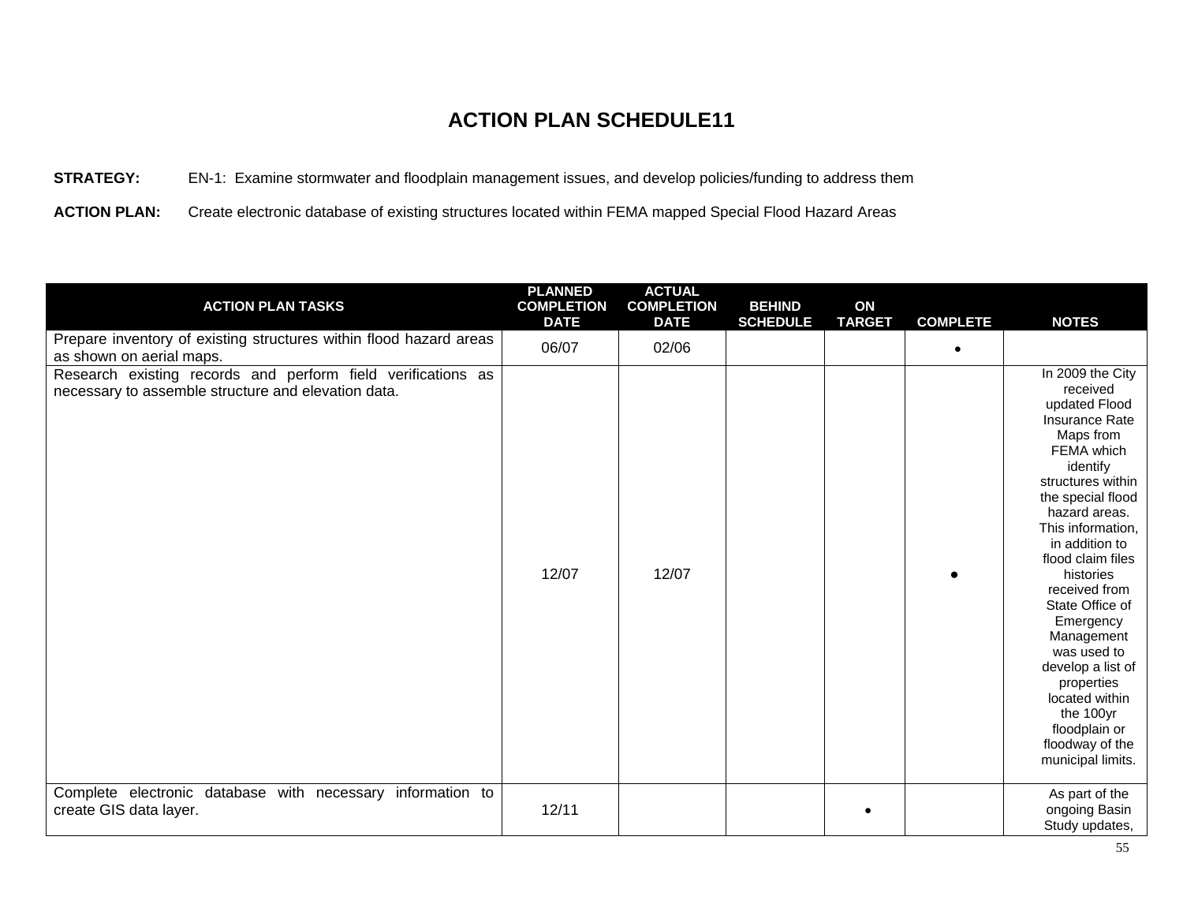# ACTION PLAN SCHEDULE11

**STRATEGY:** EN-1: Examine stormwater and floodplain management issues, and develop policies/funding to address them

**ACTION PLAN:** Create electronic database of existing structures located within FEMA mapped Special Flood Hazard Areas

| ACTION PLAN TASKS | PLANNED COMPLETION DATE | ACTUAL COMPLETION DATE | BEHIND SCHEDULE | ON TARGET | COMPLETE | NOTES |
|---|---|---|---|---|---|---|
| Prepare inventory of existing structures within flood hazard areas as shown on aerial maps. | 06/07 | 02/06 | | | • | |
| Research existing records and perform field verifications as necessary to assemble structure and elevation data. | 12/07 | 12/07 | | | • | In 2009 the City received updated Flood Insurance Rate Maps from FEMA which identify structures within the special flood hazard areas. This information, in addition to flood claim files histories received from State Office of Emergency Management was used to develop a list of properties located within the 100yr floodplain or floodway of the municipal limits. |
| Complete electronic database with necessary information to create GIS data layer. | 12/11 | | | • | | As part of the ongoing Basin Study updates, |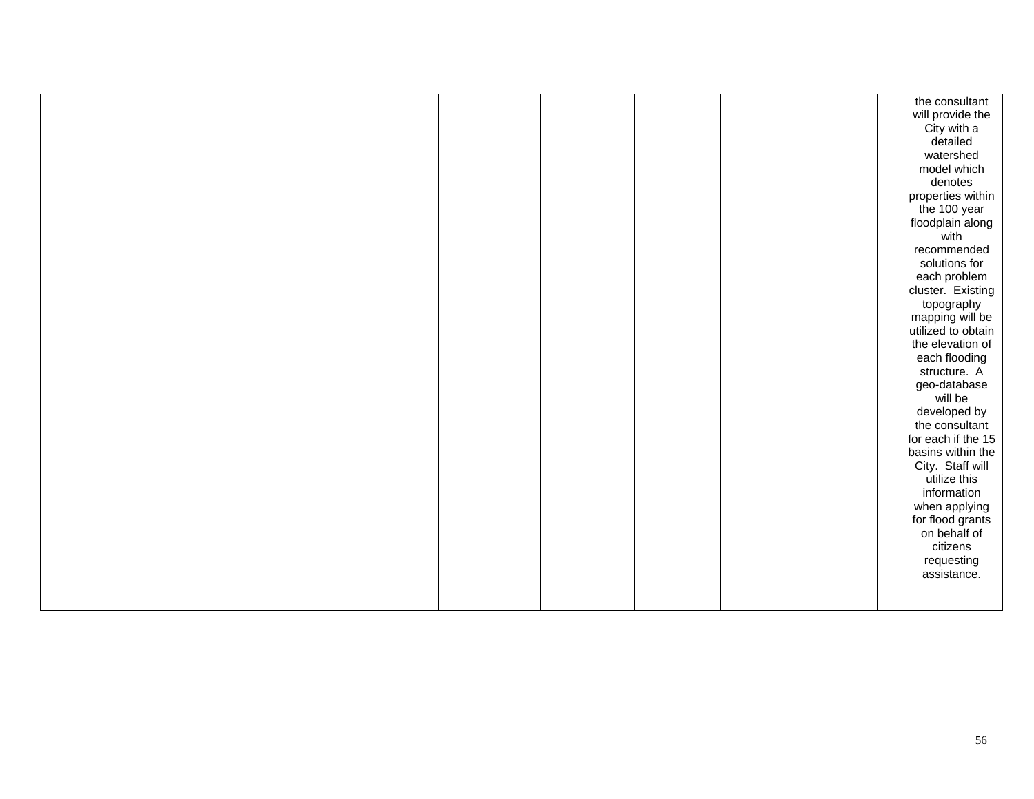| | | | | | | |
|---|---|---|---|---|---|---|
| | | | | | | the consultant will provide the City with a detailed watershed model which denotes properties within the 100 year floodplain along with recommended solutions for each problem cluster. Existing topography mapping will be utilized to obtain the elevation of each flooding structure. A geo-database will be developed by the consultant for each if the 15 basins within the City. Staff will utilize this information when applying for flood grants on behalf of citizens requesting assistance. |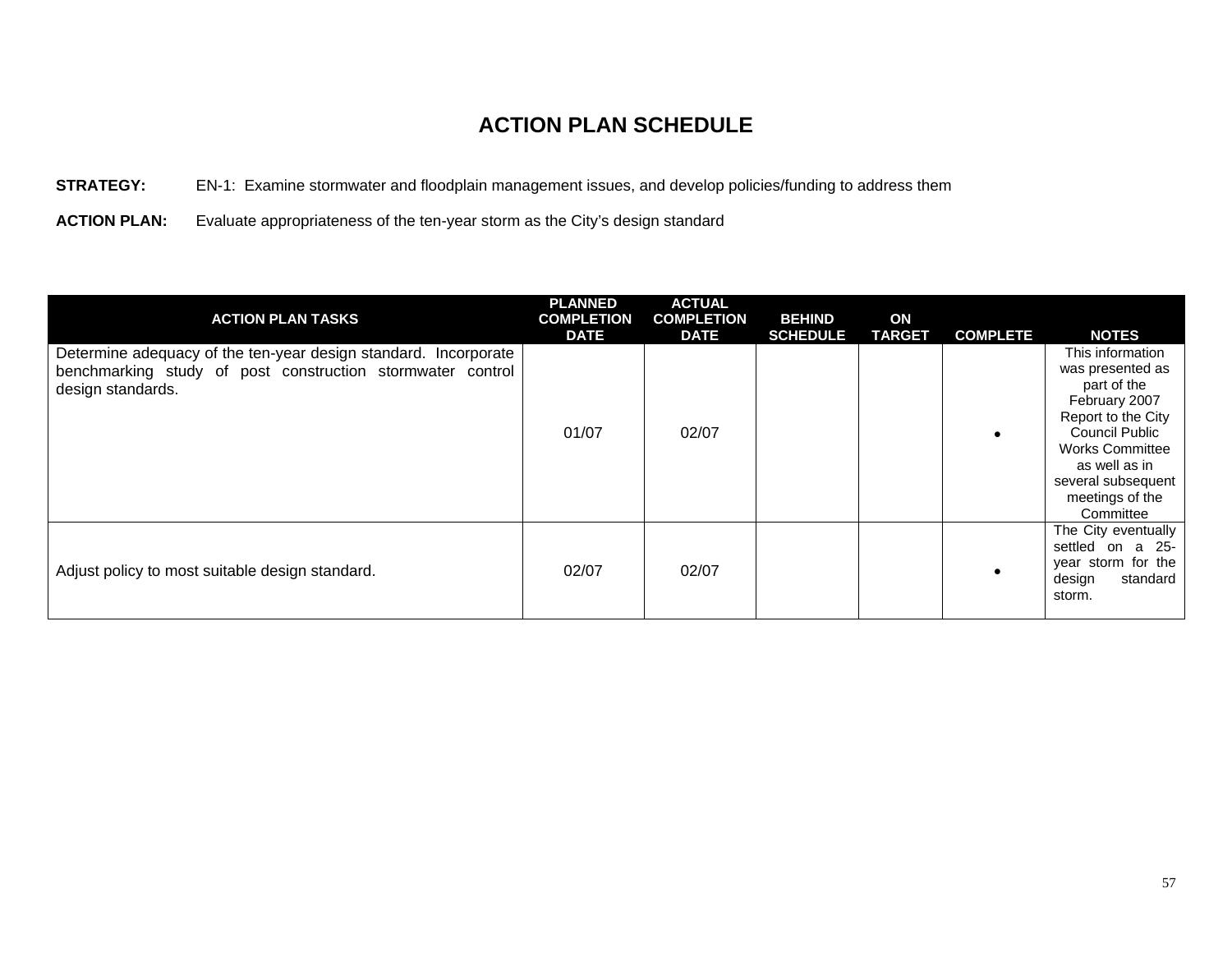# ACTION PLAN SCHEDULE

**STRATEGY:** EN-1: Examine stormwater and floodplain management issues, and develop policies/funding to address them

**ACTION PLAN:** Evaluate appropriateness of the ten-year storm as the City's design standard

| ACTION PLAN TASKS | PLANNED COMPLETION DATE | ACTUAL COMPLETION DATE | BEHIND SCHEDULE | ON TARGET | COMPLETE | NOTES |
|---|---|---|---|---|---|---|
| Determine adequacy of the ten-year design standard. Incorporate benchmarking study of post construction stormwater control design standards. | 01/07 | 02/07 | | | • | This information was presented as part of the February 2007 Report to the City Council Public Works Committee as well as in several subsequent meetings of the Committee |
| Adjust policy to most suitable design standard. | 02/07 | 02/07 | | | • | The City eventually settled on a 25-year storm for the design standard storm. |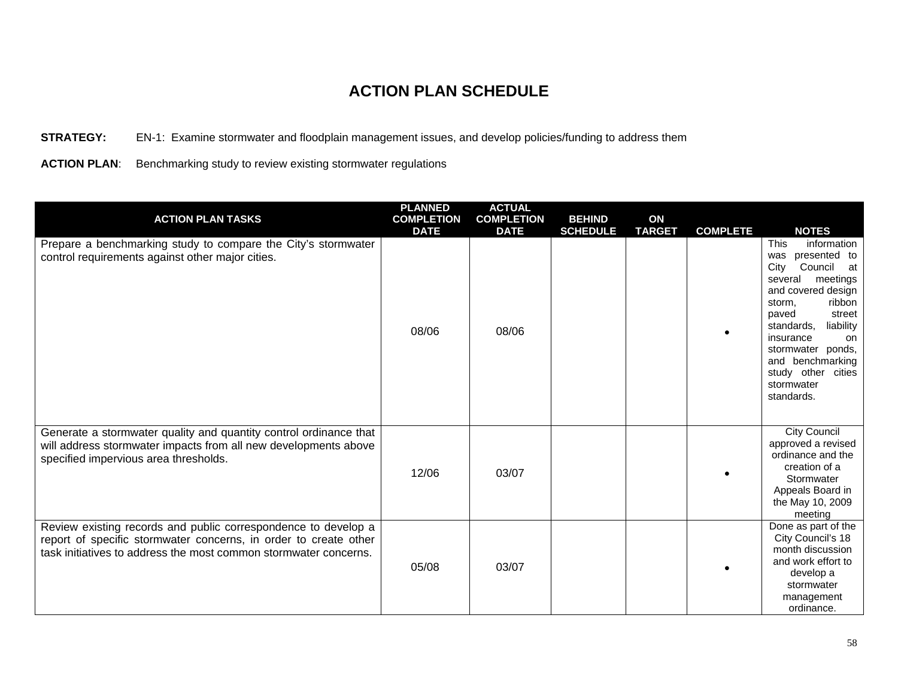# ACTION PLAN SCHEDULE

**STRATEGY:** EN-1: Examine stormwater and floodplain management issues, and develop policies/funding to address them

**ACTION PLAN**: Benchmarking study to review existing stormwater regulations

| ACTION PLAN TASKS | PLANNED COMPLETION DATE | ACTUAL COMPLETION DATE | BEHIND SCHEDULE | ON TARGET | COMPLETE | NOTES |
|---|---|---|---|---|---|---|
| Prepare a benchmarking study to compare the City's stormwater control requirements against other major cities. | 08/06 | 08/06 | | | • | This information was presented to City Council at several meetings and covered design storm, ribbon paved street standards, liability insurance on stormwater ponds, and benchmarking study other cities stormwater standards. |
| Generate a stormwater quality and quantity control ordinance that will address stormwater impacts from all new developments above specified impervious area thresholds. | 12/06 | 03/07 | | | • | City Council approved a revised ordinance and the creation of a Stormwater Appeals Board in the May 10, 2009 meeting |
| Review existing records and public correspondence to develop a report of specific stormwater concerns, in order to create other task initiatives to address the most common stormwater concerns. | 05/08 | 03/07 | | | • | Done as part of the City Council's 18 month discussion and work effort to develop a stormwater management ordinance. |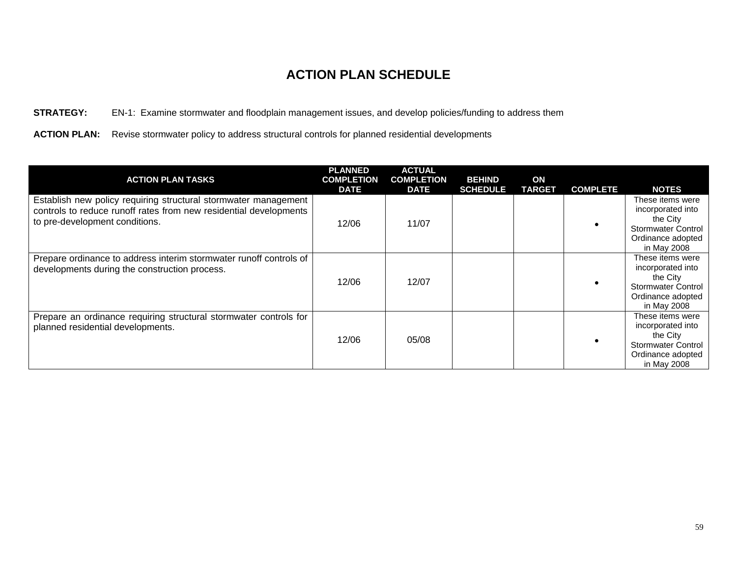# ACTION PLAN SCHEDULE

**STRATEGY:** EN-1: Examine stormwater and floodplain management issues, and develop policies/funding to address them

**ACTION PLAN:** Revise stormwater policy to address structural controls for planned residential developments

| ACTION PLAN TASKS | PLANNED COMPLETION DATE | ACTUAL COMPLETION DATE | BEHIND SCHEDULE | ON TARGET | COMPLETE | NOTES |
|---|---|---|---|---|---|---|
| Establish new policy requiring structural stormwater management controls to reduce runoff rates from new residential developments to pre-development conditions. | 12/06 | 11/07 | | | • | These items were incorporated into the City Stormwater Control Ordinance adopted in May 2008 |
| Prepare ordinance to address interim stormwater runoff controls of developments during the construction process. | 12/06 | 12/07 | | | • | These items were incorporated into the City Stormwater Control Ordinance adopted in May 2008 |
| Prepare an ordinance requiring structural stormwater controls for planned residential developments. | 12/06 | 05/08 | | | • | These items were incorporated into the City Stormwater Control Ordinance adopted in May 2008 |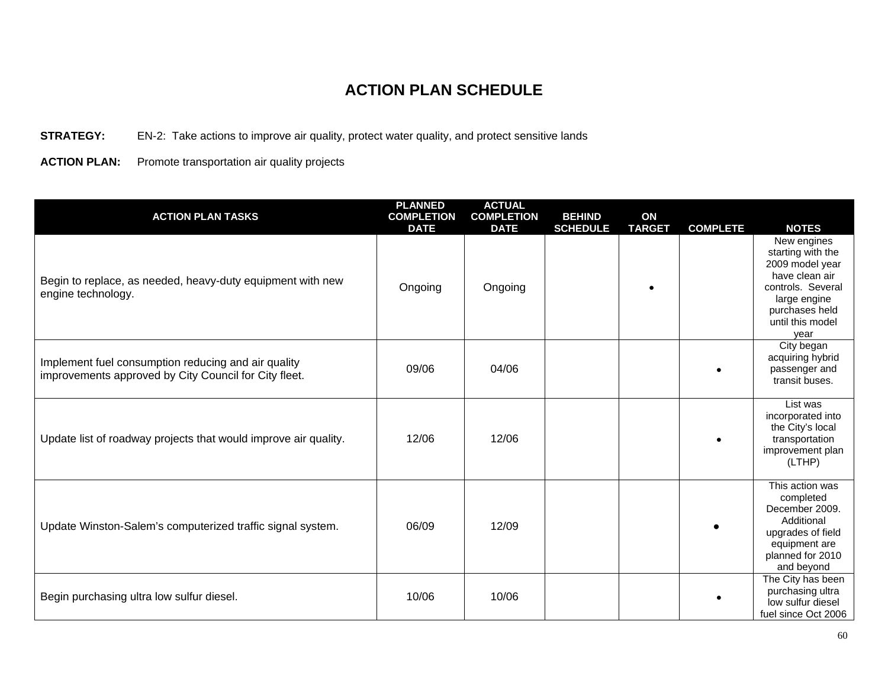# ACTION PLAN SCHEDULE

**STRATEGY:** EN-2: Take actions to improve air quality, protect water quality, and protect sensitive lands

**ACTION PLAN:** Promote transportation air quality projects

| ACTION PLAN TASKS | PLANNED COMPLETION DATE | ACTUAL COMPLETION DATE | BEHIND SCHEDULE | ON TARGET | COMPLETE | NOTES |
|---|---|---|---|---|---|---|
| Begin to replace, as needed, heavy-duty equipment with new engine technology. | Ongoing | Ongoing | | • | | New engines starting with the 2009 model year have clean air controls. Several large engine purchases held until this model year |
| Implement fuel consumption reducing and air quality improvements approved by City Council for City fleet. | 09/06 | 04/06 | | | • | City began acquiring hybrid passenger and transit buses. |
| Update list of roadway projects that would improve air quality. | 12/06 | 12/06 | | | • | List was incorporated into the City's local transportation improvement plan (LTHP) |
| Update Winston-Salem's computerized traffic signal system. | 06/09 | 12/09 | | | • | This action was completed December 2009. Additional upgrades of field equipment are planned for 2010 and beyond |
| Begin purchasing ultra low sulfur diesel. | 10/06 | 10/06 | | | • | The City has been purchasing ultra low sulfur diesel fuel since Oct 2006 |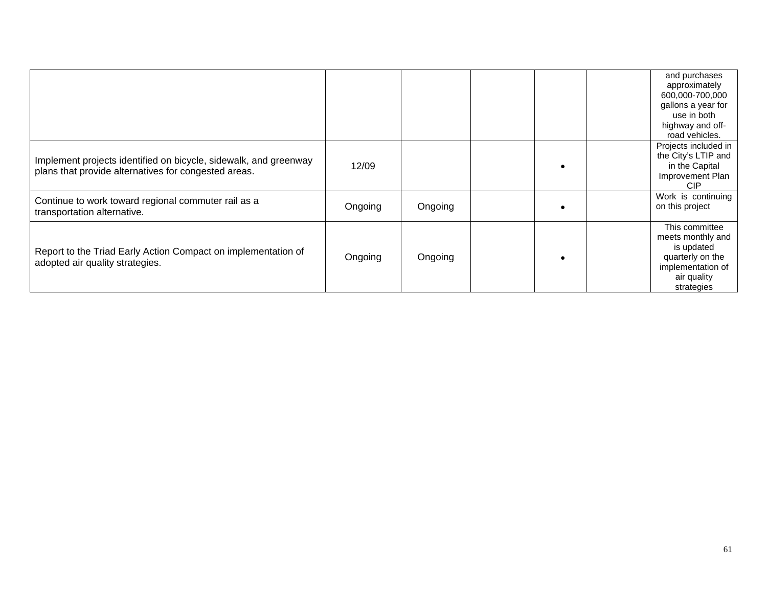| | | | | | | |
|---|---|---|---|---|---|---|
| | | | | | | and purchases approximately 600,000-700,000 gallons a year for use in both highway and off-road vehicles. |
| Implement projects identified on bicycle, sidewalk, and greenway plans that provide alternatives for congested areas. | 12/09 | | | • | | Projects included in the City's LTIP and in the Capital Improvement Plan CIP |
| Continue to work toward regional commuter rail as a transportation alternative. | Ongoing | Ongoing | | • | | Work is continuing on this project |
| Report to the Triad Early Action Compact on implementation of adopted air quality strategies. | Ongoing | Ongoing | | • | | This committee meets monthly and is updated quarterly on the implementation of air quality strategies |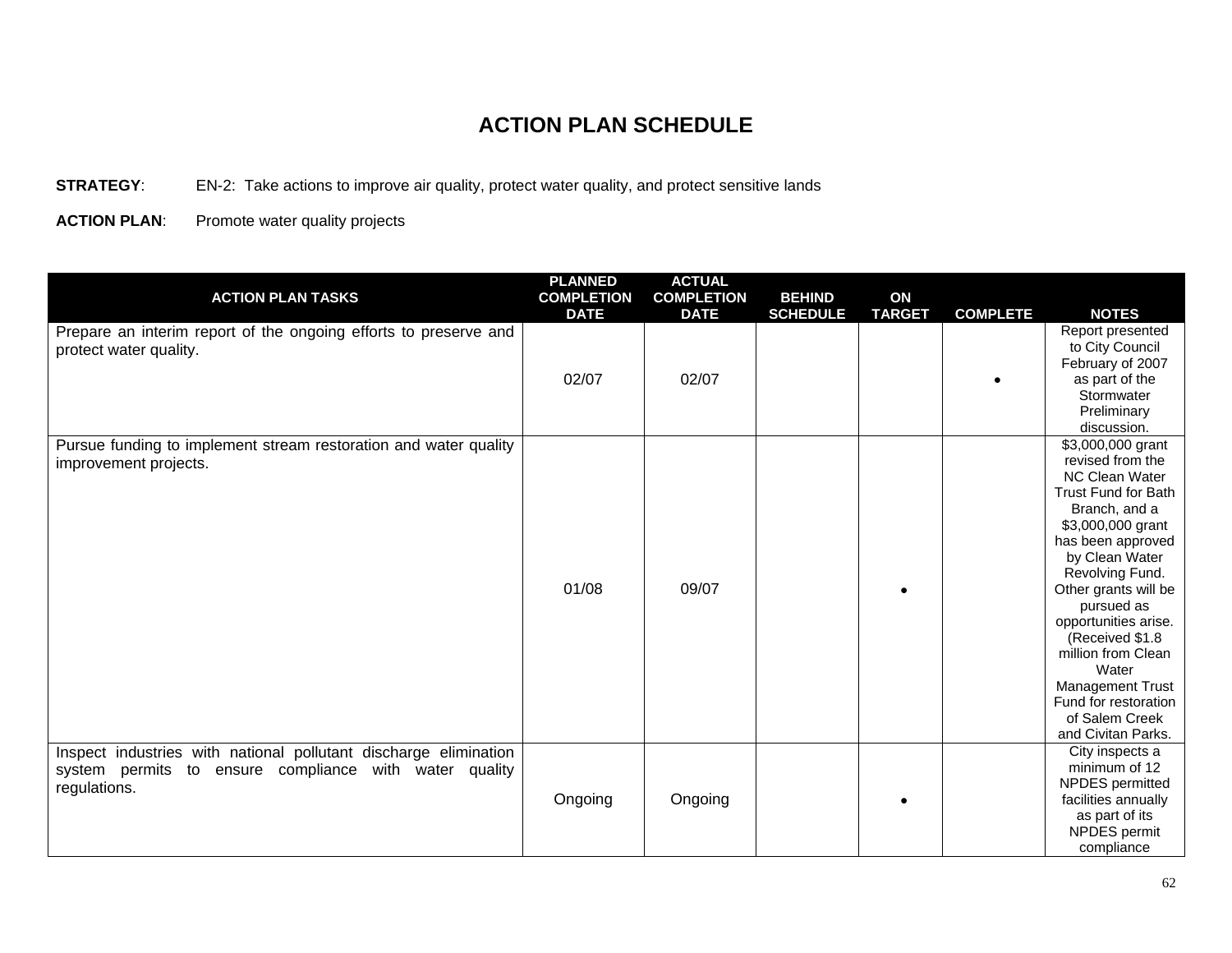# ACTION PLAN SCHEDULE

**STRATEGY**: EN-2: Take actions to improve air quality, protect water quality, and protect sensitive lands

**ACTION PLAN**: Promote water quality projects

| ACTION PLAN TASKS | PLANNED COMPLETION DATE | ACTUAL COMPLETION DATE | BEHIND SCHEDULE | ON TARGET | COMPLETE | NOTES |
|---|---|---|---|---|---|---|
| Prepare an interim report of the ongoing efforts to preserve and protect water quality. | 02/07 | 02/07 | | | • | Report presented to City Council February of 2007 as part of the Stormwater Preliminary discussion. |
| Pursue funding to implement stream restoration and water quality improvement projects. | 01/08 | 09/07 | | • | | $3,000,000 grant revised from the NC Clean Water Trust Fund for Bath Branch, and a $3,000,000 grant has been approved by Clean Water Revolving Fund. Other grants will be pursued as opportunities arise. (Received $1.8 million from Clean Water Management Trust Fund for restoration of Salem Creek and Civitan Parks. |
| Inspect industries with national pollutant discharge elimination system permits to ensure compliance with water quality regulations. | Ongoing | Ongoing | | • | | City inspects a minimum of 12 NPDES permitted facilities annually as part of its NPDES permit compliance |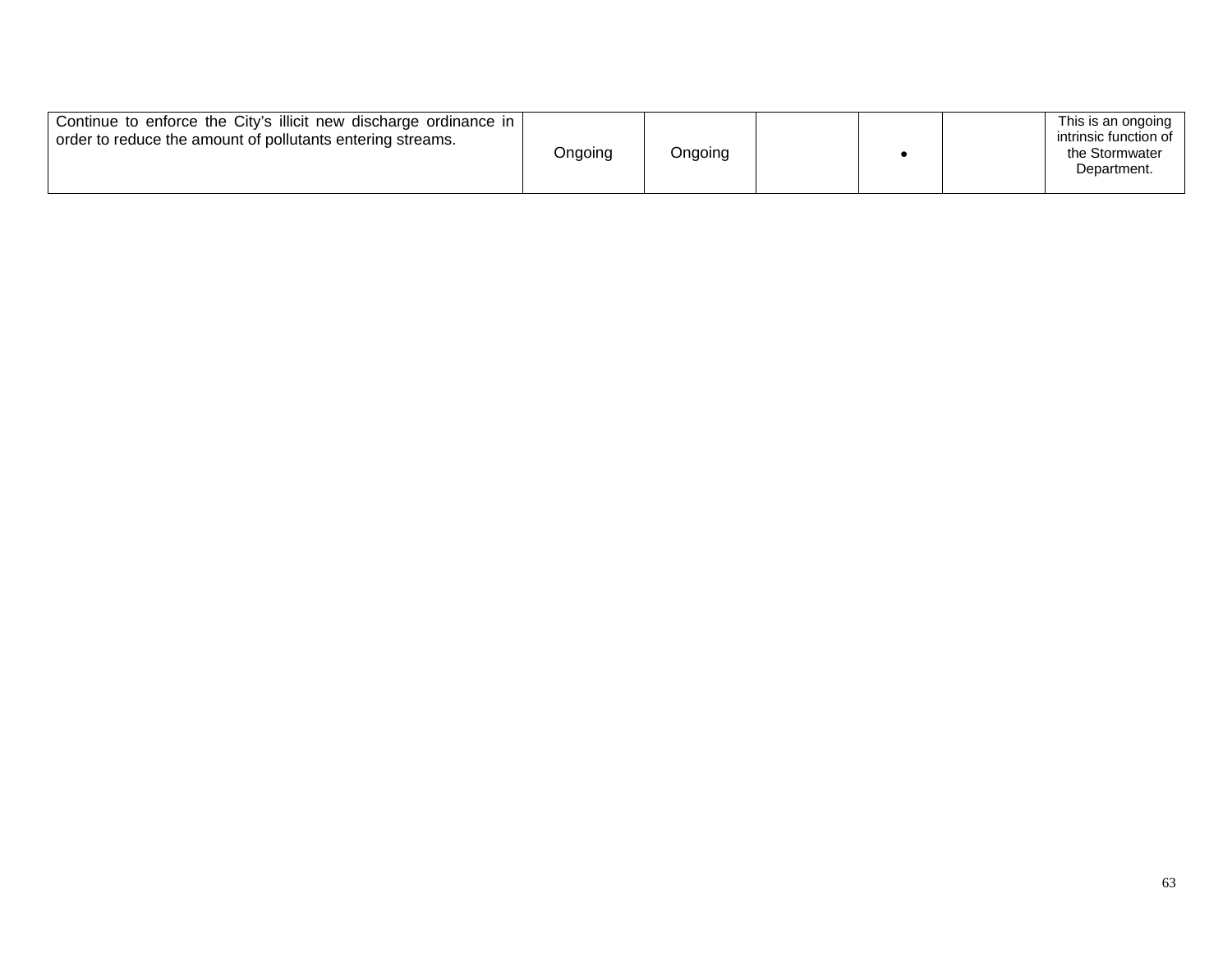| | | | | | | |
|---|---|---|---|---|---|---|
| Continue to enforce the City's illicit new discharge ordinance in order to reduce the amount of pollutants entering streams. | Ongoing | Ongoing | | • | | This is an ongoing intrinsic function of the Stormwater Department. |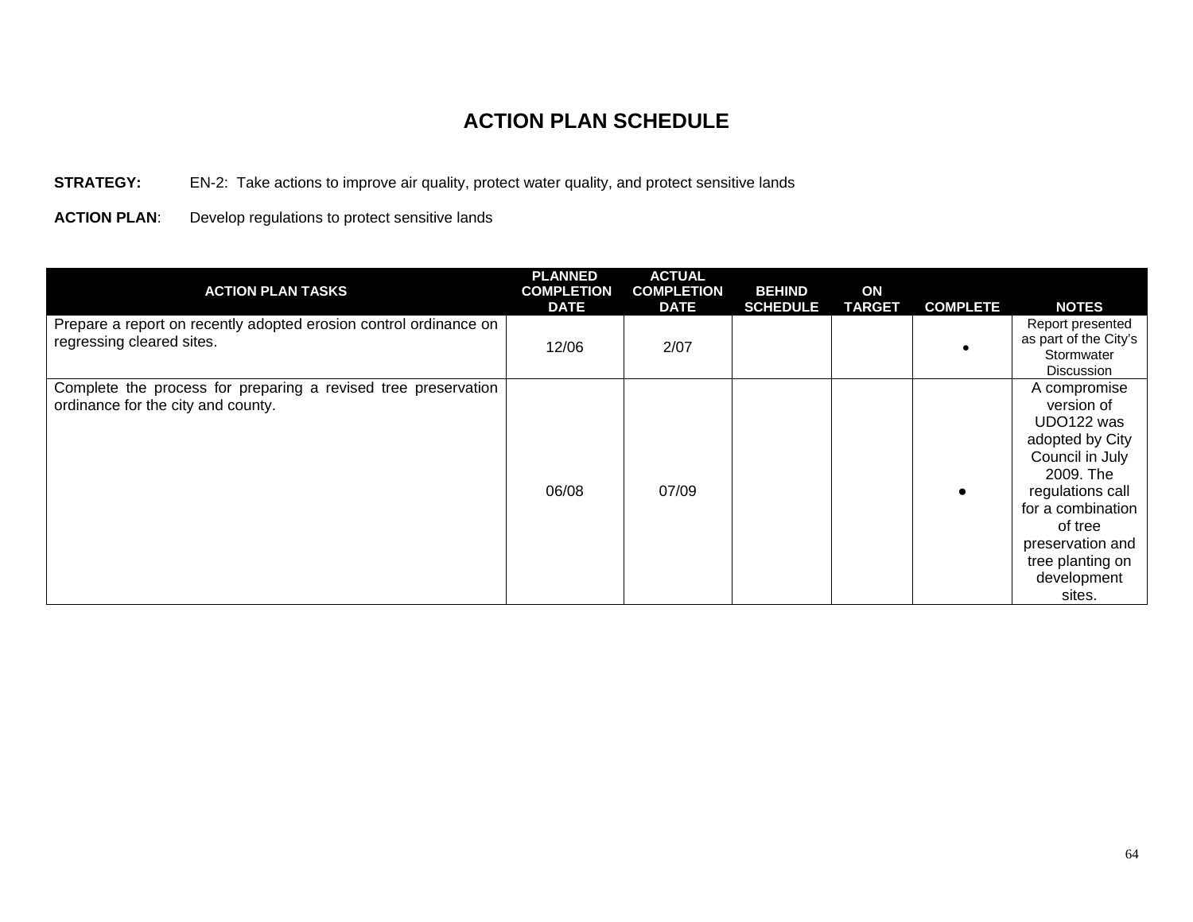# ACTION PLAN SCHEDULE

**STRATEGY:** EN-2: Take actions to improve air quality, protect water quality, and protect sensitive lands

**ACTION PLAN**: Develop regulations to protect sensitive lands

| ACTION PLAN TASKS | PLANNED COMPLETION DATE | ACTUAL COMPLETION DATE | BEHIND SCHEDULE | ON TARGET | COMPLETE | NOTES |
|---|---|---|---|---|---|---|
| Prepare a report on recently adopted erosion control ordinance on regressing cleared sites. | 12/06 | 2/07 | | | • | Report presented as part of the City's Stormwater Discussion |
| Complete the process for preparing a revised tree preservation ordinance for the city and county. | 06/08 | 07/09 | | | • | A compromise version of UDO122 was adopted by City Council in July 2009. The regulations call for a combination of tree preservation and tree planting on development sites. |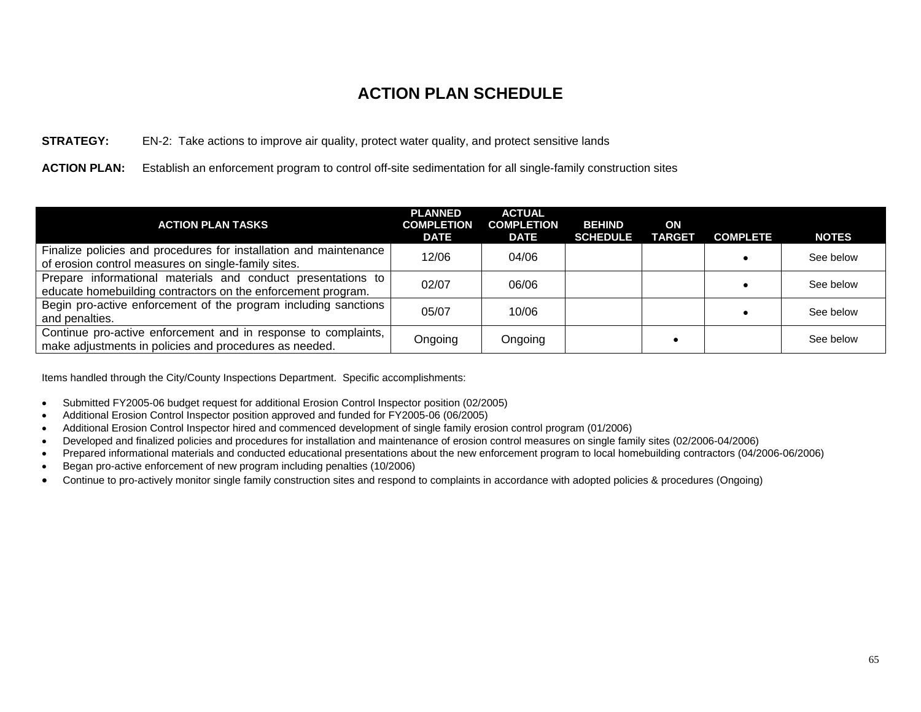# ACTION PLAN SCHEDULE

**STRATEGY:** EN-2: Take actions to improve air quality, protect water quality, and protect sensitive lands

**ACTION PLAN:** Establish an enforcement program to control off-site sedimentation for all single-family construction sites

| ACTION PLAN TASKS | PLANNED COMPLETION DATE | ACTUAL COMPLETION DATE | BEHIND SCHEDULE | ON TARGET | COMPLETE | NOTES |
|---|---|---|---|---|---|---|
| Finalize policies and procedures for installation and maintenance of erosion control measures on single-family sites. | 12/06 | 04/06 | | | • | See below |
| Prepare informational materials and conduct presentations to educate homebuilding contractors on the enforcement program. | 02/07 | 06/06 | | | • | See below |
| Begin pro-active enforcement of the program including sanctions and penalties. | 05/07 | 10/06 | | | • | See below |
| Continue pro-active enforcement and in response to complaints, make adjustments in policies and procedures as needed. | Ongoing | Ongoing | | • | | See below |

Items handled through the City/County Inspections Department. Specific accomplishments:

- Submitted FY2005-06 budget request for additional Erosion Control Inspector position (02/2005)
- Additional Erosion Control Inspector position approved and funded for FY2005-06 (06/2005)
- Additional Erosion Control Inspector hired and commenced development of single family erosion control program (01/2006)
- Developed and finalized policies and procedures for installation and maintenance of erosion control measures on single family sites (02/2006-04/2006)
- Prepared informational materials and conducted educational presentations about the new enforcement program to local homebuilding contractors (04/2006-06/2006)
- Began pro-active enforcement of new program including penalties (10/2006)
- Continue to pro-actively monitor single family construction sites and respond to complaints in accordance with adopted policies & procedures (Ongoing)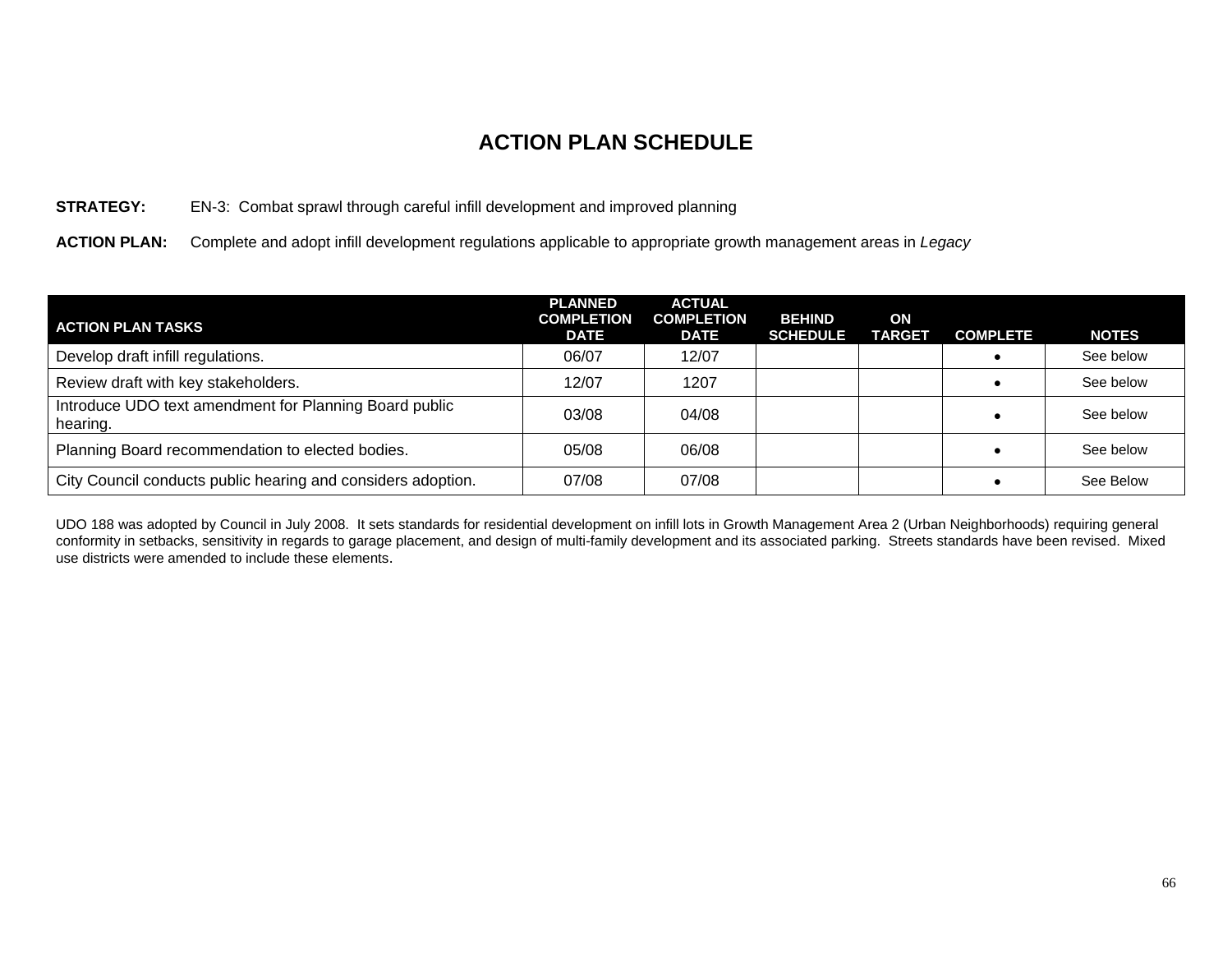# ACTION PLAN SCHEDULE

**STRATEGY:** EN-3: Combat sprawl through careful infill development and improved planning

**ACTION PLAN:** Complete and adopt infill development regulations applicable to appropriate growth management areas in *Legacy*

| ACTION PLAN TASKS | PLANNED COMPLETION DATE | ACTUAL COMPLETION DATE | BEHIND SCHEDULE | ON TARGET | COMPLETE | NOTES |
|---|---|---|---|---|---|---|
| Develop draft infill regulations. | 06/07 | 12/07 | | | • | See below |
| Review draft with key stakeholders. | 12/07 | 1207 | | | • | See below |
| Introduce UDO text amendment for Planning Board public hearing. | 03/08 | 04/08 | | | • | See below |
| Planning Board recommendation to elected bodies. | 05/08 | 06/08 | | | • | See below |
| City Council conducts public hearing and considers adoption. | 07/08 | 07/08 | | | • | See Below |

UDO 188 was adopted by Council in July 2008. It sets standards for residential development on infill lots in Growth Management Area 2 (Urban Neighborhoods) requiring general conformity in setbacks, sensitivity in regards to garage placement, and design of multi-family development and its associated parking. Streets standards have been revised. Mixed use districts were amended to include these elements.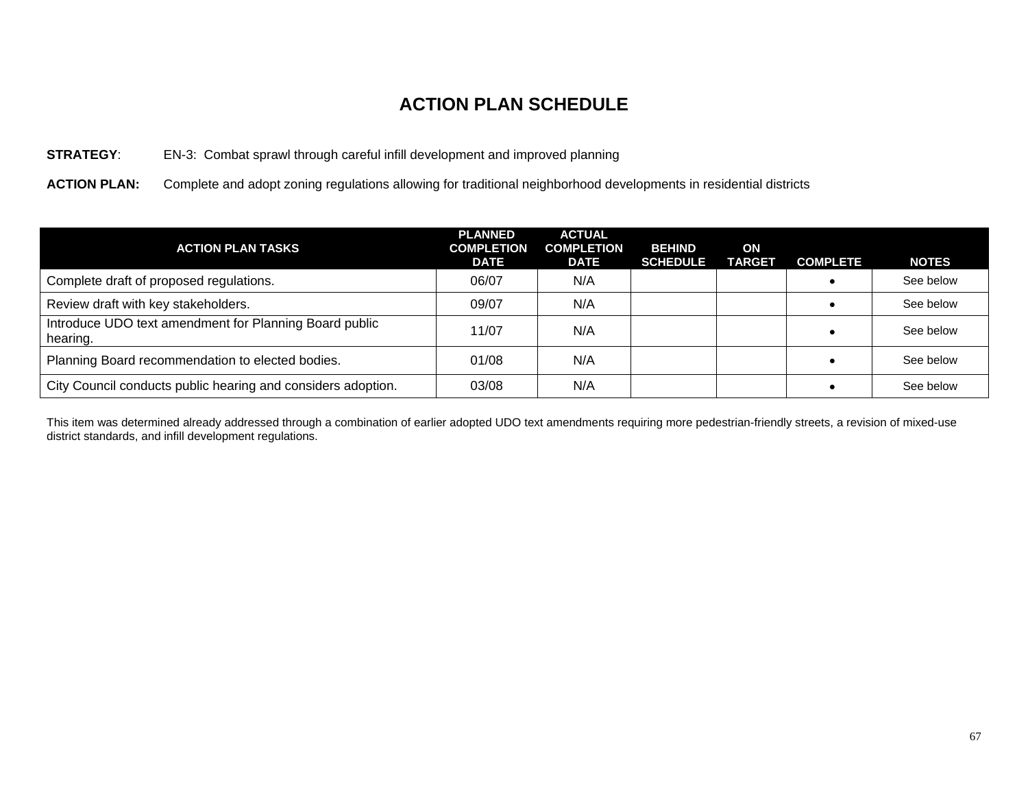# ACTION PLAN SCHEDULE

**STRATEGY**: EN-3: Combat sprawl through careful infill development and improved planning

**ACTION PLAN:** Complete and adopt zoning regulations allowing for traditional neighborhood developments in residential districts

| ACTION PLAN TASKS | PLANNED COMPLETION DATE | ACTUAL COMPLETION DATE | BEHIND SCHEDULE | ON TARGET | COMPLETE | NOTES |
|---|---|---|---|---|---|---|
| Complete draft of proposed regulations. | 06/07 | N/A | | | • | See below |
| Review draft with key stakeholders. | 09/07 | N/A | | | • | See below |
| Introduce UDO text amendment for Planning Board public hearing. | 11/07 | N/A | | | • | See below |
| Planning Board recommendation to elected bodies. | 01/08 | N/A | | | • | See below |
| City Council conducts public hearing and considers adoption. | 03/08 | N/A | | | • | See below |

This item was determined already addressed through a combination of earlier adopted UDO text amendments requiring more pedestrian-friendly streets, a revision of mixed-use district standards, and infill development regulations.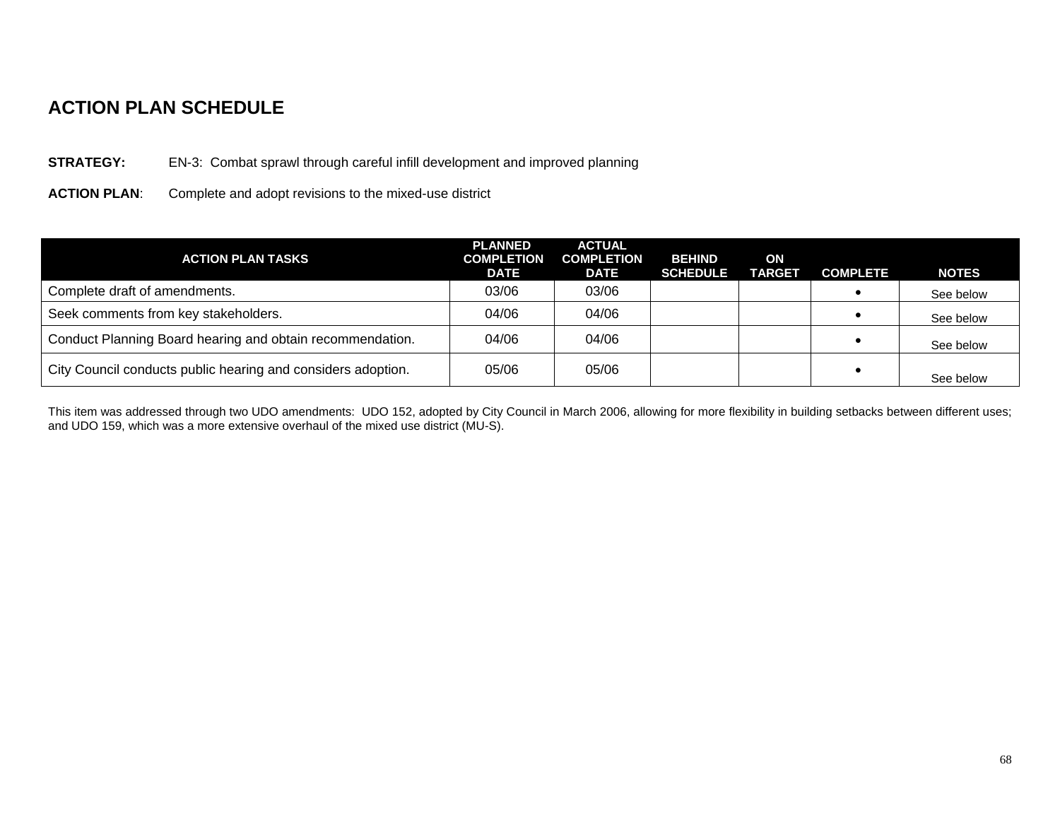## ACTION PLAN SCHEDULE

**STRATEGY:** EN-3: Combat sprawl through careful infill development and improved planning

**ACTION PLAN**: Complete and adopt revisions to the mixed-use district

| ACTION PLAN TASKS | PLANNED COMPLETION DATE | ACTUAL COMPLETION DATE | BEHIND SCHEDULE | ON TARGET | COMPLETE | NOTES |
|---|---|---|---|---|---|---|
| Complete draft of amendments. | 03/06 | 03/06 | | | • | See below |
| Seek comments from key stakeholders. | 04/06 | 04/06 | | | • | See below |
| Conduct Planning Board hearing and obtain recommendation. | 04/06 | 04/06 | | | • | See below |
| City Council conducts public hearing and considers adoption. | 05/06 | 05/06 | | | • | See below |

This item was addressed through two UDO amendments: UDO 152, adopted by City Council in March 2006, allowing for more flexibility in building setbacks between different uses; and UDO 159, which was a more extensive overhaul of the mixed use district (MU-S).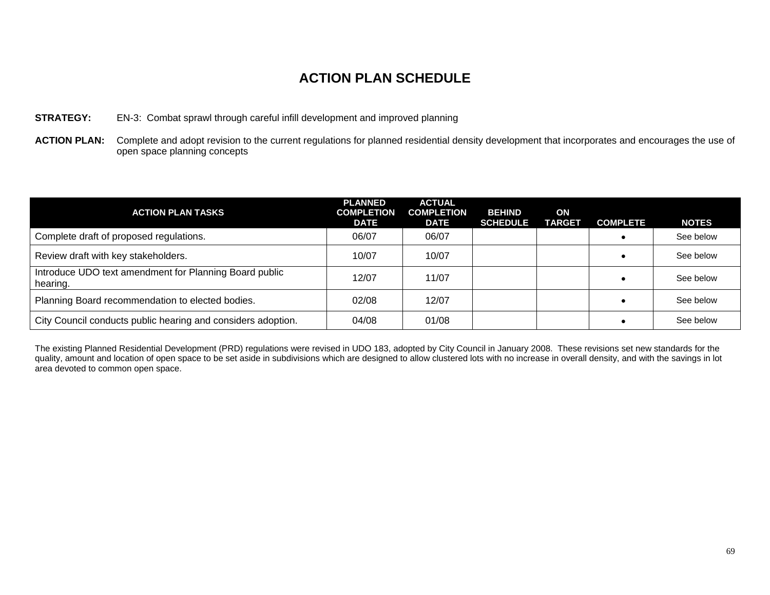# ACTION PLAN SCHEDULE

**STRATEGY:** EN-3: Combat sprawl through careful infill development and improved planning

**ACTION PLAN:** Complete and adopt revision to the current regulations for planned residential density development that incorporates and encourages the use of open space planning concepts

| ACTION PLAN TASKS | PLANNED COMPLETION DATE | ACTUAL COMPLETION DATE | BEHIND SCHEDULE | ON TARGET | COMPLETE | NOTES |
|---|---|---|---|---|---|---|
| Complete draft of proposed regulations. | 06/07 | 06/07 | | | • | See below |
| Review draft with key stakeholders. | 10/07 | 10/07 | | | • | See below |
| Introduce UDO text amendment for Planning Board public hearing. | 12/07 | 11/07 | | | • | See below |
| Planning Board recommendation to elected bodies. | 02/08 | 12/07 | | | • | See below |
| City Council conducts public hearing and considers adoption. | 04/08 | 01/08 | | | • | See below |

The existing Planned Residential Development (PRD) regulations were revised in UDO 183, adopted by City Council in January 2008. These revisions set new standards for the quality, amount and location of open space to be set aside in subdivisions which are designed to allow clustered lots with no increase in overall density, and with the savings in lot area devoted to common open space.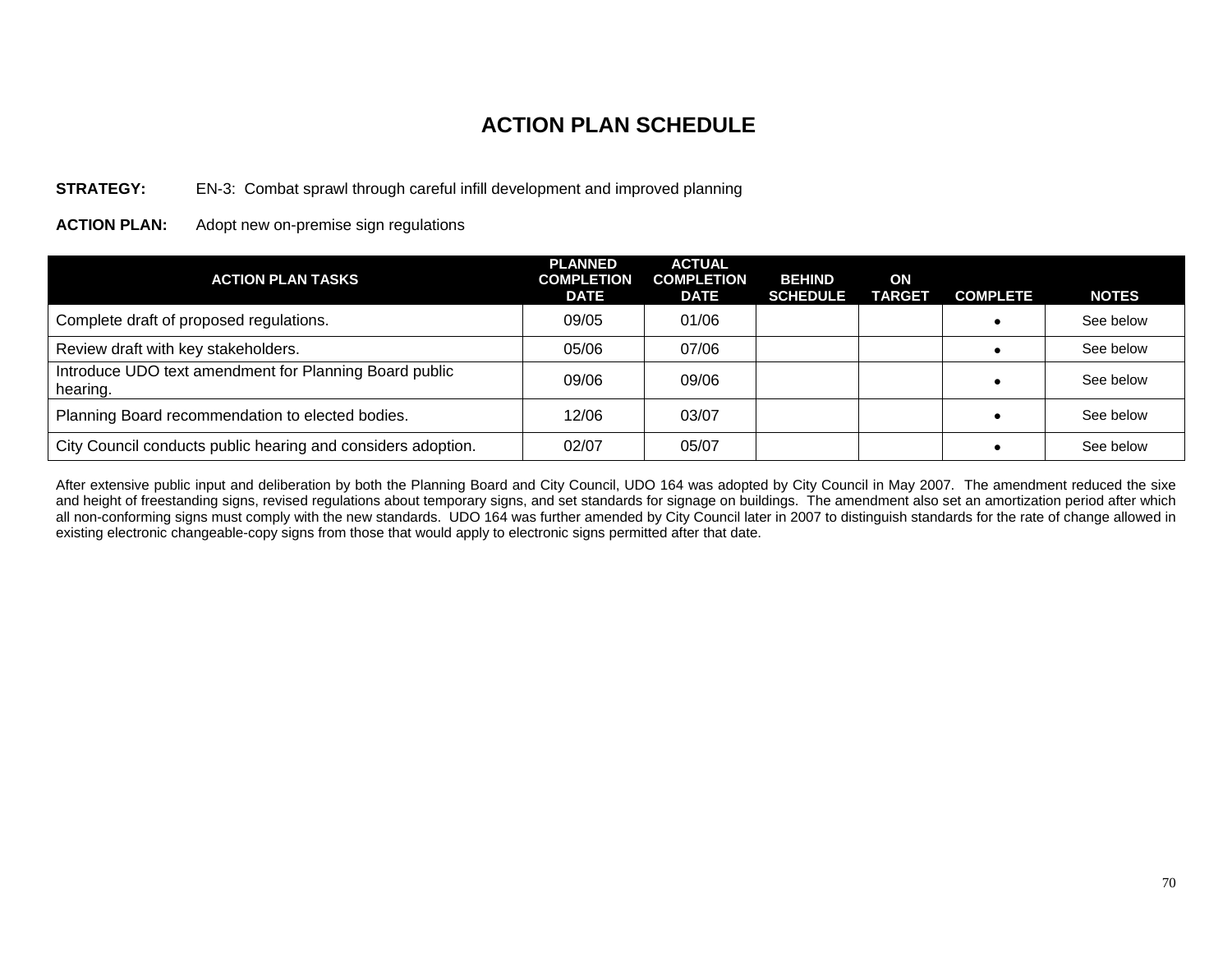# ACTION PLAN SCHEDULE

**STRATEGY:** EN-3: Combat sprawl through careful infill development and improved planning

**ACTION PLAN:** Adopt new on-premise sign regulations

| ACTION PLAN TASKS | PLANNED COMPLETION DATE | ACTUAL COMPLETION DATE | BEHIND SCHEDULE | ON TARGET | COMPLETE | NOTES |
|---|---|---|---|---|---|---|
| Complete draft of proposed regulations. | 09/05 | 01/06 | | | • | See below |
| Review draft with key stakeholders. | 05/06 | 07/06 | | | • | See below |
| Introduce UDO text amendment for Planning Board public hearing. | 09/06 | 09/06 | | | • | See below |
| Planning Board recommendation to elected bodies. | 12/06 | 03/07 | | | • | See below |
| City Council conducts public hearing and considers adoption. | 02/07 | 05/07 | | | • | See below |

After extensive public input and deliberation by both the Planning Board and City Council, UDO 164 was adopted by City Council in May 2007. The amendment reduced the sixe and height of freestanding signs, revised regulations about temporary signs, and set standards for signage on buildings. The amendment also set an amortization period after which all non-conforming signs must comply with the new standards. UDO 164 was further amended by City Council later in 2007 to distinguish standards for the rate of change allowed in existing electronic changeable-copy signs from those that would apply to electronic signs permitted after that date.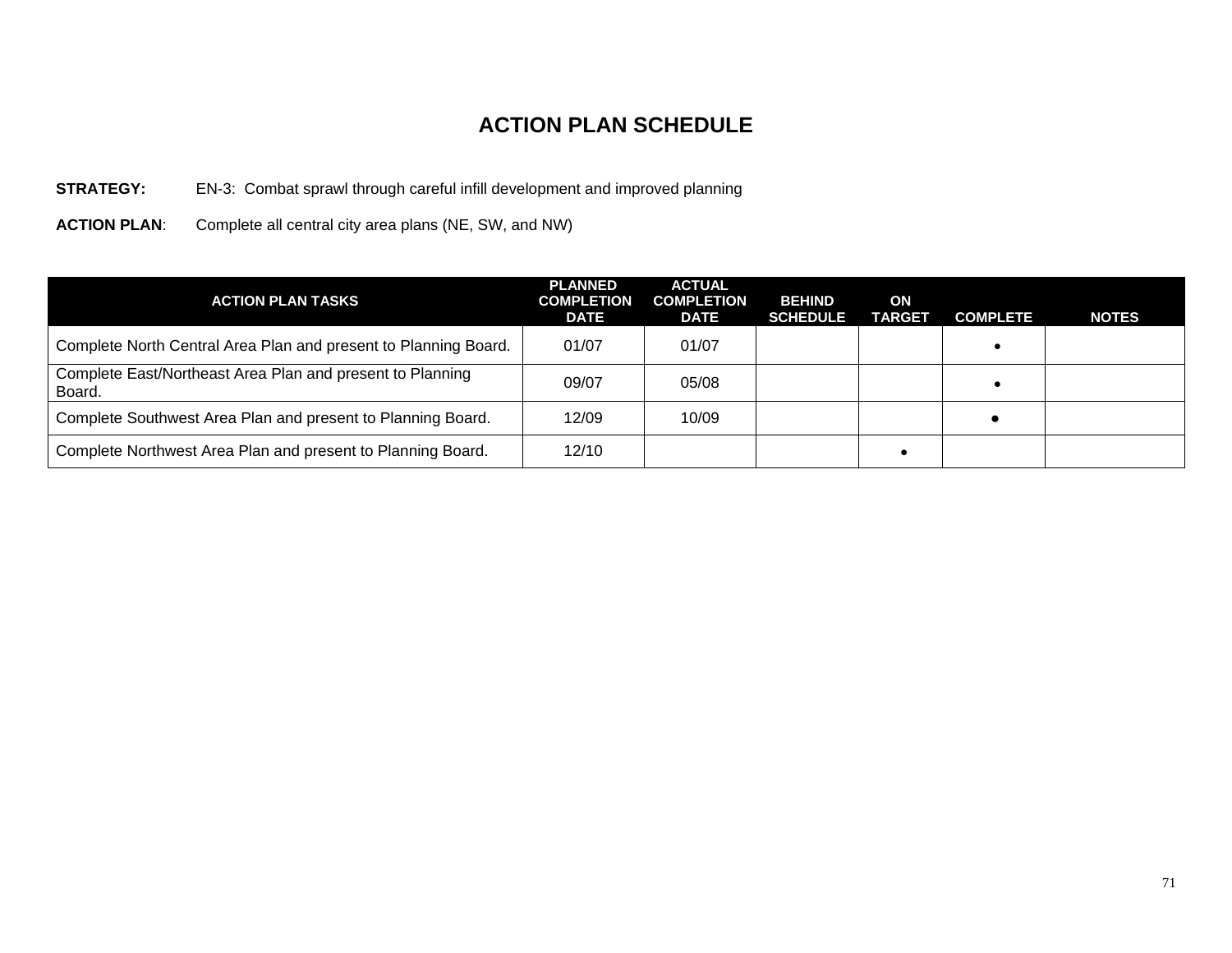# ACTION PLAN SCHEDULE

**STRATEGY:** EN-3: Combat sprawl through careful infill development and improved planning

**ACTION PLAN**: Complete all central city area plans (NE, SW, and NW)

| ACTION PLAN TASKS | PLANNED COMPLETION DATE | ACTUAL COMPLETION DATE | BEHIND SCHEDULE | ON TARGET | COMPLETE | NOTES |
|---|---|---|---|---|---|---|
| Complete North Central Area Plan and present to Planning Board. | 01/07 | 01/07 | | | • | |
| Complete East/Northeast Area Plan and present to Planning Board. | 09/07 | 05/08 | | | • | |
| Complete Southwest Area Plan and present to Planning Board. | 12/09 | 10/09 | | | • | |
| Complete Northwest Area Plan and present to Planning Board. | 12/10 | | | • | | |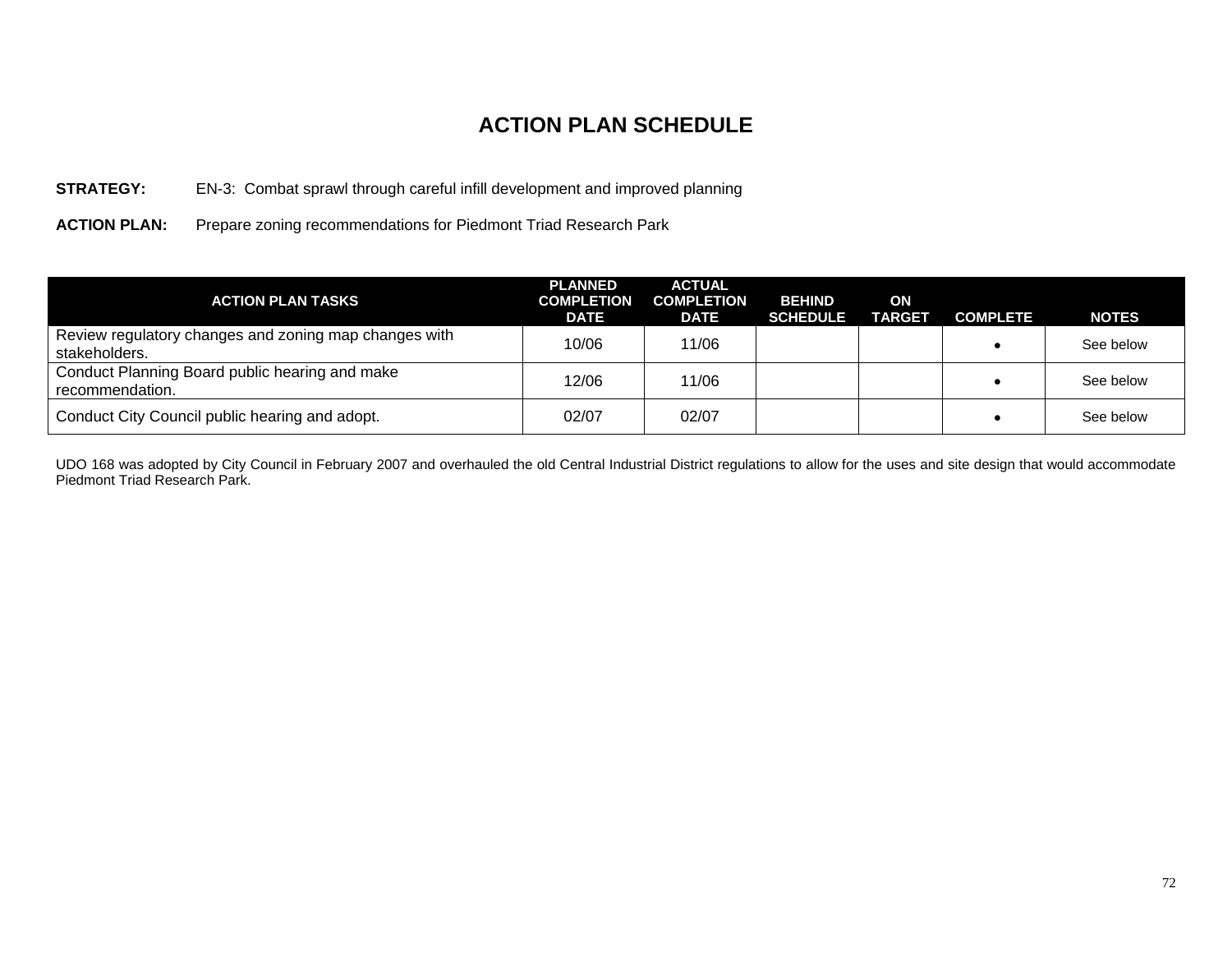# ACTION PLAN SCHEDULE

**STRATEGY:** EN-3: Combat sprawl through careful infill development and improved planning

**ACTION PLAN:** Prepare zoning recommendations for Piedmont Triad Research Park

| ACTION PLAN TASKS | PLANNED COMPLETION DATE | ACTUAL COMPLETION DATE | BEHIND SCHEDULE | ON TARGET | COMPLETE | NOTES |
|---|---|---|---|---|---|---|
| Review regulatory changes and zoning map changes with stakeholders. | 10/06 | 11/06 | | | • | See below |
| Conduct Planning Board public hearing and make recommendation. | 12/06 | 11/06 | | | • | See below |
| Conduct City Council public hearing and adopt. | 02/07 | 02/07 | | | • | See below |

UDO 168 was adopted by City Council in February 2007 and overhauled the old Central Industrial District regulations to allow for the uses and site design that would accommodate Piedmont Triad Research Park.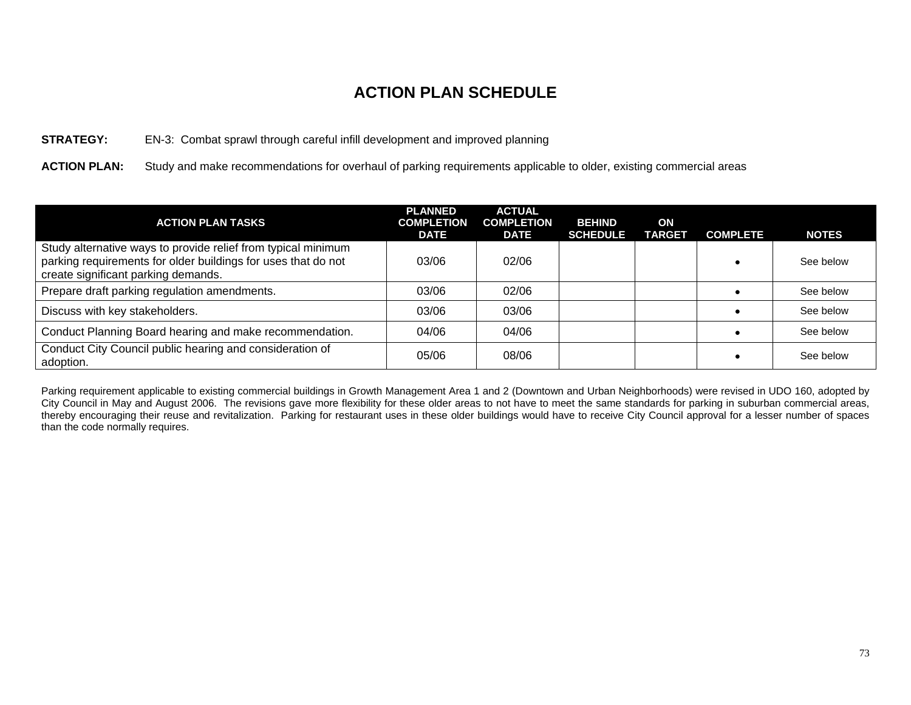# ACTION PLAN SCHEDULE

**STRATEGY:** EN-3: Combat sprawl through careful infill development and improved planning

**ACTION PLAN:** Study and make recommendations for overhaul of parking requirements applicable to older, existing commercial areas

| ACTION PLAN TASKS | PLANNED COMPLETION DATE | ACTUAL COMPLETION DATE | BEHIND SCHEDULE | ON TARGET | COMPLETE | NOTES |
|---|---|---|---|---|---|---|
| Study alternative ways to provide relief from typical minimum parking requirements for older buildings for uses that do not create significant parking demands. | 03/06 | 02/06 | | | • | See below |
| Prepare draft parking regulation amendments. | 03/06 | 02/06 | | | • | See below |
| Discuss with key stakeholders. | 03/06 | 03/06 | | | • | See below |
| Conduct Planning Board hearing and make recommendation. | 04/06 | 04/06 | | | • | See below |
| Conduct City Council public hearing and consideration of adoption. | 05/06 | 08/06 | | | • | See below |

Parking requirement applicable to existing commercial buildings in Growth Management Area 1 and 2 (Downtown and Urban Neighborhoods) were revised in UDO 160, adopted by City Council in May and August 2006. The revisions gave more flexibility for these older areas to not have to meet the same standards for parking in suburban commercial areas, thereby encouraging their reuse and revitalization. Parking for restaurant uses in these older buildings would have to receive City Council approval for a lesser number of spaces than the code normally requires.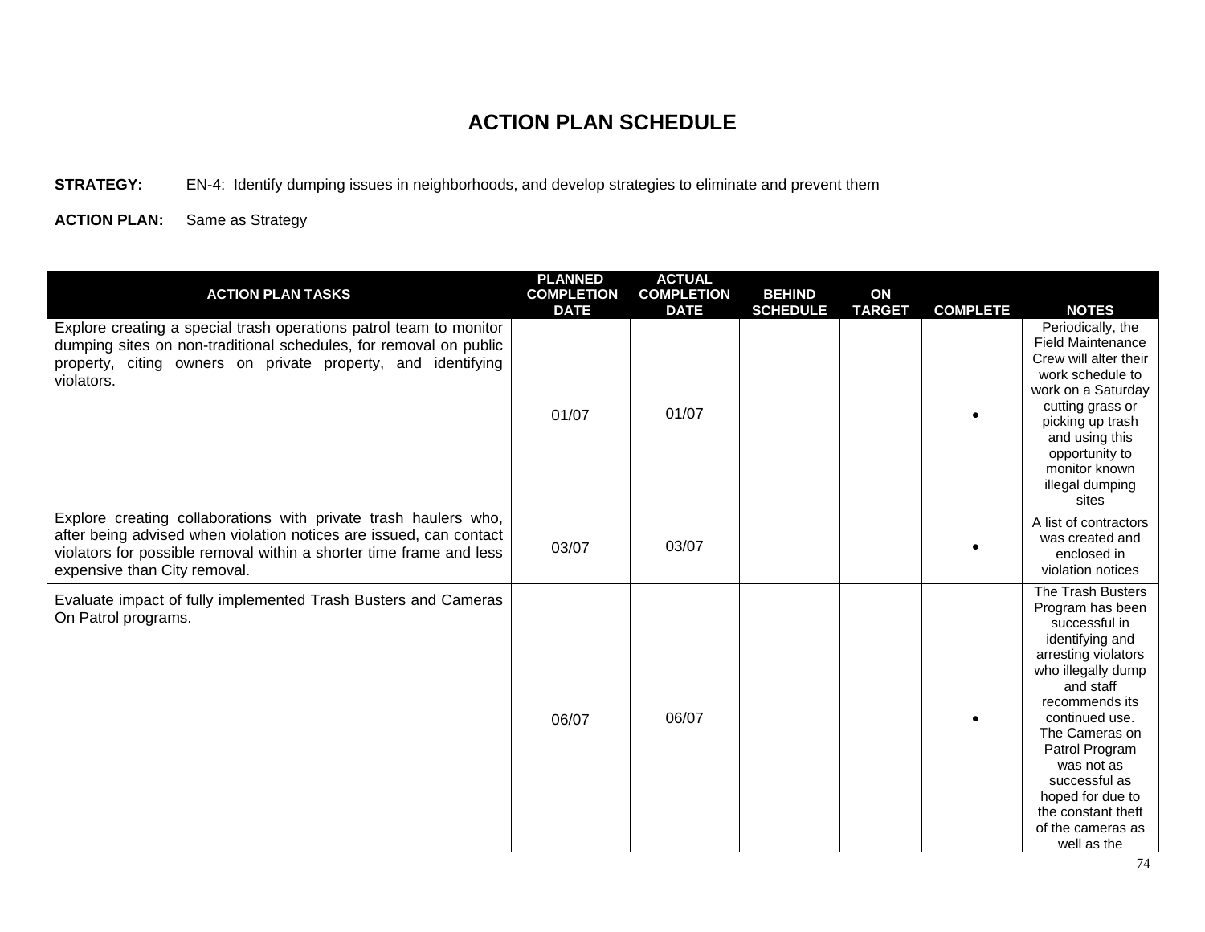# ACTION PLAN SCHEDULE

**STRATEGY:** EN-4: Identify dumping issues in neighborhoods, and develop strategies to eliminate and prevent them

**ACTION PLAN:** Same as Strategy

| ACTION PLAN TASKS | PLANNED COMPLETION DATE | ACTUAL COMPLETION DATE | BEHIND SCHEDULE | ON TARGET | COMPLETE | NOTES |
|---|---|---|---|---|---|---|
| Explore creating a special trash operations patrol team to monitor dumping sites on non-traditional schedules, for removal on public property, citing owners on private property, and identifying violators. | 01/07 | 01/07 | | | • | Periodically, the Field Maintenance Crew will alter their work schedule to work on a Saturday cutting grass or picking up trash and using this opportunity to monitor known illegal dumping sites |
| Explore creating collaborations with private trash haulers who, after being advised when violation notices are issued, can contact violators for possible removal within a shorter time frame and less expensive than City removal. | 03/07 | 03/07 | | | • | A list of contractors was created and enclosed in violation notices |
| Evaluate impact of fully implemented Trash Busters and Cameras On Patrol programs. | 06/07 | 06/07 | | | • | The Trash Busters Program has been successful in identifying and arresting violators who illegally dump and staff recommends its continued use. The Cameras on Patrol Program was not as successful as hoped for due to the constant theft of the cameras as well as the |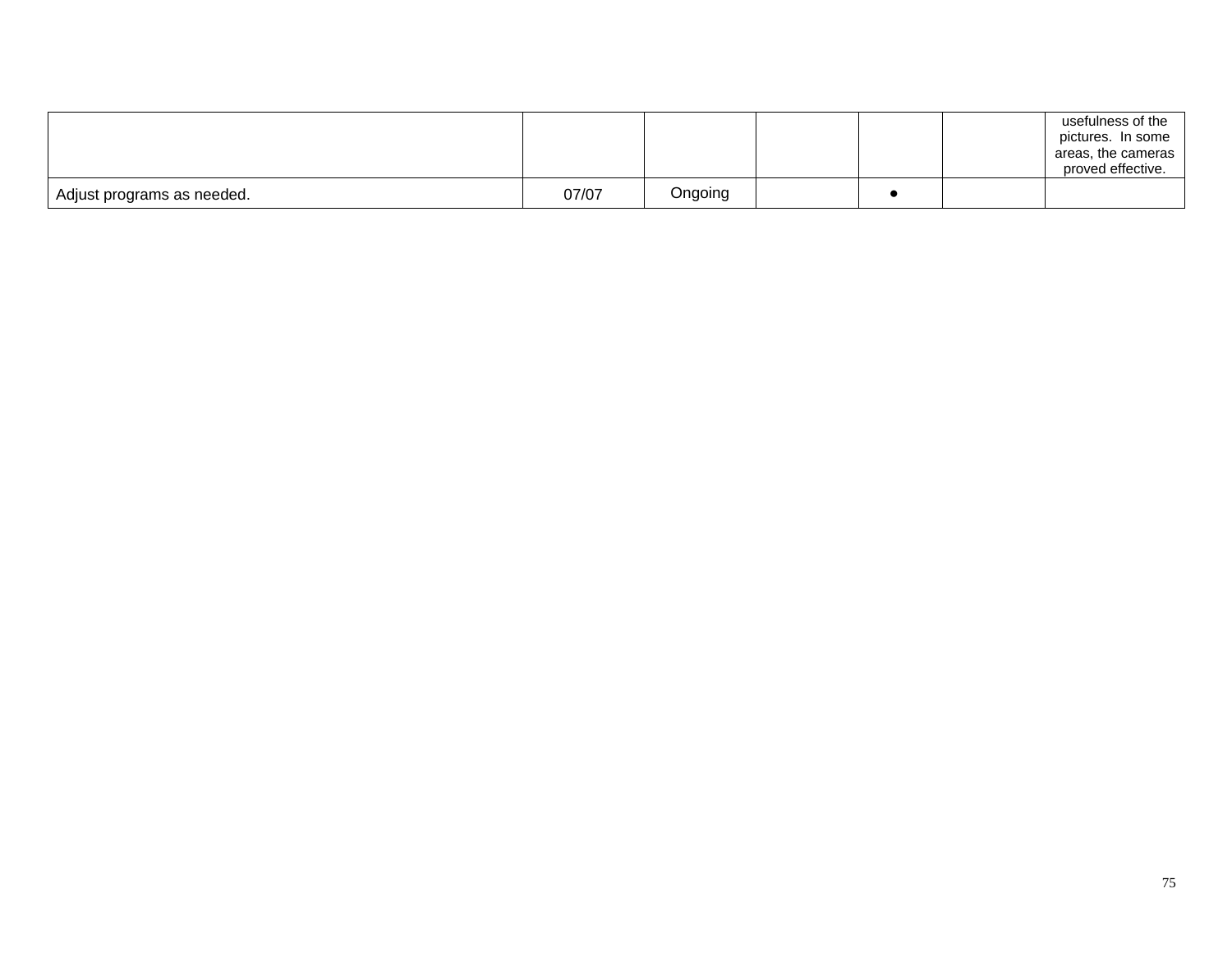| | | | | | | |
|---|---|---|---|---|---|---|
| | | | | | | usefulness of the pictures. In some areas, the cameras proved effective. |
| Adjust programs as needed. | 07/07 | Ongoing | | ● | | |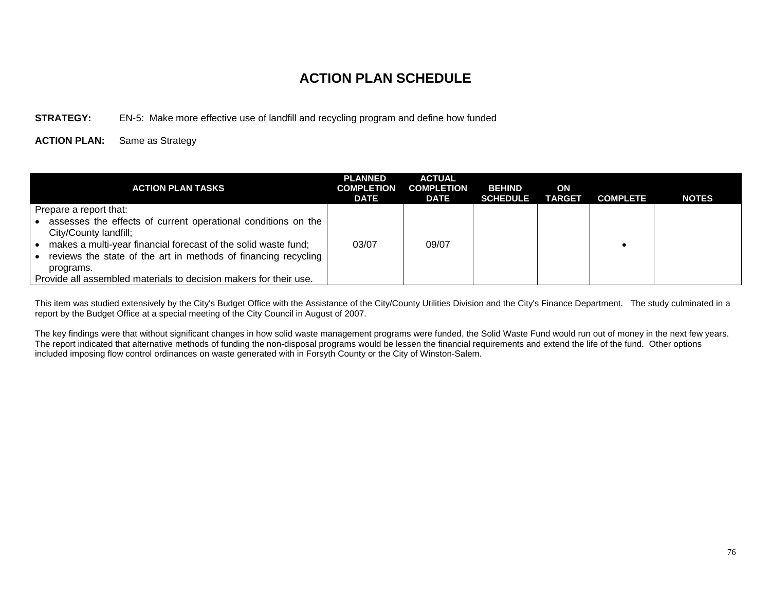# ACTION PLAN SCHEDULE

**STRATEGY:** EN-5: Make more effective use of landfill and recycling program and define how funded

**ACTION PLAN:** Same as Strategy

| ACTION PLAN TASKS | PLANNED COMPLETION DATE | ACTUAL COMPLETION DATE | BEHIND SCHEDULE | ON TARGET | COMPLETE | NOTES |
|---|---|---|---|---|---|---|
| Prepare a report that:<br>• assesses the effects of current operational conditions on the City/County landfill;<br>• makes a multi-year financial forecast of the solid waste fund;<br>• reviews the state of the art in methods of financing recycling programs.<br>Provide all assembled materials to decision makers for their use. | 03/07 | 09/07 | | | • | |

This item was studied extensively by the City's Budget Office with the Assistance of the City/County Utilities Division and the City's Finance Department. The study culminated in a report by the Budget Office at a special meeting of the City Council in August of 2007.

The key findings were that without significant changes in how solid waste management programs were funded, the Solid Waste Fund would run out of money in the next few years. The report indicated that alternative methods of funding the non-disposal programs would be lessen the financial requirements and extend the life of the fund. Other options included imposing flow control ordinances on waste generated with in Forsyth County or the City of Winston-Salem.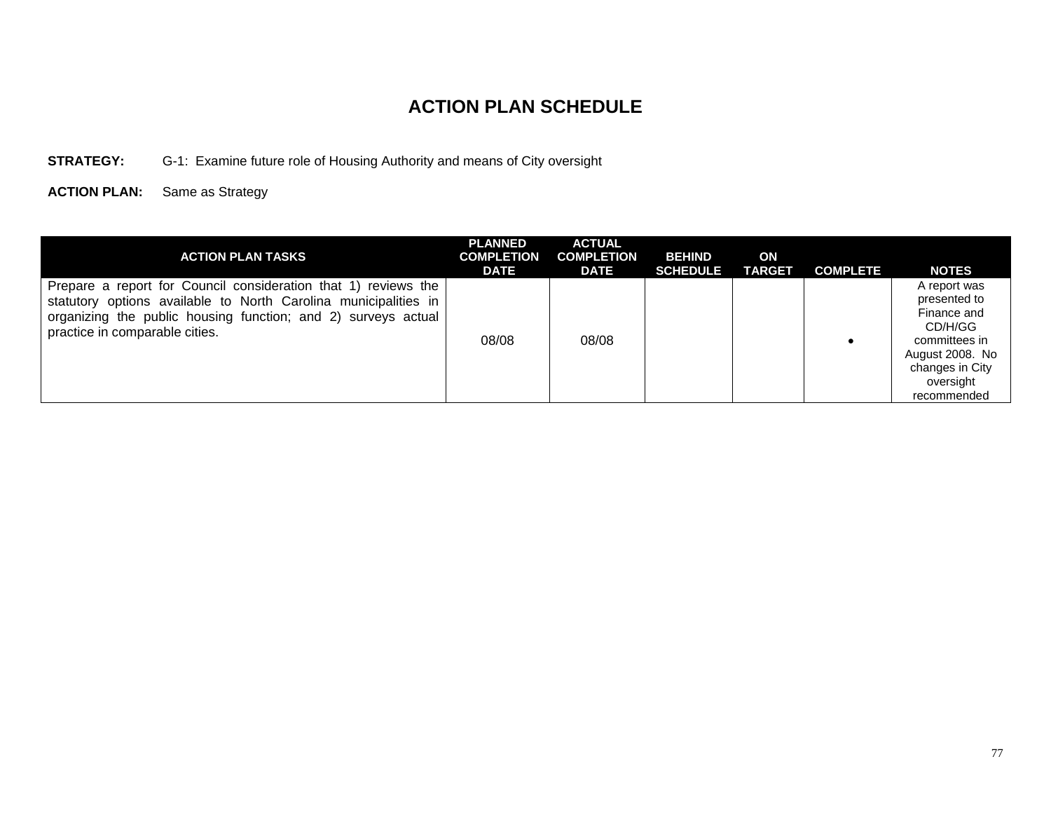# ACTION PLAN SCHEDULE

**STRATEGY:** G-1: Examine future role of Housing Authority and means of City oversight

**ACTION PLAN:** Same as Strategy

| ACTION PLAN TASKS | PLANNED COMPLETION DATE | ACTUAL COMPLETION DATE | BEHIND SCHEDULE | ON TARGET | COMPLETE | NOTES |
|---|---|---|---|---|---|---|
| Prepare a report for Council consideration that 1) reviews the statutory options available to North Carolina municipalities in organizing the public housing function; and 2) surveys actual practice in comparable cities. | 08/08 | 08/08 | | | • | A report was presented to Finance and CD/H/GG committees in August 2008. No changes in City oversight recommended |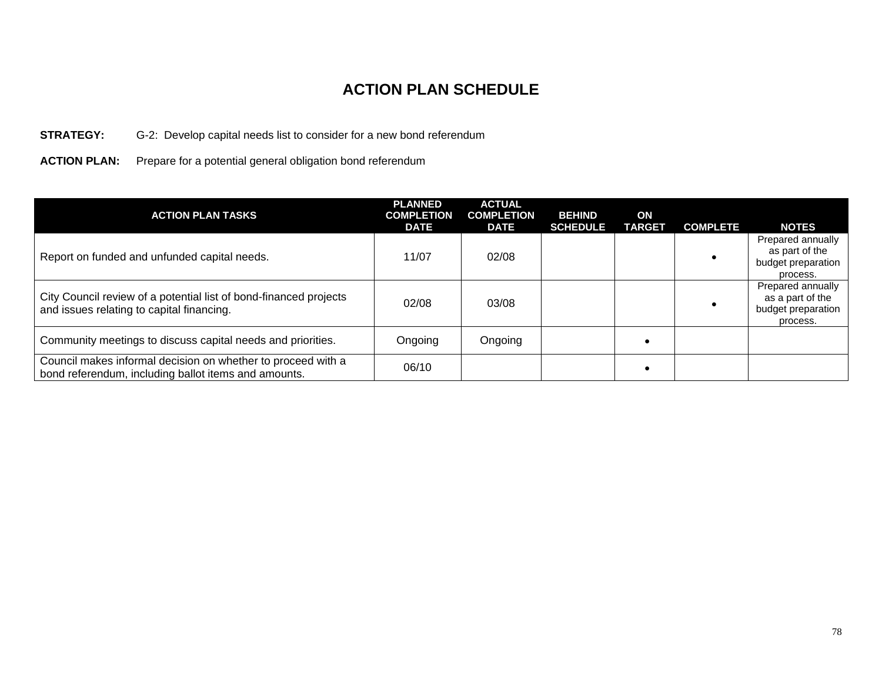# ACTION PLAN SCHEDULE

**STRATEGY:** G-2: Develop capital needs list to consider for a new bond referendum

**ACTION PLAN:** Prepare for a potential general obligation bond referendum

| ACTION PLAN TASKS | PLANNED COMPLETION DATE | ACTUAL COMPLETION DATE | BEHIND SCHEDULE | ON TARGET | COMPLETE | NOTES |
|---|---|---|---|---|---|---|
| Report on funded and unfunded capital needs. | 11/07 | 02/08 | | | • | Prepared annually as part of the budget preparation process. |
| City Council review of a potential list of bond-financed projects and issues relating to capital financing. | 02/08 | 03/08 | | | • | Prepared annually as a part of the budget preparation process. |
| Community meetings to discuss capital needs and priorities. | Ongoing | Ongoing | | • | | |
| Council makes informal decision on whether to proceed with a bond referendum, including ballot items and amounts. | 06/10 | | | • | | |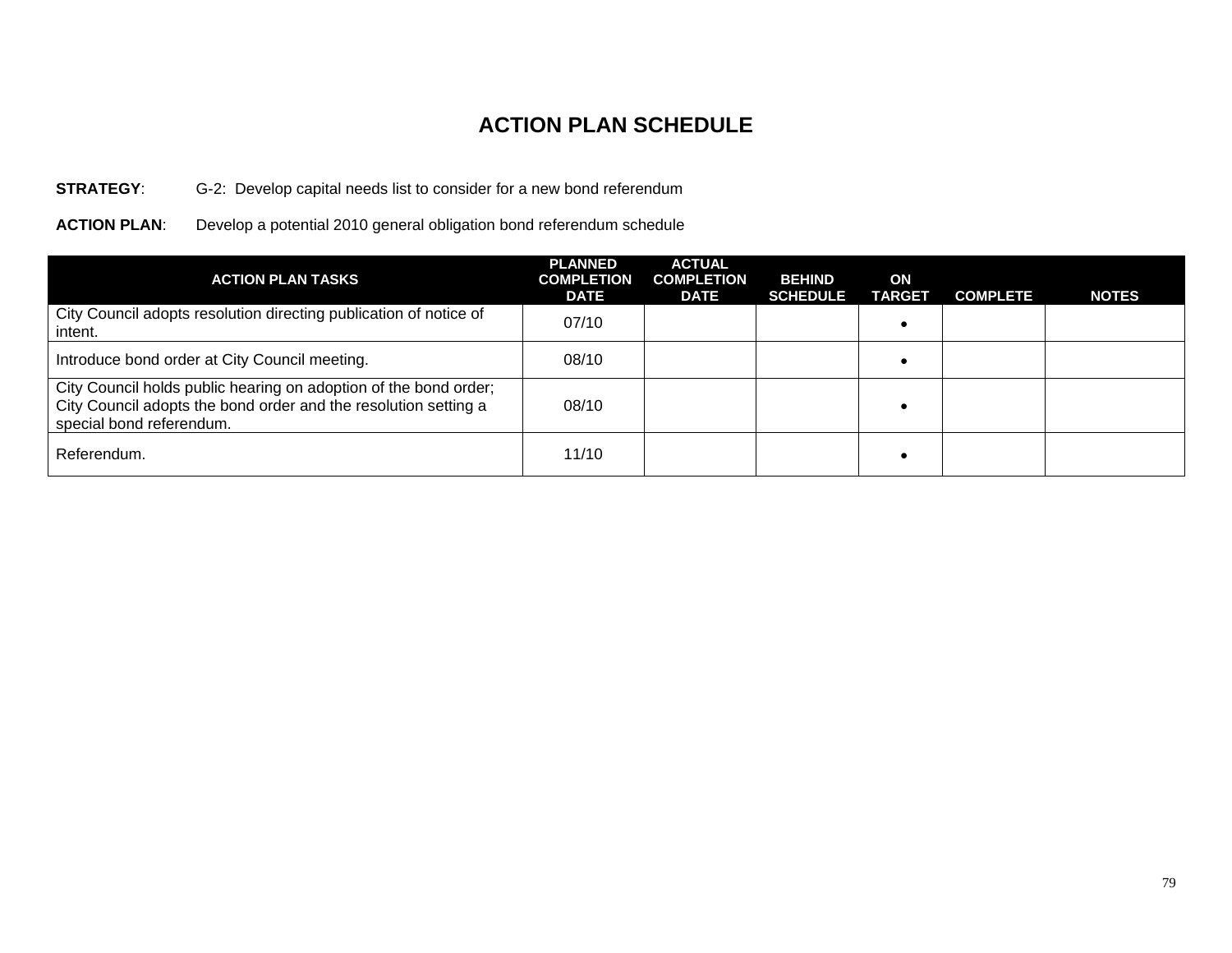# ACTION PLAN SCHEDULE

**STRATEGY**: G-2: Develop capital needs list to consider for a new bond referendum

**ACTION PLAN**: Develop a potential 2010 general obligation bond referendum schedule

| ACTION PLAN TASKS | PLANNED COMPLETION DATE | ACTUAL COMPLETION DATE | BEHIND SCHEDULE | ON TARGET | COMPLETE | NOTES |
|---|---|---|---|---|---|---|
| City Council adopts resolution directing publication of notice of intent. | 07/10 | | | • | | |
| Introduce bond order at City Council meeting. | 08/10 | | | • | | |
| City Council holds public hearing on adoption of the bond order; City Council adopts the bond order and the resolution setting a special bond referendum. | 08/10 | | | • | | |
| Referendum. | 11/10 | | | • | | |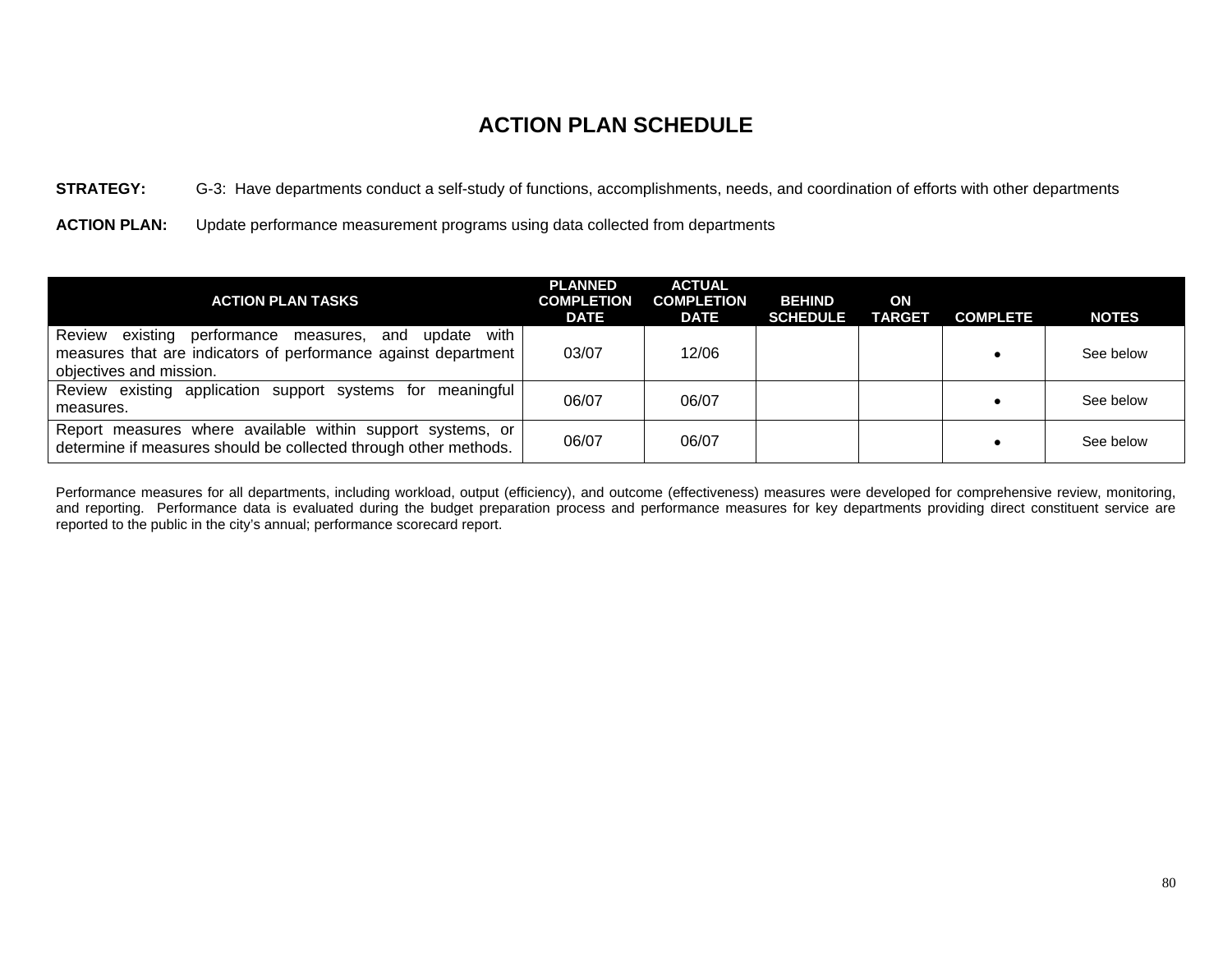# ACTION PLAN SCHEDULE

**STRATEGY:** G-3: Have departments conduct a self-study of functions, accomplishments, needs, and coordination of efforts with other departments

**ACTION PLAN:** Update performance measurement programs using data collected from departments

| ACTION PLAN TASKS | PLANNED COMPLETION DATE | ACTUAL COMPLETION DATE | BEHIND SCHEDULE | ON TARGET | COMPLETE | NOTES |
|---|---|---|---|---|---|---|
| Review existing performance measures, and update with measures that are indicators of performance against department objectives and mission. | 03/07 | 12/06 | | | • | See below |
| Review existing application support systems for meaningful measures. | 06/07 | 06/07 | | | • | See below |
| Report measures where available within support systems, or determine if measures should be collected through other methods. | 06/07 | 06/07 | | | • | See below |

Performance measures for all departments, including workload, output (efficiency), and outcome (effectiveness) measures were developed for comprehensive review, monitoring, and reporting. Performance data is evaluated during the budget preparation process and performance measures for key departments providing direct constituent service are reported to the public in the city's annual; performance scorecard report.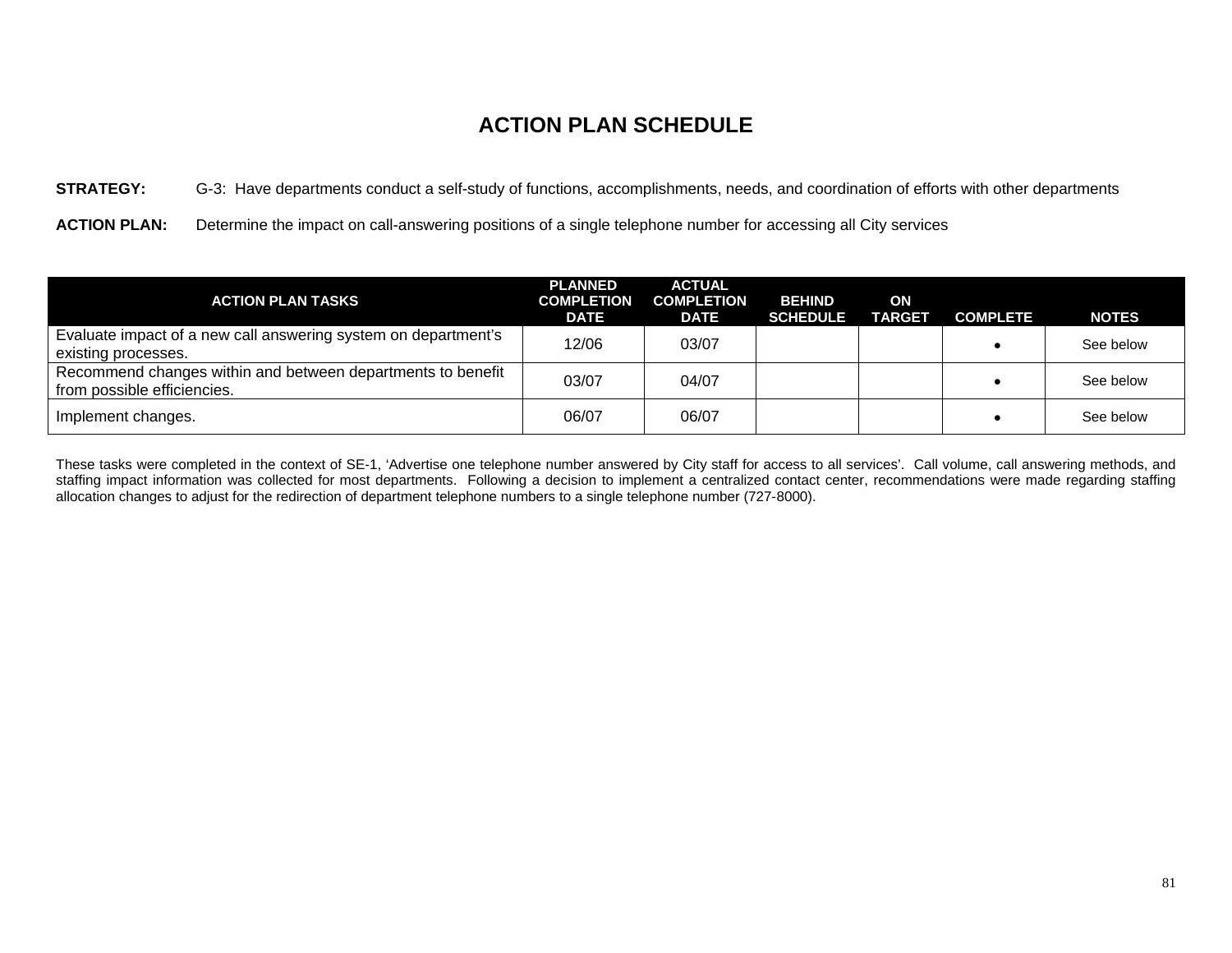# ACTION PLAN SCHEDULE

**STRATEGY:** G-3: Have departments conduct a self-study of functions, accomplishments, needs, and coordination of efforts with other departments

**ACTION PLAN:** Determine the impact on call-answering positions of a single telephone number for accessing all City services

| ACTION PLAN TASKS | PLANNED COMPLETION DATE | ACTUAL COMPLETION DATE | BEHIND SCHEDULE | ON TARGET | COMPLETE | NOTES |
|---|---|---|---|---|---|---|
| Evaluate impact of a new call answering system on department's existing processes. | 12/06 | 03/07 | | | • | See below |
| Recommend changes within and between departments to benefit from possible efficiencies. | 03/07 | 04/07 | | | • | See below |
| Implement changes. | 06/07 | 06/07 | | | • | See below |

These tasks were completed in the context of SE-1, 'Advertise one telephone number answered by City staff for access to all services'. Call volume, call answering methods, and staffing impact information was collected for most departments. Following a decision to implement a centralized contact center, recommendations were made regarding staffing allocation changes to adjust for the redirection of department telephone numbers to a single telephone number (727-8000).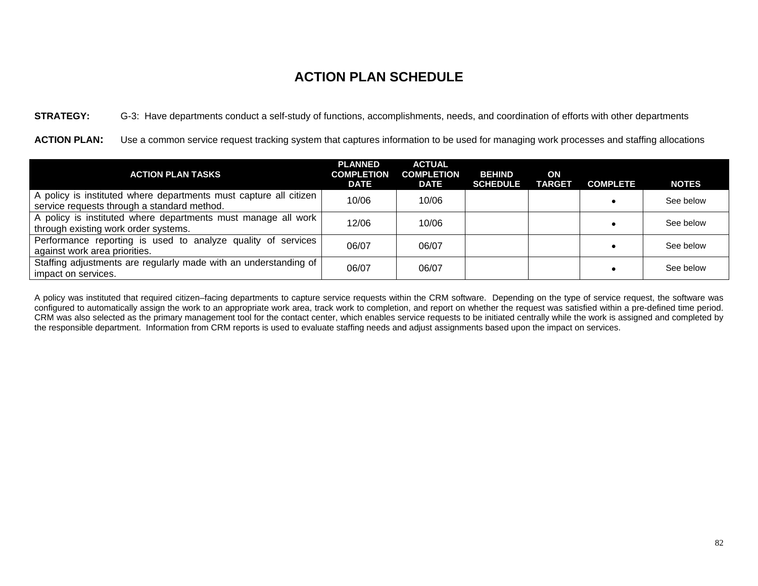# ACTION PLAN SCHEDULE

**STRATEGY:** G-3: Have departments conduct a self-study of functions, accomplishments, needs, and coordination of efforts with other departments

**ACTION PLAN:** Use a common service request tracking system that captures information to be used for managing work processes and staffing allocations

| ACTION PLAN TASKS | PLANNED COMPLETION DATE | ACTUAL COMPLETION DATE | BEHIND SCHEDULE | ON TARGET | COMPLETE | NOTES |
|---|---|---|---|---|---|---|
| A policy is instituted where departments must capture all citizen service requests through a standard method. | 10/06 | 10/06 | | | • | See below |
| A policy is instituted where departments must manage all work through existing work order systems. | 12/06 | 10/06 | | | • | See below |
| Performance reporting is used to analyze quality of services against work area priorities. | 06/07 | 06/07 | | | • | See below |
| Staffing adjustments are regularly made with an understanding of impact on services. | 06/07 | 06/07 | | | • | See below |

A policy was instituted that required citizen–facing departments to capture service requests within the CRM software. Depending on the type of service request, the software was configured to automatically assign the work to an appropriate work area, track work to completion, and report on whether the request was satisfied within a pre-defined time period. CRM was also selected as the primary management tool for the contact center, which enables service requests to be initiated centrally while the work is assigned and completed by the responsible department. Information from CRM reports is used to evaluate staffing needs and adjust assignments based upon the impact on services.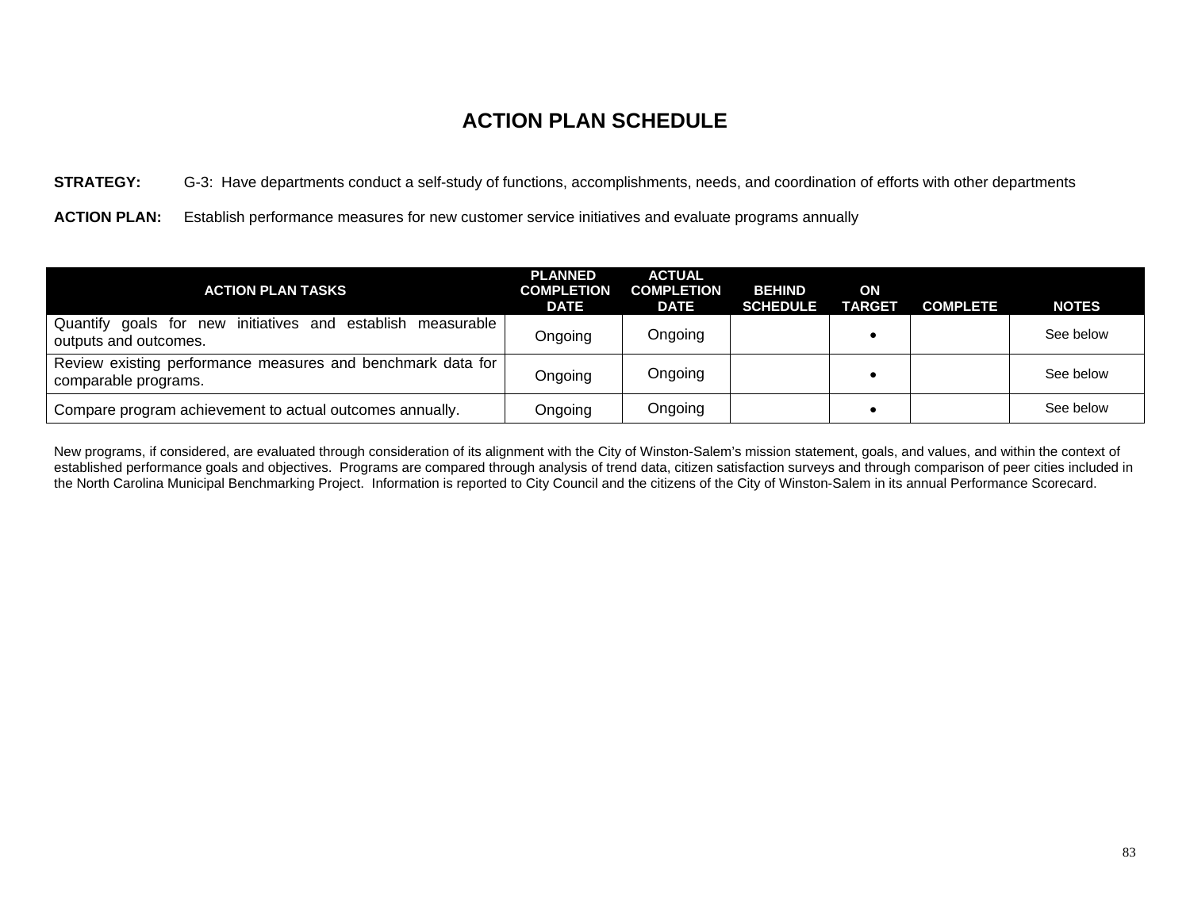# ACTION PLAN SCHEDULE

**STRATEGY:** G-3: Have departments conduct a self-study of functions, accomplishments, needs, and coordination of efforts with other departments

**ACTION PLAN:** Establish performance measures for new customer service initiatives and evaluate programs annually

| ACTION PLAN TASKS | PLANNED COMPLETION DATE | ACTUAL COMPLETION DATE | BEHIND SCHEDULE | ON TARGET | COMPLETE | NOTES |
|---|---|---|---|---|---|---|
| Quantify goals for new initiatives and establish measurable outputs and outcomes. | Ongoing | Ongoing | | • | | See below |
| Review existing performance measures and benchmark data for comparable programs. | Ongoing | Ongoing | | • | | See below |
| Compare program achievement to actual outcomes annually. | Ongoing | Ongoing | | • | | See below |

New programs, if considered, are evaluated through consideration of its alignment with the City of Winston-Salem's mission statement, goals, and values, and within the context of established performance goals and objectives. Programs are compared through analysis of trend data, citizen satisfaction surveys and through comparison of peer cities included in the North Carolina Municipal Benchmarking Project. Information is reported to City Council and the citizens of the City of Winston-Salem in its annual Performance Scorecard.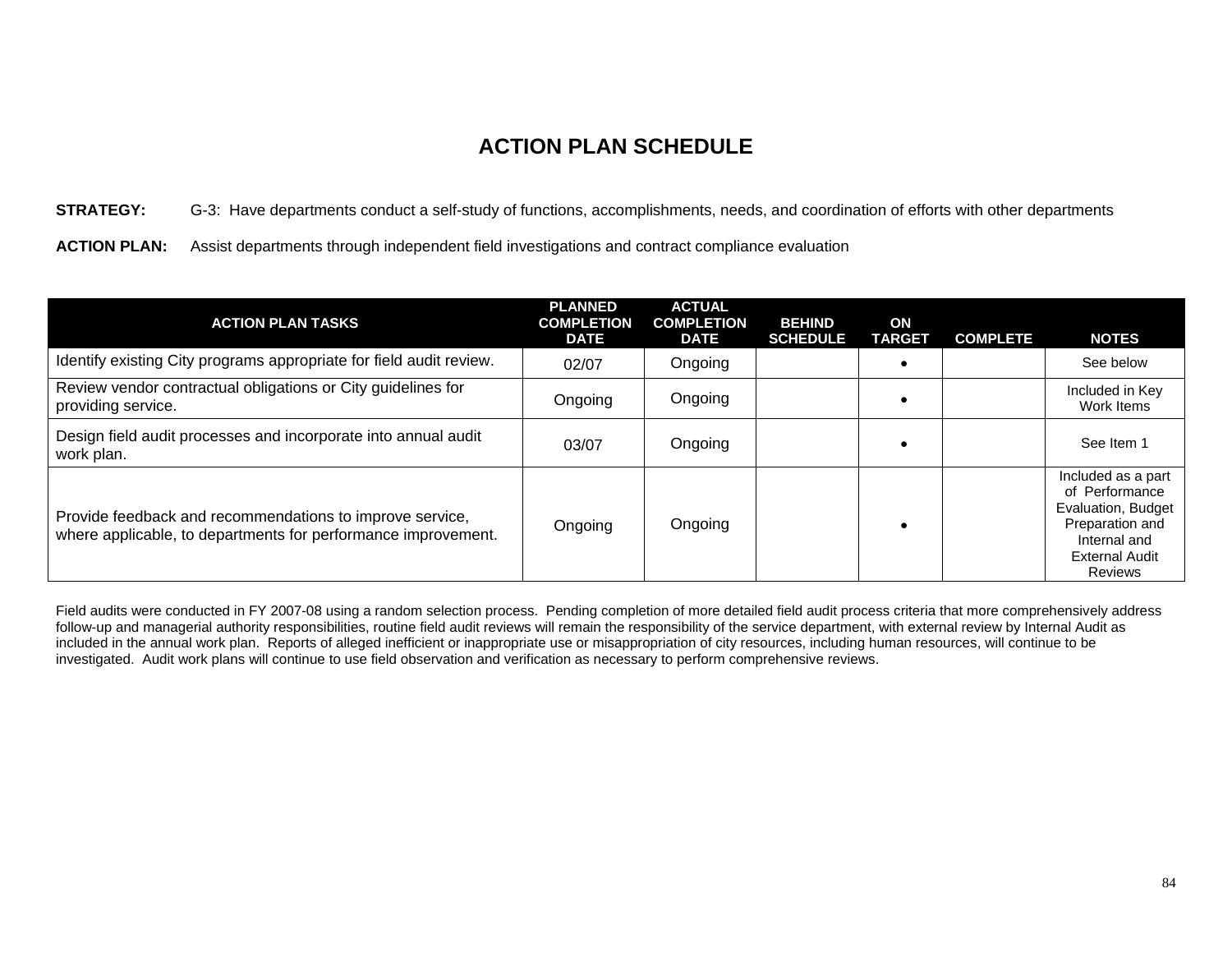# ACTION PLAN SCHEDULE

**STRATEGY:** G-3: Have departments conduct a self-study of functions, accomplishments, needs, and coordination of efforts with other departments

**ACTION PLAN:** Assist departments through independent field investigations and contract compliance evaluation

| ACTION PLAN TASKS | PLANNED COMPLETION DATE | ACTUAL COMPLETION DATE | BEHIND SCHEDULE | ON TARGET | COMPLETE | NOTES |
|---|---|---|---|---|---|---|
| Identify existing City programs appropriate for field audit review. | 02/07 | Ongoing | | • | | See below |
| Review vendor contractual obligations or City guidelines for providing service. | Ongoing | Ongoing | | • | | Included in Key Work Items |
| Design field audit processes and incorporate into annual audit work plan. | 03/07 | Ongoing | | • | | See Item 1 |
| Provide feedback and recommendations to improve service, where applicable, to departments for performance improvement. | Ongoing | Ongoing | | • | | Included as a part of Performance Evaluation, Budget Preparation and Internal and External Audit Reviews |

Field audits were conducted in FY 2007-08 using a random selection process. Pending completion of more detailed field audit process criteria that more comprehensively address follow-up and managerial authority responsibilities, routine field audit reviews will remain the responsibility of the service department, with external review by Internal Audit as included in the annual work plan. Reports of alleged inefficient or inappropriate use or misappropriation of city resources, including human resources, will continue to be investigated. Audit work plans will continue to use field observation and verification as necessary to perform comprehensive reviews.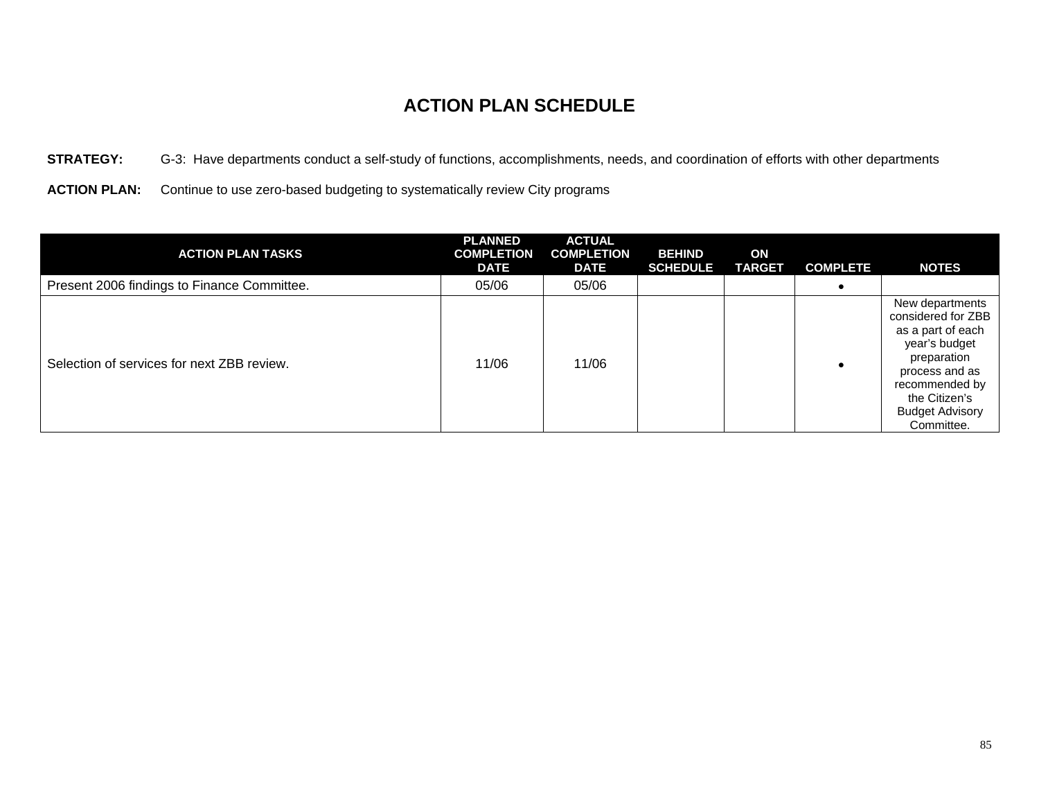# ACTION PLAN SCHEDULE

**STRATEGY:** G-3: Have departments conduct a self-study of functions, accomplishments, needs, and coordination of efforts with other departments

**ACTION PLAN:** Continue to use zero-based budgeting to systematically review City programs

| ACTION PLAN TASKS | PLANNED COMPLETION DATE | ACTUAL COMPLETION DATE | BEHIND SCHEDULE | ON TARGET | COMPLETE | NOTES |
|---|---|---|---|---|---|---|
| Present 2006 findings to Finance Committee. | 05/06 | 05/06 | | | • | |
| Selection of services for next ZBB review. | 11/06 | 11/06 | | | • | New departments considered for ZBB as a part of each year's budget preparation process and as recommended by the Citizen's Budget Advisory Committee. |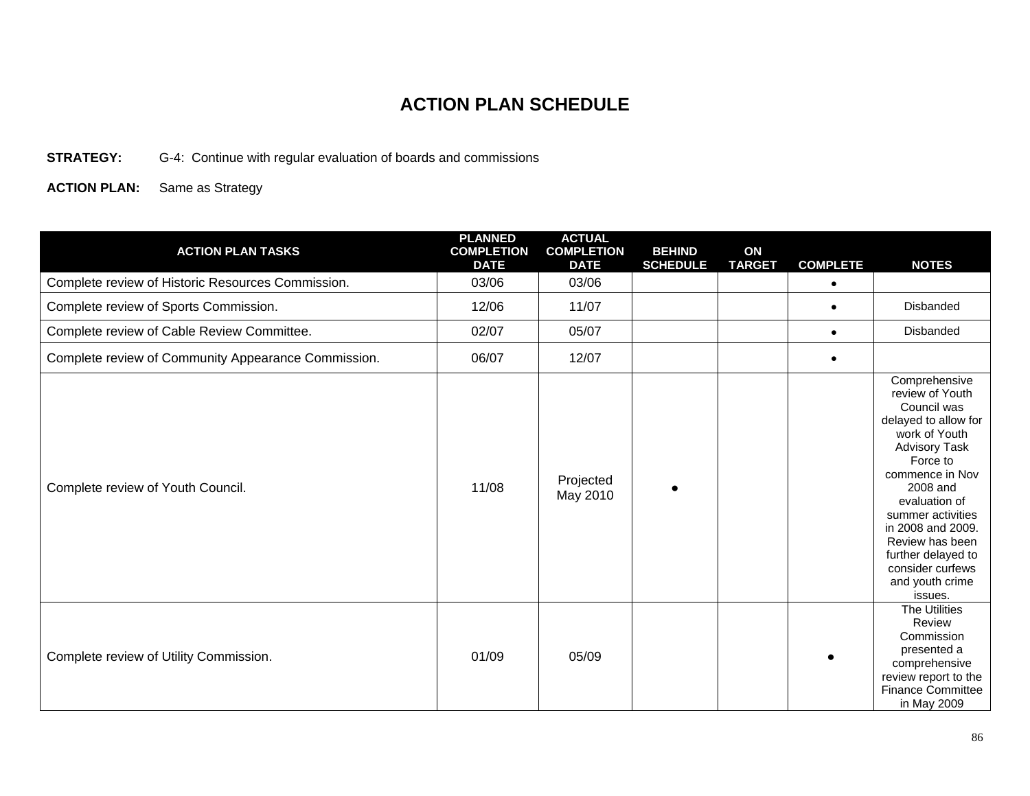# ACTION PLAN SCHEDULE

**STRATEGY:** G-4: Continue with regular evaluation of boards and commissions

**ACTION PLAN:** Same as Strategy

| ACTION PLAN TASKS | PLANNED COMPLETION DATE | ACTUAL COMPLETION DATE | BEHIND SCHEDULE | ON TARGET | COMPLETE | NOTES |
|---|---|---|---|---|---|---|
| Complete review of Historic Resources Commission. | 03/06 | 03/06 | | | • | |
| Complete review of Sports Commission. | 12/06 | 11/07 | | | • | Disbanded |
| Complete review of Cable Review Committee. | 02/07 | 05/07 | | | • | Disbanded |
| Complete review of Community Appearance Commission. | 06/07 | 12/07 | | | • | |
| Complete review of Youth Council. | 11/08 | Projected May 2010 | • | | | Comprehensive review of Youth Council was delayed to allow for work of Youth Advisory Task Force to commence in Nov 2008 and evaluation of summer activities in 2008 and 2009. Review has been further delayed to consider curfews and youth crime issues. |
| Complete review of Utility Commission. | 01/09 | 05/09 | | | • | The Utilities Review Commission presented a comprehensive review report to the Finance Committee in May 2009 |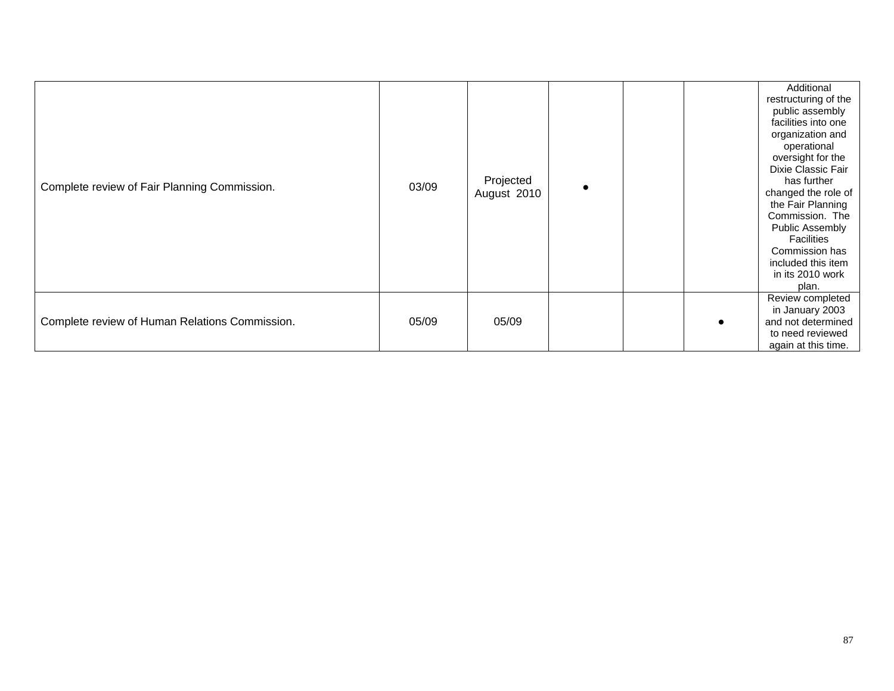| | | | | | | |
|---|---|---|---|---|---|---|
| Complete review of Fair Planning Commission. | 03/09 | Projected August 2010 | ● | | | Additional restructuring of the public assembly facilities into one organization and operational oversight for the Dixie Classic Fair has further changed the role of the Fair Planning Commission. The Public Assembly Facilities Commission has included this item in its 2010 work plan. |
| Complete review of Human Relations Commission. | 05/09 | 05/09 | | | ● | Review completed in January 2003 and not determined to need reviewed again at this time. |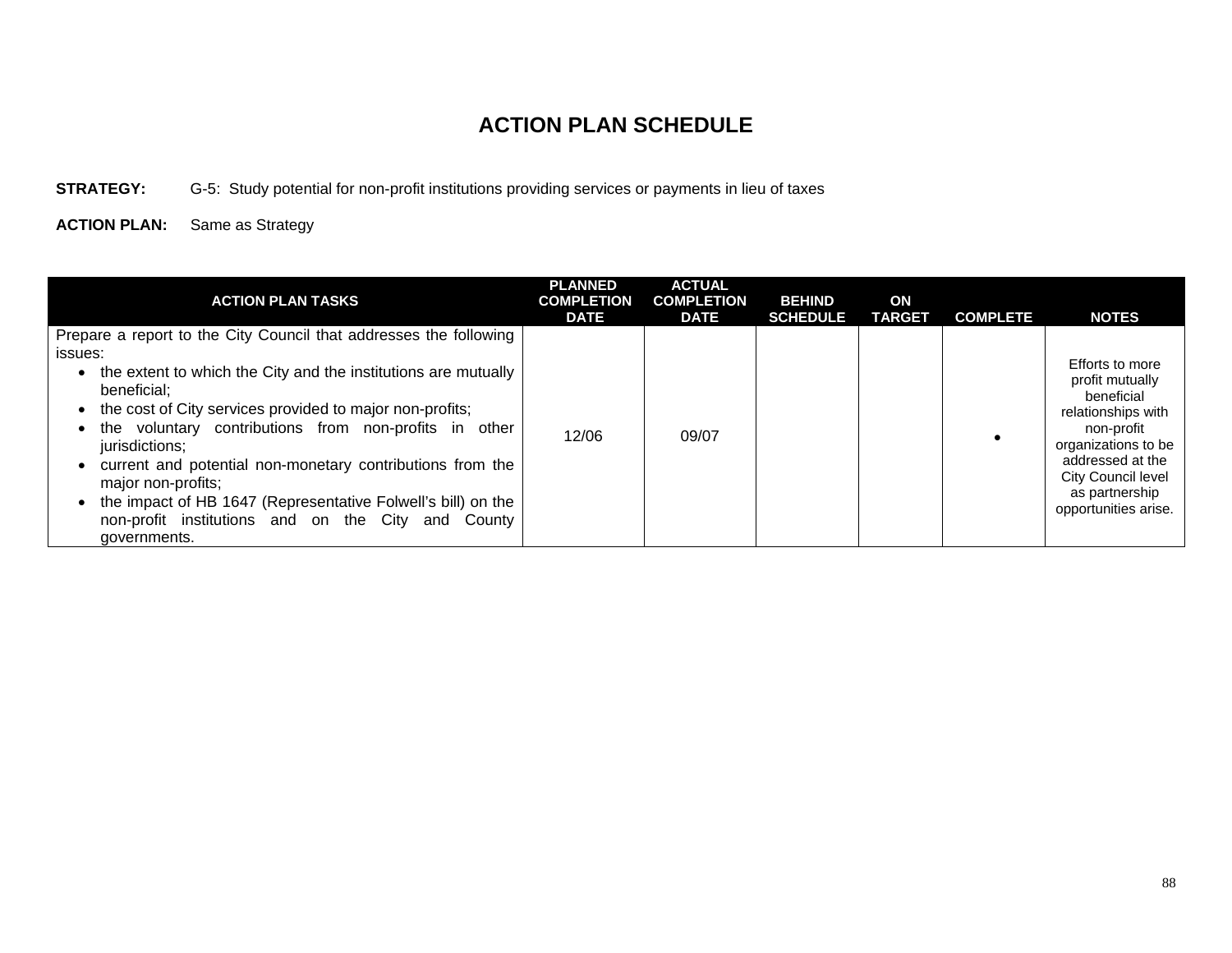# ACTION PLAN SCHEDULE

**STRATEGY:** G-5: Study potential for non-profit institutions providing services or payments in lieu of taxes

**ACTION PLAN:** Same as Strategy

| ACTION PLAN TASKS | PLANNED COMPLETION DATE | ACTUAL COMPLETION DATE | BEHIND SCHEDULE | ON TARGET | COMPLETE | NOTES |
|---|---|---|---|---|---|---|
| Prepare a report to the City Council that addresses the following issues:<br>• the extent to which the City and the institutions are mutually beneficial;<br>• the cost of City services provided to major non-profits;<br>• the voluntary contributions from non-profits in other jurisdictions;<br>• current and potential non-monetary contributions from the major non-profits;<br>• the impact of HB 1647 (Representative Folwell's bill) on the non-profit institutions and on the City and County governments. | 12/06 | 09/07 | | | • | Efforts to more profit mutually beneficial relationships with non-profit organizations to be addressed at the City Council level as partnership opportunities arise. |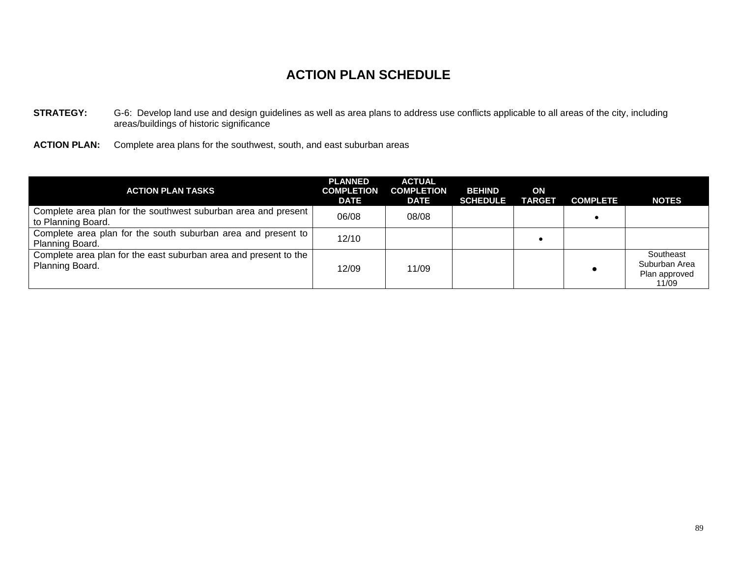# ACTION PLAN SCHEDULE

**STRATEGY:** G-6: Develop land use and design guidelines as well as area plans to address use conflicts applicable to all areas of the city, including areas/buildings of historic significance

**ACTION PLAN:** Complete area plans for the southwest, south, and east suburban areas

| ACTION PLAN TASKS | PLANNED COMPLETION DATE | ACTUAL COMPLETION DATE | BEHIND SCHEDULE | ON TARGET | COMPLETE | NOTES |
|---|---|---|---|---|---|---|
| Complete area plan for the southwest suburban area and present to Planning Board. | 06/08 | 08/08 | | | • | |
| Complete area plan for the south suburban area and present to Planning Board. | 12/10 | | | • | | |
| Complete area plan for the east suburban area and present to the Planning Board. | 12/09 | 11/09 | | | • | Southeast Suburban Area Plan approved 11/09 |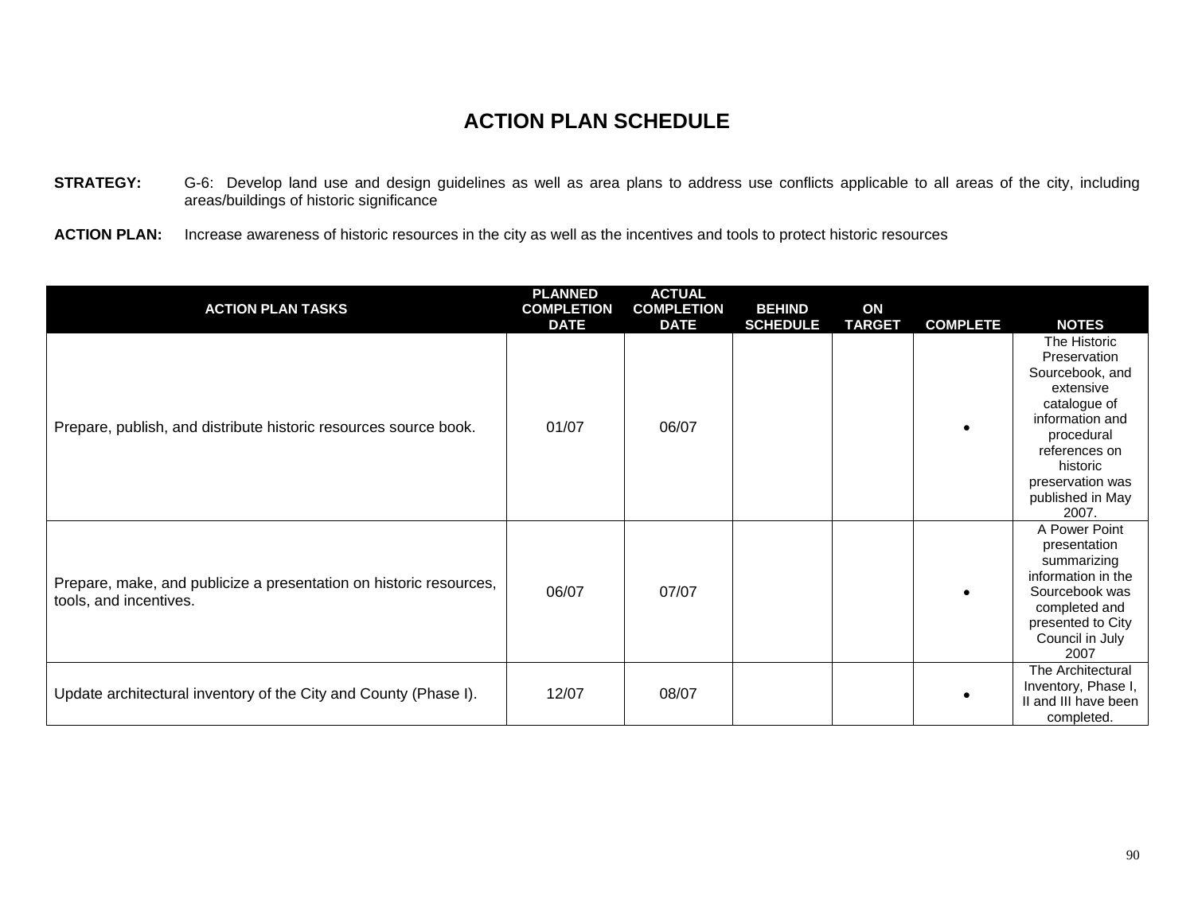# ACTION PLAN SCHEDULE

**STRATEGY:** G-6: Develop land use and design guidelines as well as area plans to address use conflicts applicable to all areas of the city, including areas/buildings of historic significance

**ACTION PLAN:** Increase awareness of historic resources in the city as well as the incentives and tools to protect historic resources

| ACTION PLAN TASKS | PLANNED COMPLETION DATE | ACTUAL COMPLETION DATE | BEHIND SCHEDULE | ON TARGET | COMPLETE | NOTES |
|---|---|---|---|---|---|---|
| Prepare, publish, and distribute historic resources source book. | 01/07 | 06/07 | | | • | The Historic Preservation Sourcebook, and extensive catalogue of information and procedural references on historic preservation was published in May 2007. |
| Prepare, make, and publicize a presentation on historic resources, tools, and incentives. | 06/07 | 07/07 | | | • | A Power Point presentation summarizing information in the Sourcebook was completed and presented to City Council in July 2007 |
| Update architectural inventory of the City and County (Phase I). | 12/07 | 08/07 | | | • | The Architectural Inventory, Phase I, II and III have been completed. |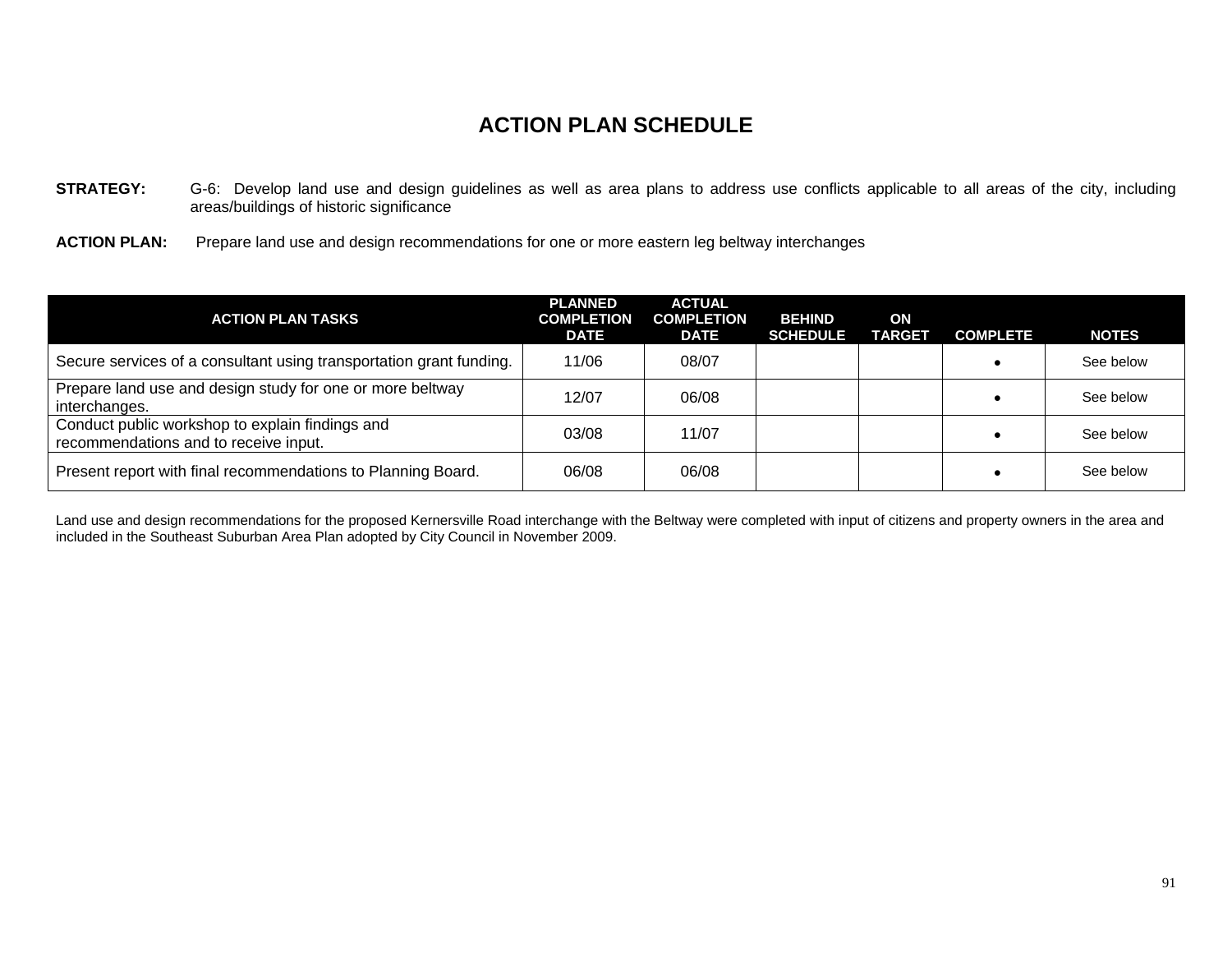# ACTION PLAN SCHEDULE

**STRATEGY:** G-6: Develop land use and design guidelines as well as area plans to address use conflicts applicable to all areas of the city, including areas/buildings of historic significance

**ACTION PLAN:** Prepare land use and design recommendations for one or more eastern leg beltway interchanges

| ACTION PLAN TASKS | PLANNED COMPLETION DATE | ACTUAL COMPLETION DATE | BEHIND SCHEDULE | ON TARGET | COMPLETE | NOTES |
|---|---|---|---|---|---|---|
| Secure services of a consultant using transportation grant funding. | 11/06 | 08/07 | | | • | See below |
| Prepare land use and design study for one or more beltway interchanges. | 12/07 | 06/08 | | | • | See below |
| Conduct public workshop to explain findings and recommendations and to receive input. | 03/08 | 11/07 | | | • | See below |
| Present report with final recommendations to Planning Board. | 06/08 | 06/08 | | | • | See below |

Land use and design recommendations for the proposed Kernersville Road interchange with the Beltway were completed with input of citizens and property owners in the area and included in the Southeast Suburban Area Plan adopted by City Council in November 2009.